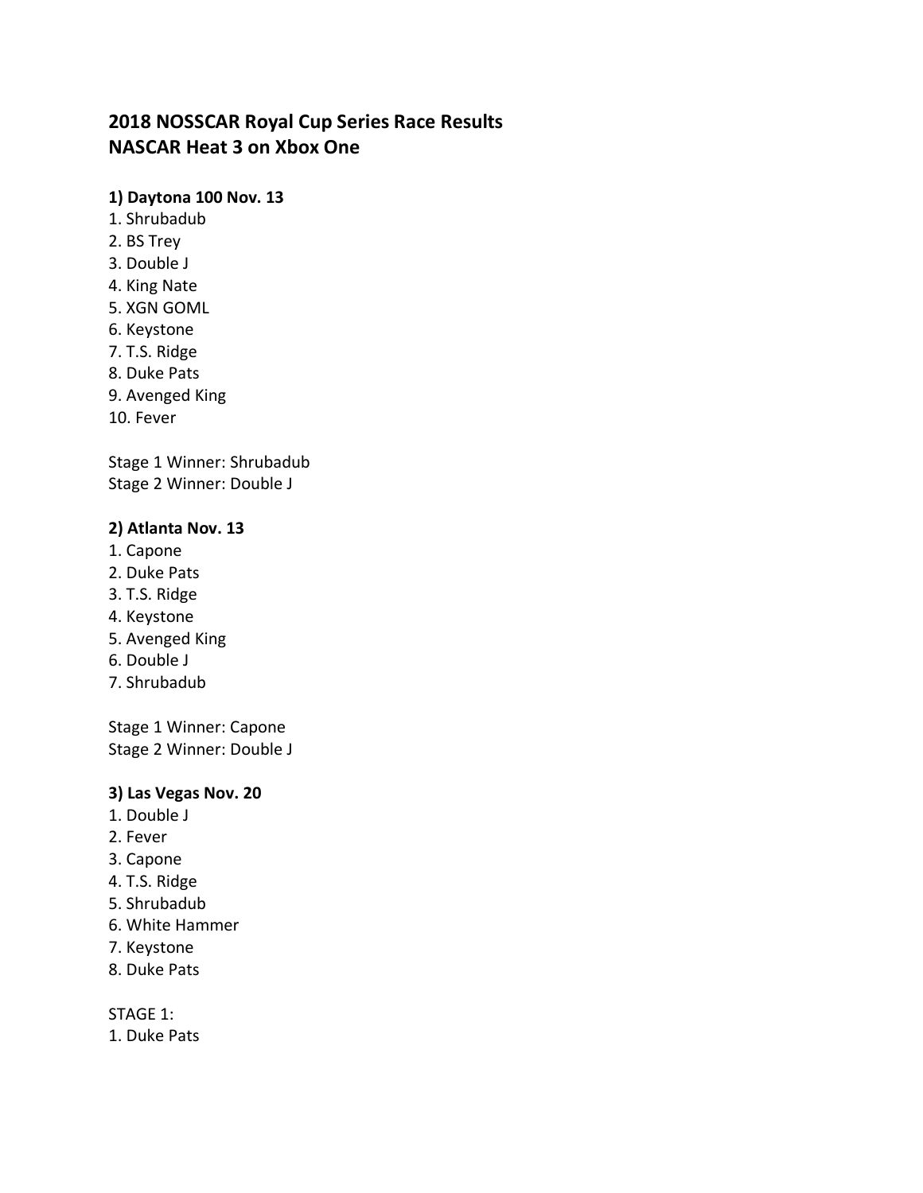# 2018 NOSSCAR Royal Cup Series Race Results
# NASCAR Heat 3 on Xbox One

**1) Daytona 100 Nov. 13**

1. Shrubadub
2. BS Trey
3. Double J
4. King Nate
5. XGN GOML
6. Keystone
7. T.S. Ridge
8. Duke Pats
9. Avenged King
10. Fever

Stage 1 Winner: Shrubadub
Stage 2 Winner: Double J

**2) Atlanta Nov. 13**

1. Capone
2. Duke Pats
3. T.S. Ridge
4. Keystone
5. Avenged King
6. Double J
7. Shrubadub

Stage 1 Winner: Capone
Stage 2 Winner: Double J

**3) Las Vegas Nov. 20**

1. Double J
2. Fever
3. Capone
4. T.S. Ridge
5. Shrubadub
6. White Hammer
7. Keystone
8. Duke Pats

STAGE 1:

1. Duke Pats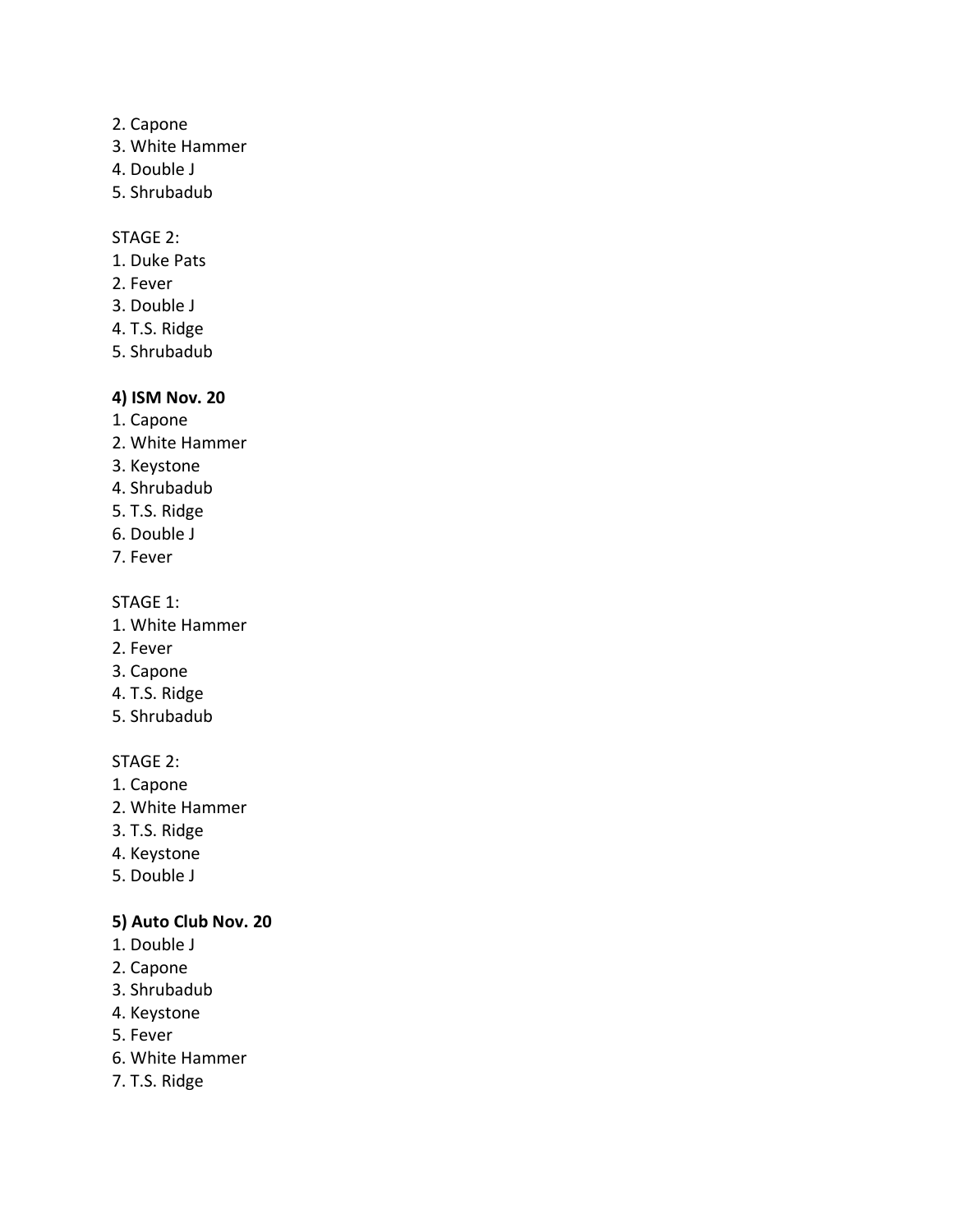2. Capone
3. White Hammer
4. Double J
5. Shrubadub

STAGE 2:
1. Duke Pats
2. Fever
3. Double J
4. T.S. Ridge
5. Shrubadub

**4) ISM Nov. 20**
1. Capone
2. White Hammer
3. Keystone
4. Shrubadub
5. T.S. Ridge
6. Double J
7. Fever

STAGE 1:
1. White Hammer
2. Fever
3. Capone
4. T.S. Ridge
5. Shrubadub

STAGE 2:
1. Capone
2. White Hammer
3. T.S. Ridge
4. Keystone
5. Double J

**5) Auto Club Nov. 20**
1. Double J
2. Capone
3. Shrubadub
4. Keystone
5. Fever
6. White Hammer
7. T.S. Ridge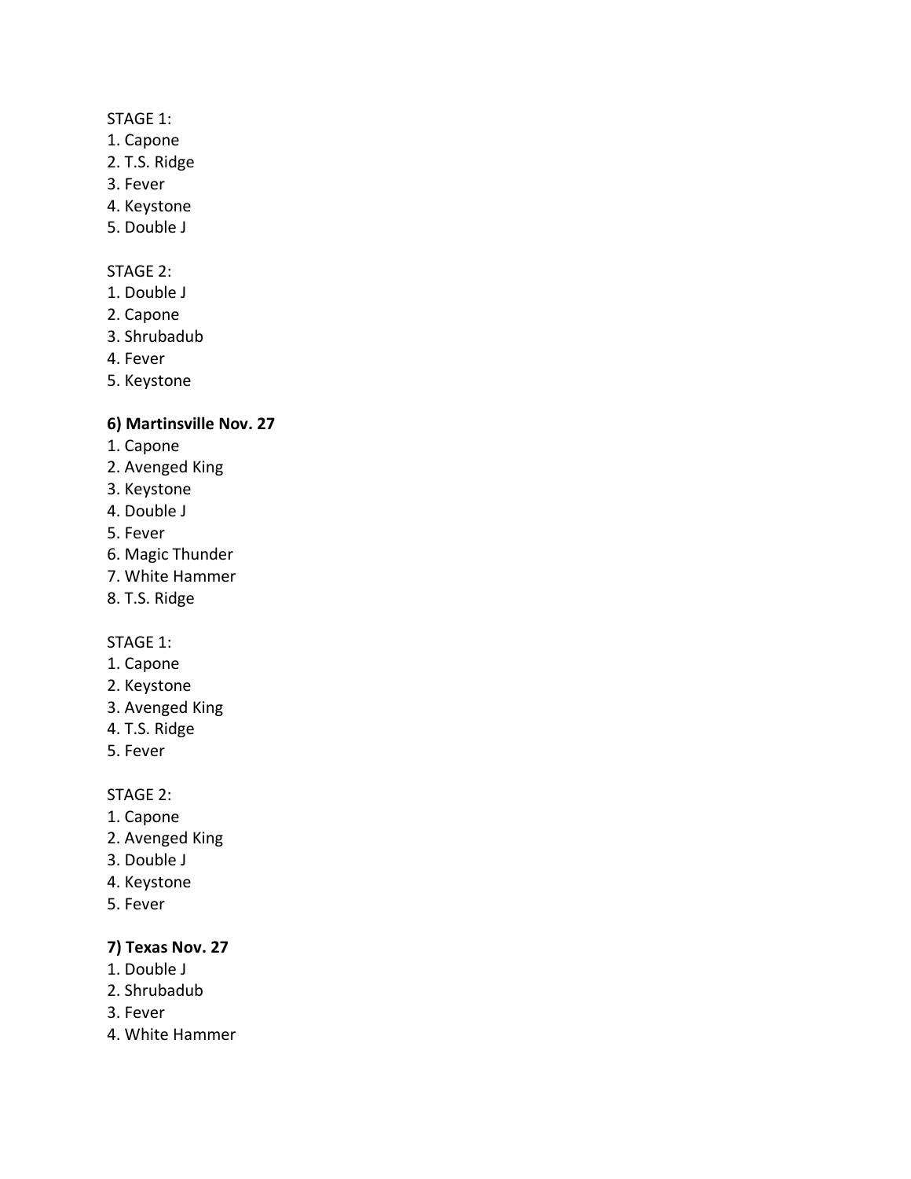STAGE 1:

1. Capone
2. T.S. Ridge
3. Fever
4. Keystone
5. Double J

STAGE 2:

1. Double J
2. Capone
3. Shrubadub
4. Fever
5. Keystone

**6) Martinsville Nov. 27**

1. Capone
2. Avenged King
3. Keystone
4. Double J
5. Fever
6. Magic Thunder
7. White Hammer
8. T.S. Ridge

STAGE 1:

1. Capone
2. Keystone
3. Avenged King
4. T.S. Ridge
5. Fever

STAGE 2:

1. Capone
2. Avenged King
3. Double J
4. Keystone
5. Fever

**7) Texas Nov. 27**

1. Double J
2. Shrubadub
3. Fever
4. White Hammer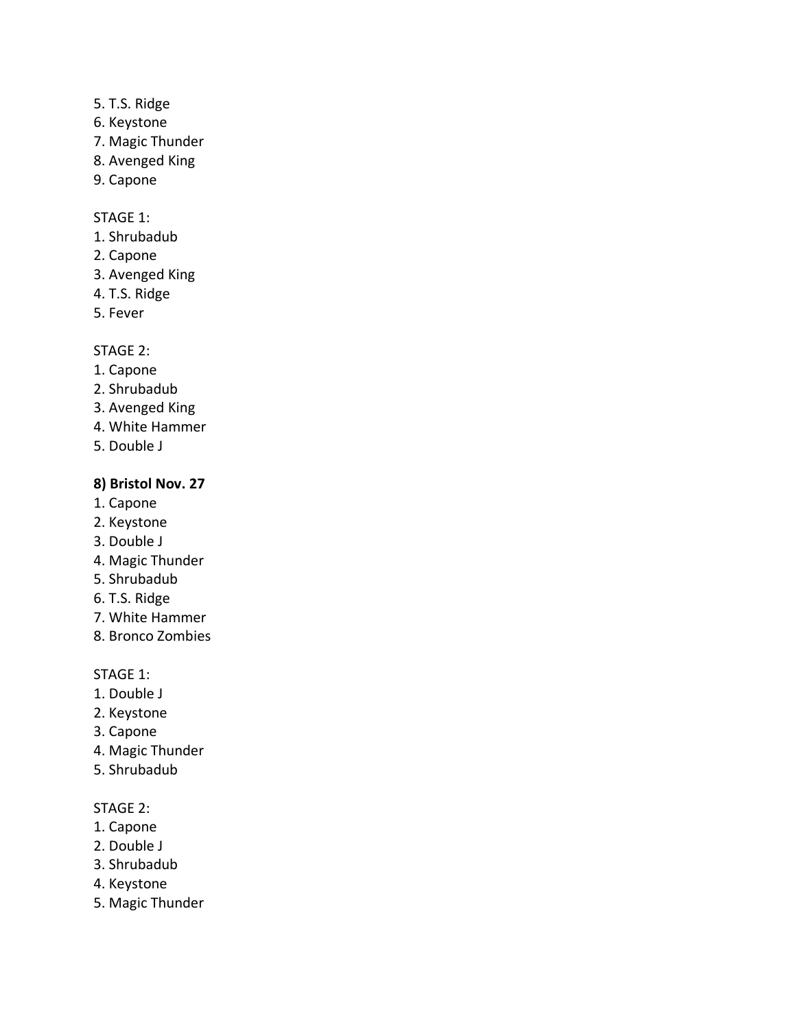5. T.S. Ridge
6. Keystone
7. Magic Thunder
8. Avenged King
9. Capone

STAGE 1:
1. Shrubadub
2. Capone
3. Avenged King
4. T.S. Ridge
5. Fever

STAGE 2:
1. Capone
2. Shrubadub
3. Avenged King
4. White Hammer
5. Double J

**8) Bristol Nov. 27**
1. Capone
2. Keystone
3. Double J
4. Magic Thunder
5. Shrubadub
6. T.S. Ridge
7. White Hammer
8. Bronco Zombies

STAGE 1:
1. Double J
2. Keystone
3. Capone
4. Magic Thunder
5. Shrubadub

STAGE 2:
1. Capone
2. Double J
3. Shrubadub
4. Keystone
5. Magic Thunder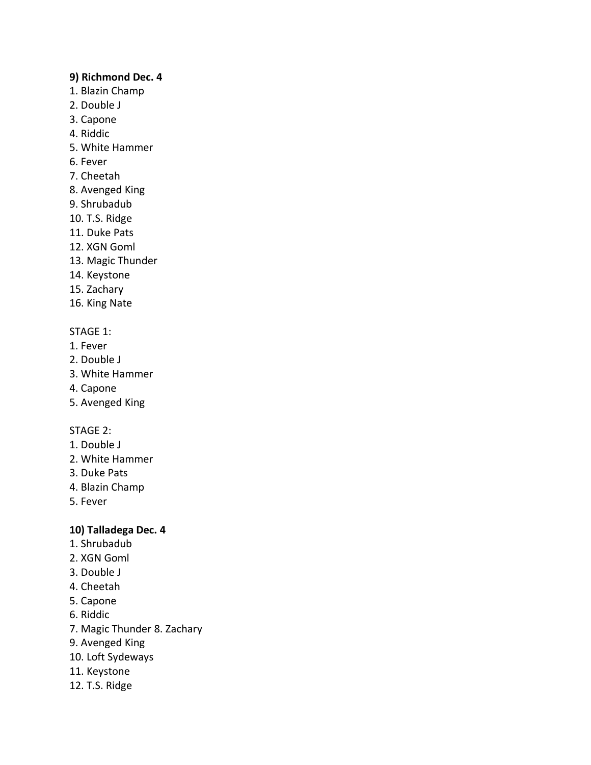**9) Richmond Dec. 4**

1. Blazin Champ
2. Double J
3. Capone
4. Riddic
5. White Hammer
6. Fever
7. Cheetah
8. Avenged King
9. Shrubadub
10. T.S. Ridge
11. Duke Pats
12. XGN Goml
13. Magic Thunder
14. Keystone
15. Zachary
16. King Nate

STAGE 1:

1. Fever
2. Double J
3. White Hammer
4. Capone
5. Avenged King

STAGE 2:

1. Double J
2. White Hammer
3. Duke Pats
4. Blazin Champ
5. Fever

**10) Talladega Dec. 4**

1. Shrubadub
2. XGN Goml
3. Double J
4. Cheetah
5. Capone
6. Riddic
7. Magic Thunder 8. Zachary
9. Avenged King
10. Loft Sydeways
11. Keystone
12. T.S. Ridge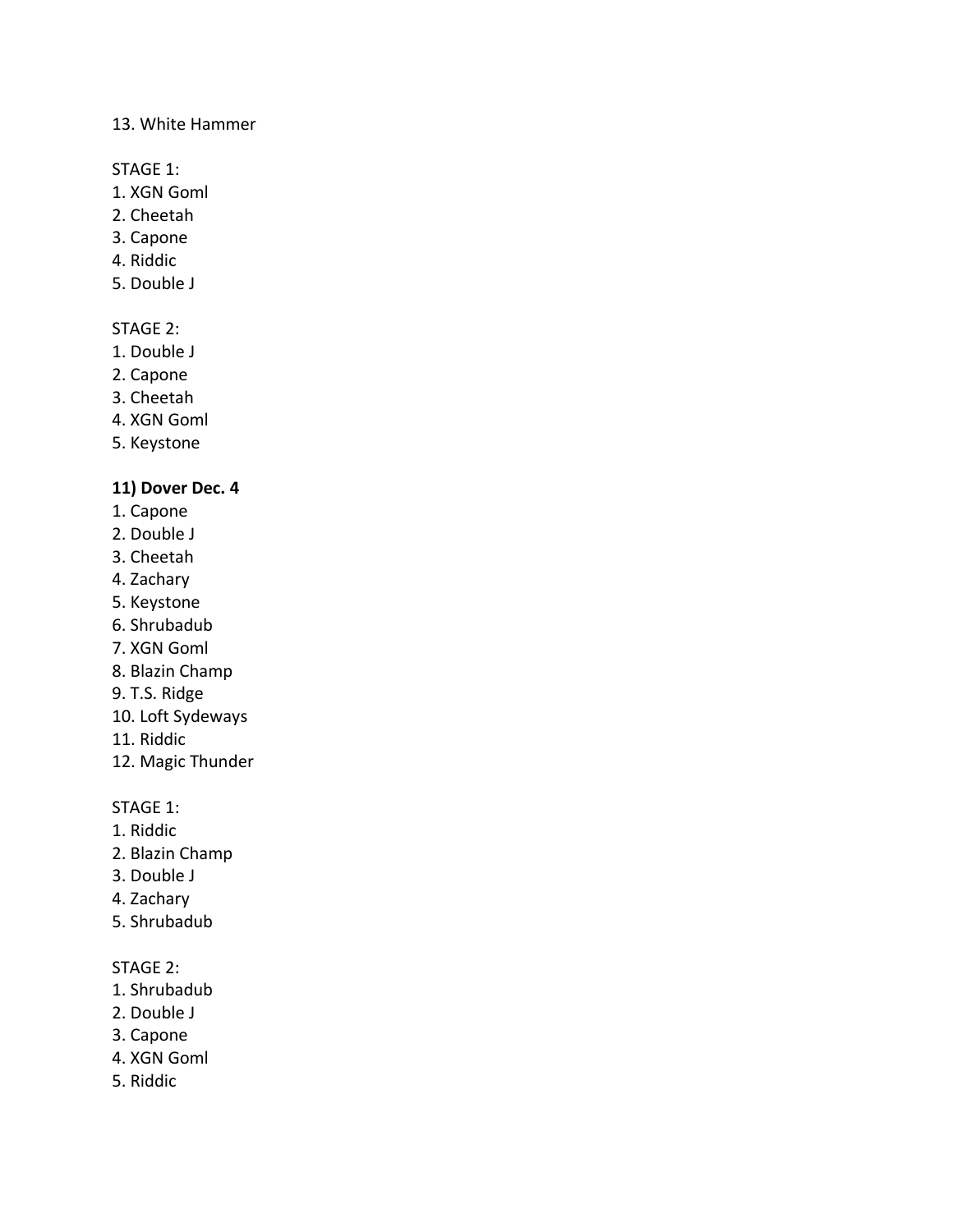13. White Hammer

STAGE 1:
1. XGN Goml
2. Cheetah
3. Capone
4. Riddic
5. Double J

STAGE 2:
1. Double J
2. Capone
3. Cheetah
4. XGN Goml
5. Keystone

**11) Dover Dec. 4**
1. Capone
2. Double J
3. Cheetah
4. Zachary
5. Keystone
6. Shrubadub
7. XGN Goml
8. Blazin Champ
9. T.S. Ridge
10. Loft Sydeways
11. Riddic
12. Magic Thunder

STAGE 1:
1. Riddic
2. Blazin Champ
3. Double J
4. Zachary
5. Shrubadub

STAGE 2:
1. Shrubadub
2. Double J
3. Capone
4. XGN Goml
5. Riddic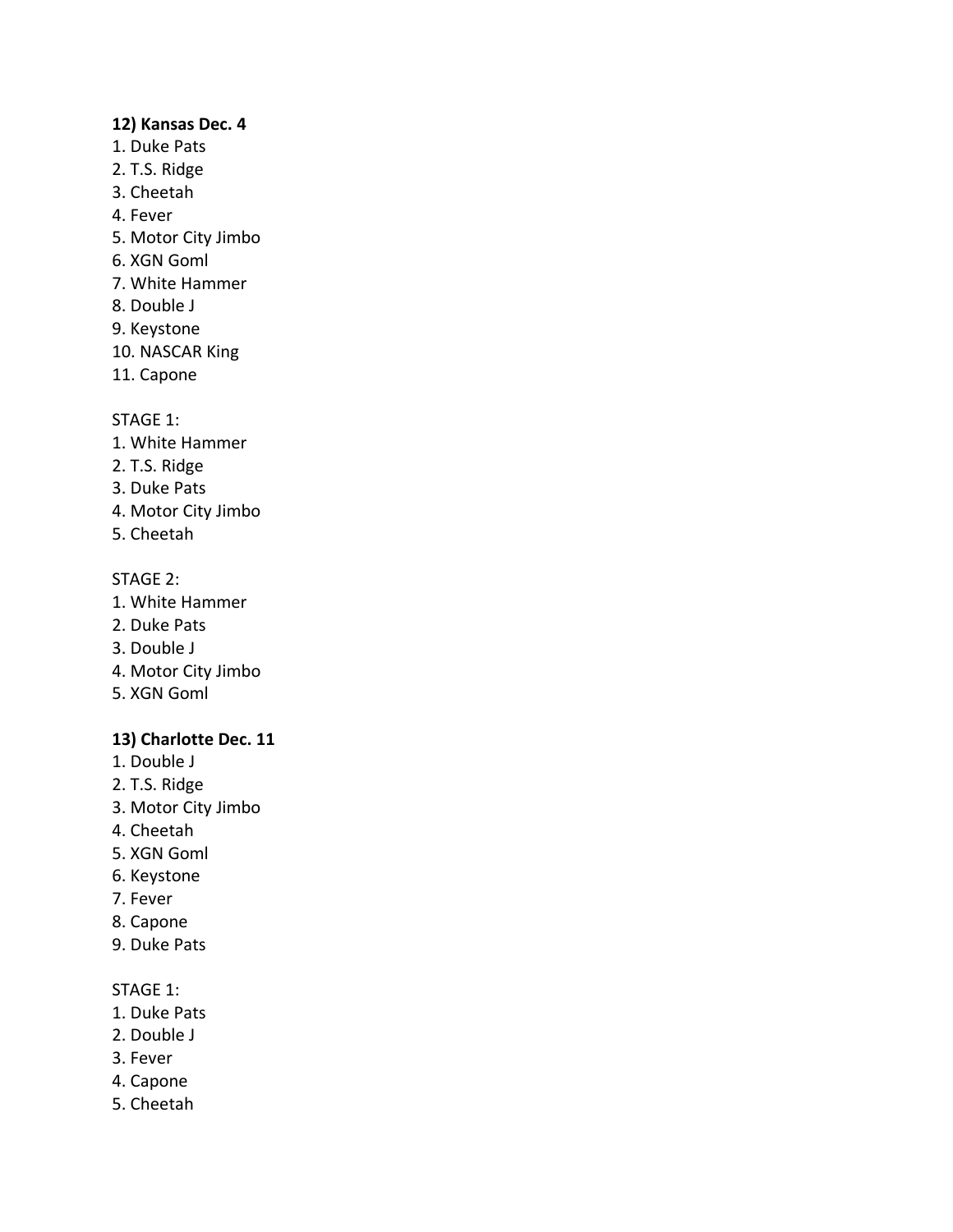**12) Kansas Dec. 4**

1. Duke Pats
2. T.S. Ridge
3. Cheetah
4. Fever
5. Motor City Jimbo
6. XGN Goml
7. White Hammer
8. Double J
9. Keystone
10. NASCAR King
11. Capone

STAGE 1:

1. White Hammer
2. T.S. Ridge
3. Duke Pats
4. Motor City Jimbo
5. Cheetah

STAGE 2:

1. White Hammer
2. Duke Pats
3. Double J
4. Motor City Jimbo
5. XGN Goml

**13) Charlotte Dec. 11**

1. Double J
2. T.S. Ridge
3. Motor City Jimbo
4. Cheetah
5. XGN Goml
6. Keystone
7. Fever
8. Capone
9. Duke Pats

STAGE 1:

1. Duke Pats
2. Double J
3. Fever
4. Capone
5. Cheetah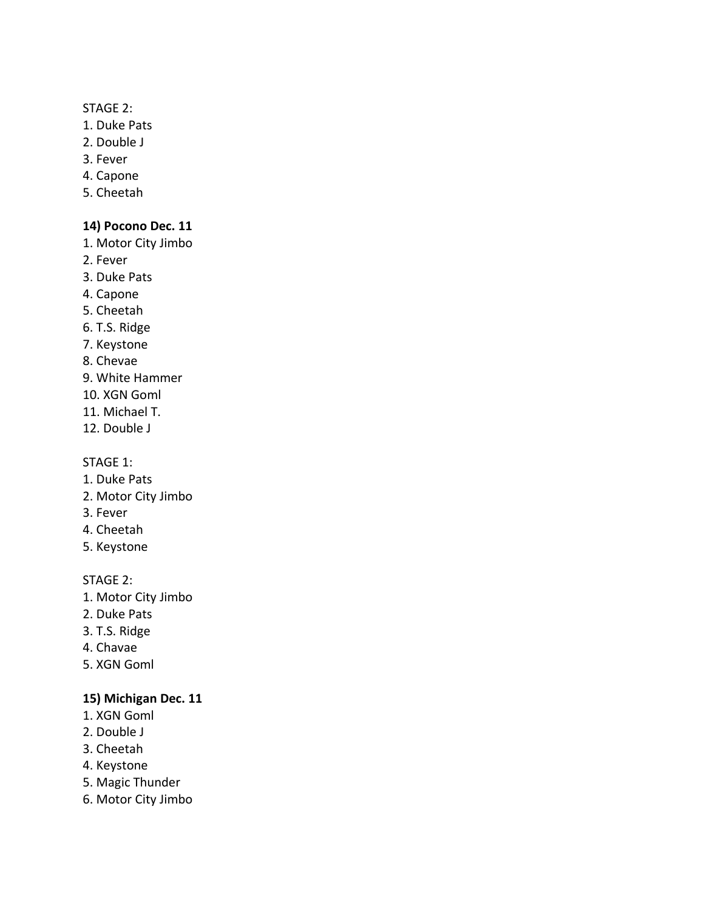STAGE 2:
1. Duke Pats
2. Double J
3. Fever
4. Capone
5. Cheetah

**14) Pocono Dec. 11**
1. Motor City Jimbo
2. Fever
3. Duke Pats
4. Capone
5. Cheetah
6. T.S. Ridge
7. Keystone
8. Chevae
9. White Hammer
10. XGN Goml
11. Michael T.
12. Double J

STAGE 1:
1. Duke Pats
2. Motor City Jimbo
3. Fever
4. Cheetah
5. Keystone

STAGE 2:
1. Motor City Jimbo
2. Duke Pats
3. T.S. Ridge
4. Chavae
5. XGN Goml

**15) Michigan Dec. 11**
1. XGN Goml
2. Double J
3. Cheetah
4. Keystone
5. Magic Thunder
6. Motor City Jimbo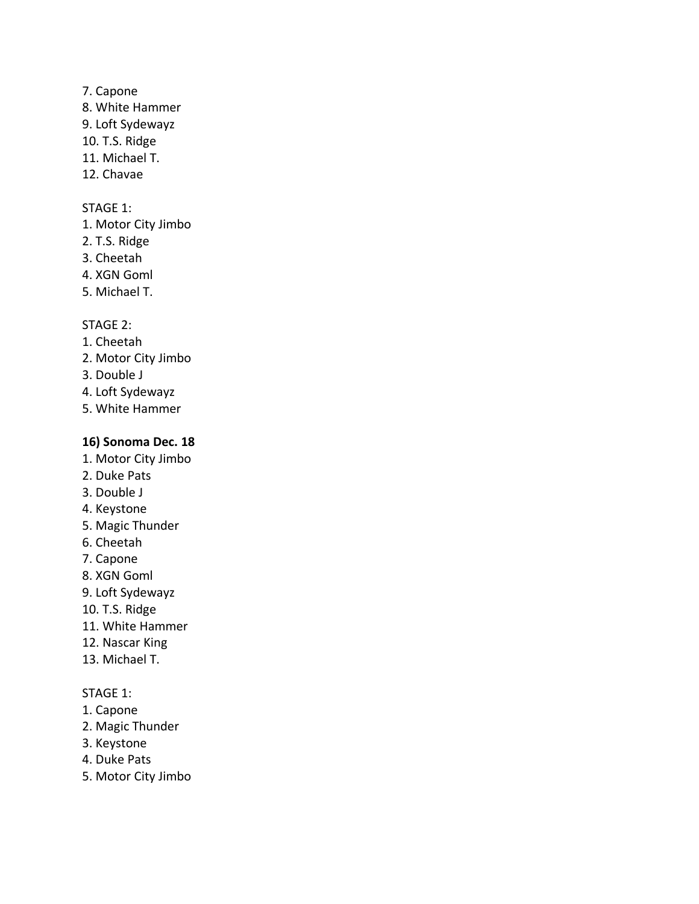7. Capone
8. White Hammer
9. Loft Sydewayz
10. T.S. Ridge
11. Michael T.
12. Chavae

STAGE 1:
1. Motor City Jimbo
2. T.S. Ridge
3. Cheetah
4. XGN Goml
5. Michael T.

STAGE 2:
1. Cheetah
2. Motor City Jimbo
3. Double J
4. Loft Sydewayz
5. White Hammer

**16) Sonoma Dec. 18**
1. Motor City Jimbo
2. Duke Pats
3. Double J
4. Keystone
5. Magic Thunder
6. Cheetah
7. Capone
8. XGN Goml
9. Loft Sydewayz
10. T.S. Ridge
11. White Hammer
12. Nascar King
13. Michael T.

STAGE 1:
1. Capone
2. Magic Thunder
3. Keystone
4. Duke Pats
5. Motor City Jimbo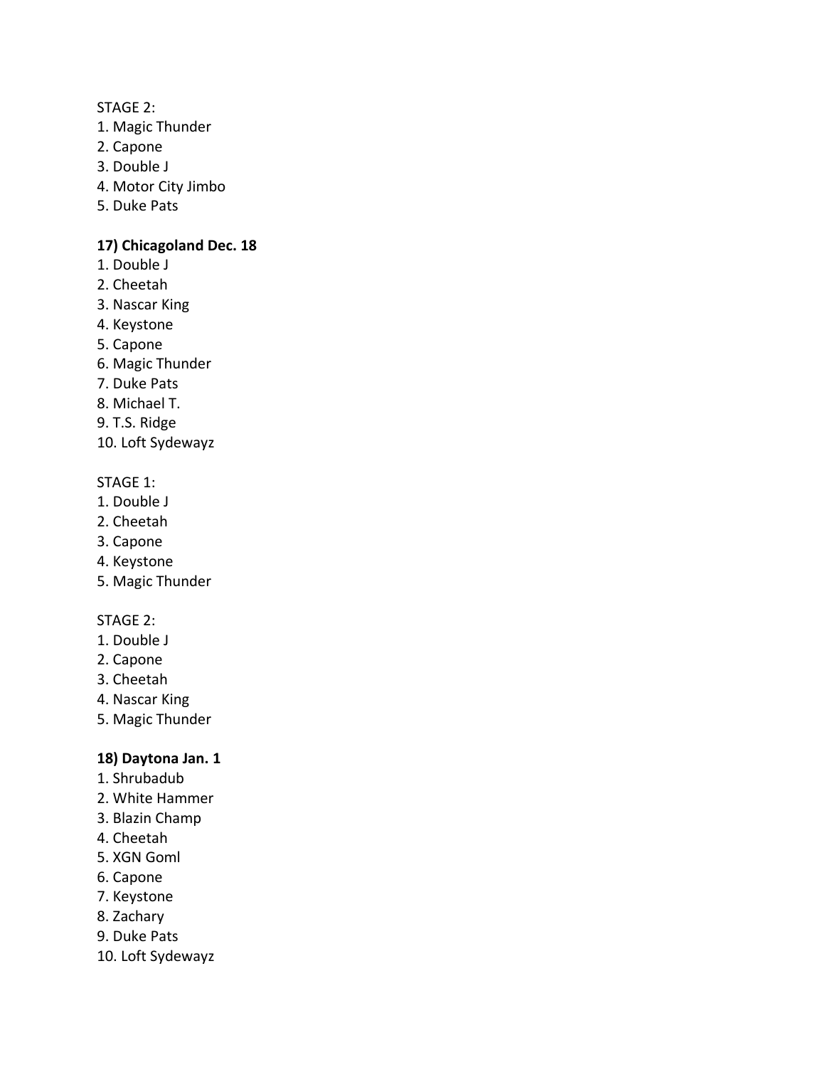STAGE 2:
1. Magic Thunder
2. Capone
3. Double J
4. Motor City Jimbo
5. Duke Pats

**17) Chicagoland Dec. 18**
1. Double J
2. Cheetah
3. Nascar King
4. Keystone
5. Capone
6. Magic Thunder
7. Duke Pats
8. Michael T.
9. T.S. Ridge
10. Loft Sydewayz

STAGE 1:
1. Double J
2. Cheetah
3. Capone
4. Keystone
5. Magic Thunder

STAGE 2:
1. Double J
2. Capone
3. Cheetah
4. Nascar King
5. Magic Thunder

**18) Daytona Jan. 1**
1. Shrubadub
2. White Hammer
3. Blazin Champ
4. Cheetah
5. XGN Goml
6. Capone
7. Keystone
8. Zachary
9. Duke Pats
10. Loft Sydewayz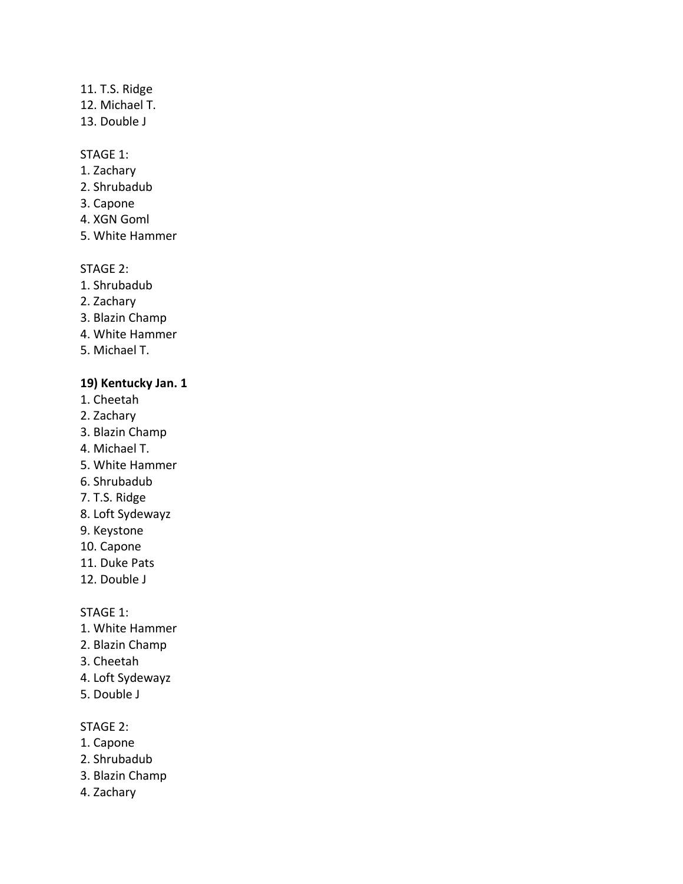11. T.S. Ridge
12. Michael T.
13. Double J

STAGE 1:
1. Zachary
2. Shrubadub
3. Capone
4. XGN Goml
5. White Hammer

STAGE 2:
1. Shrubadub
2. Zachary
3. Blazin Champ
4. White Hammer
5. Michael T.

**19) Kentucky Jan. 1**
1. Cheetah
2. Zachary
3. Blazin Champ
4. Michael T.
5. White Hammer
6. Shrubadub
7. T.S. Ridge
8. Loft Sydewayz
9. Keystone
10. Capone
11. Duke Pats
12. Double J

STAGE 1:
1. White Hammer
2. Blazin Champ
3. Cheetah
4. Loft Sydewayz
5. Double J

STAGE 2:
1. Capone
2. Shrubadub
3. Blazin Champ
4. Zachary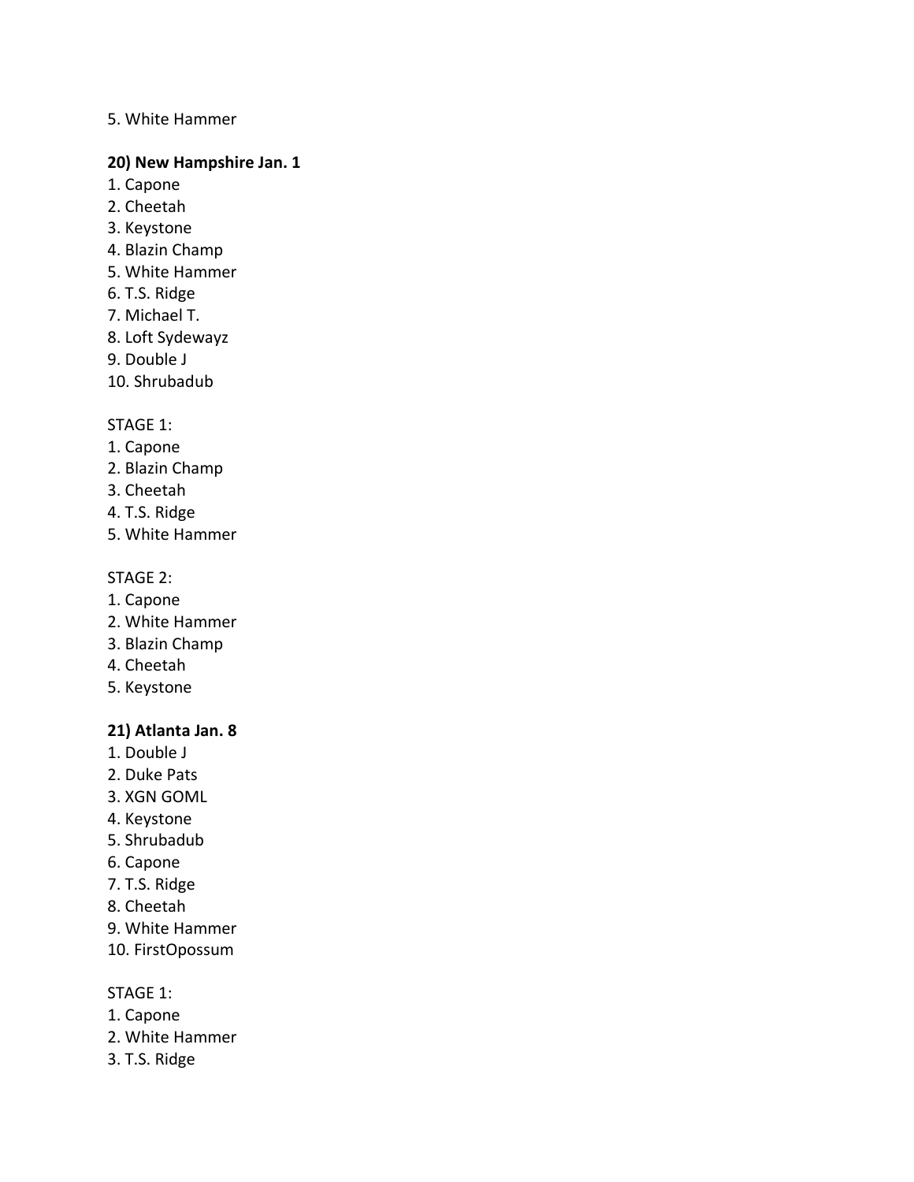5. White Hammer

**20) New Hampshire Jan. 1**

1. Capone
2. Cheetah
3. Keystone
4. Blazin Champ
5. White Hammer
6. T.S. Ridge
7. Michael T.
8. Loft Sydewayz
9. Double J
10. Shrubadub

STAGE 1:

1. Capone
2. Blazin Champ
3. Cheetah
4. T.S. Ridge
5. White Hammer

STAGE 2:

1. Capone
2. White Hammer
3. Blazin Champ
4. Cheetah
5. Keystone

**21) Atlanta Jan. 8**

1. Double J
2. Duke Pats
3. XGN GOML
4. Keystone
5. Shrubadub
6. Capone
7. T.S. Ridge
8. Cheetah
9. White Hammer
10. FirstOpossum

STAGE 1:

1. Capone
2. White Hammer
3. T.S. Ridge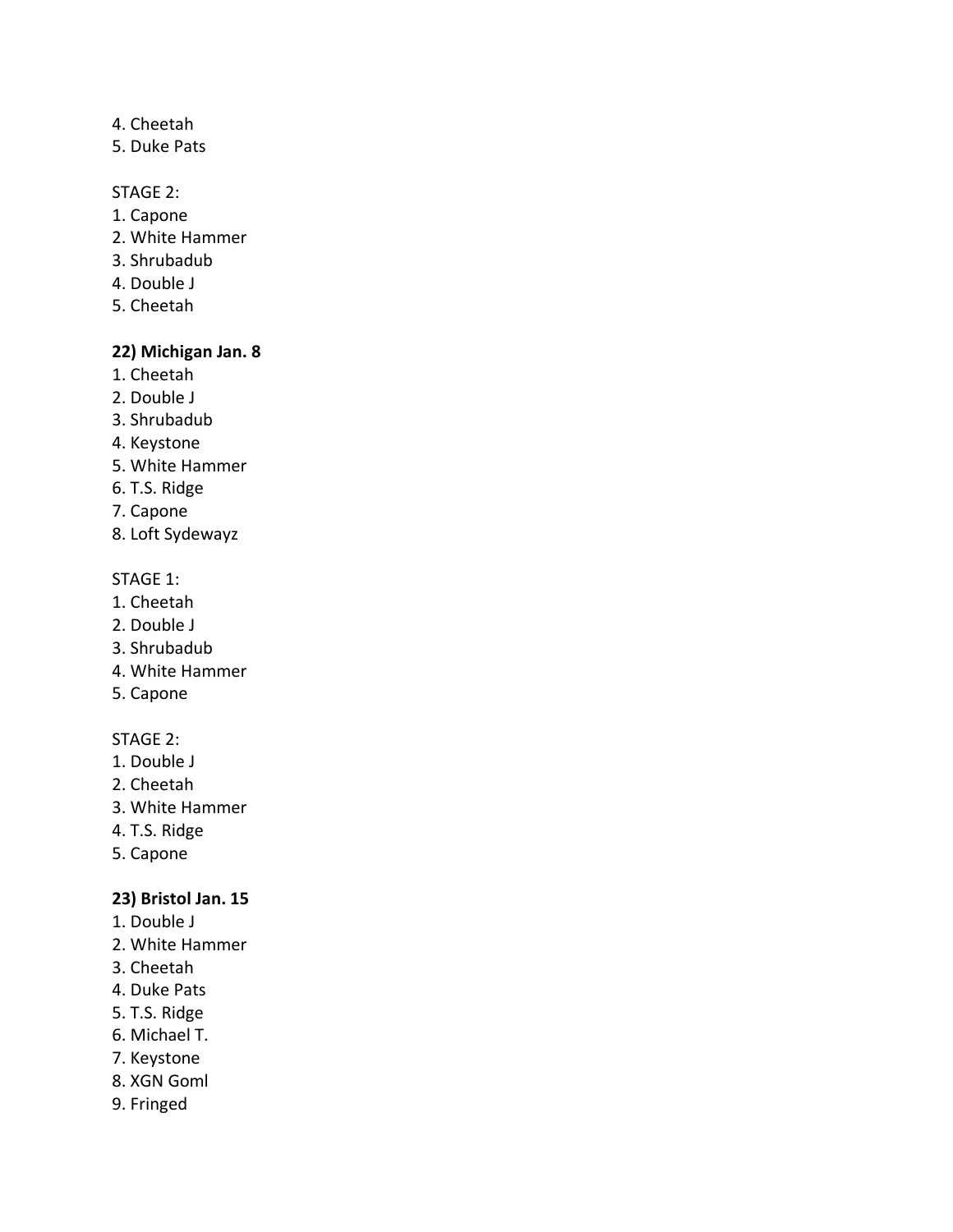4. Cheetah
5. Duke Pats

STAGE 2:
1. Capone
2. White Hammer
3. Shrubadub
4. Double J
5. Cheetah

**22) Michigan Jan. 8**
1. Cheetah
2. Double J
3. Shrubadub
4. Keystone
5. White Hammer
6. T.S. Ridge
7. Capone
8. Loft Sydewayz

STAGE 1:
1. Cheetah
2. Double J
3. Shrubadub
4. White Hammer
5. Capone

STAGE 2:
1. Double J
2. Cheetah
3. White Hammer
4. T.S. Ridge
5. Capone

**23) Bristol Jan. 15**
1. Double J
2. White Hammer
3. Cheetah
4. Duke Pats
5. T.S. Ridge
6. Michael T.
7. Keystone
8. XGN Goml
9. Fringed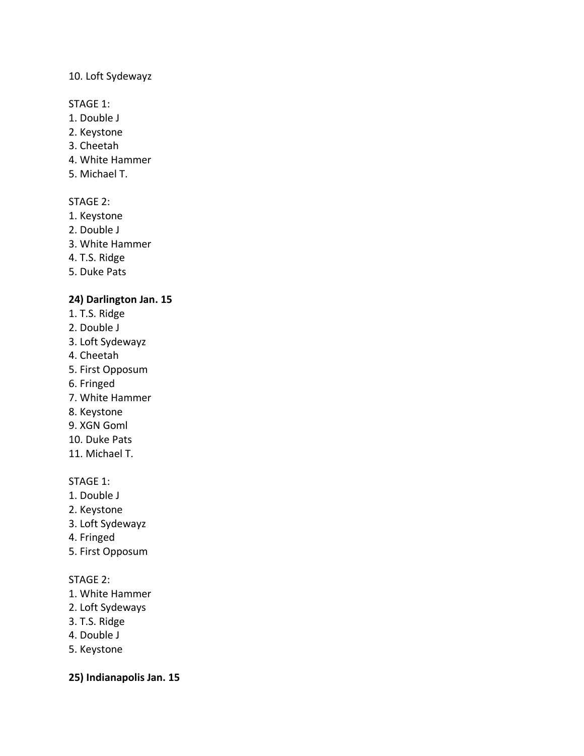10. Loft Sydewayz

STAGE 1:
1. Double J
2. Keystone
3. Cheetah
4. White Hammer
5. Michael T.

STAGE 2:
1. Keystone
2. Double J
3. White Hammer
4. T.S. Ridge
5. Duke Pats

**24) Darlington Jan. 15**
1. T.S. Ridge
2. Double J
3. Loft Sydewayz
4. Cheetah
5. First Opposum
6. Fringed
7. White Hammer
8. Keystone
9. XGN Goml
10. Duke Pats
11. Michael T.

STAGE 1:
1. Double J
2. Keystone
3. Loft Sydewayz
4. Fringed
5. First Opposum

STAGE 2:
1. White Hammer
2. Loft Sydeways
3. T.S. Ridge
4. Double J
5. Keystone

**25) Indianapolis Jan. 15**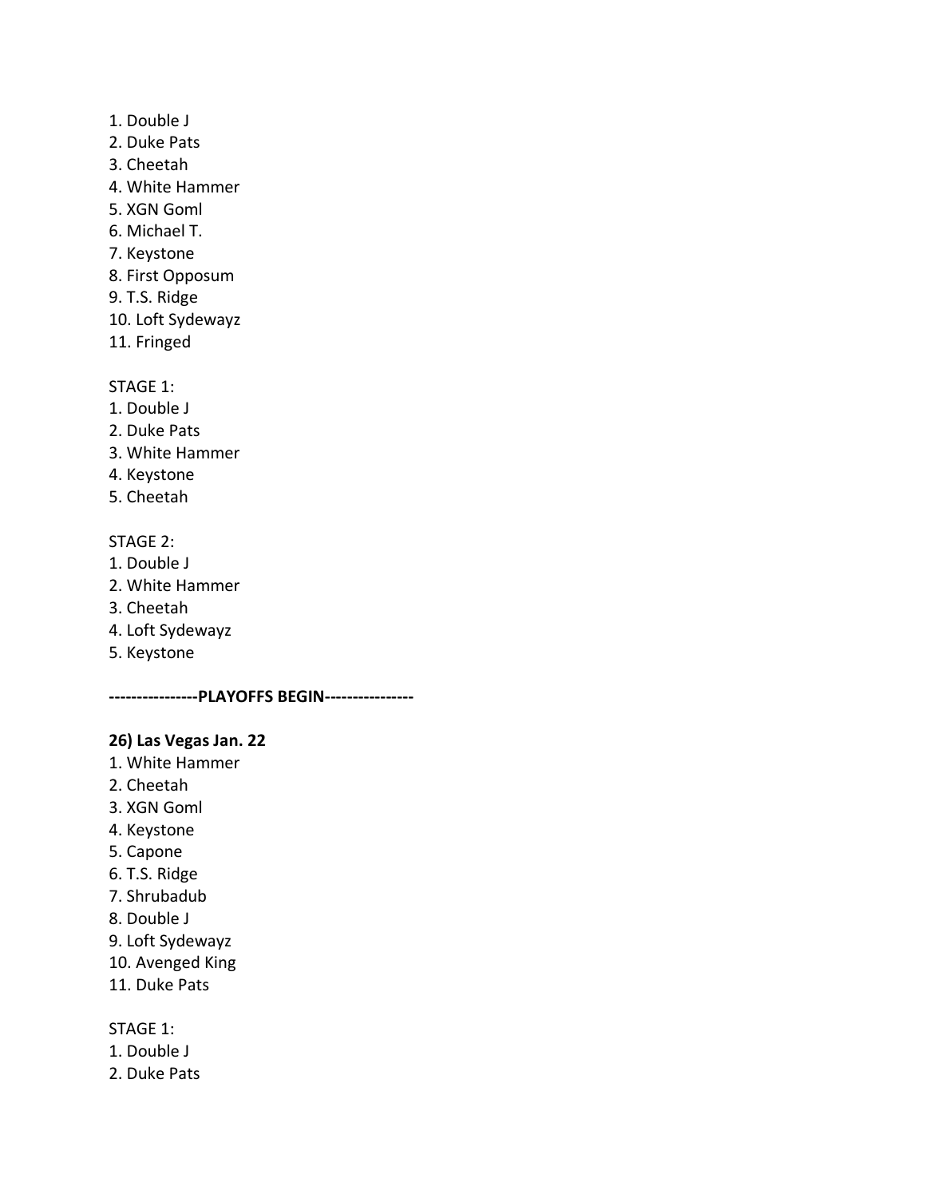1. Double J
2. Duke Pats
3. Cheetah
4. White Hammer
5. XGN Goml
6. Michael T.
7. Keystone
8. First Opposum
9. T.S. Ridge
10. Loft Sydewayz
11. Fringed

STAGE 1:
1. Double J
2. Duke Pats
3. White Hammer
4. Keystone
5. Cheetah

STAGE 2:
1. Double J
2. White Hammer
3. Cheetah
4. Loft Sydewayz
5. Keystone

**----------------PLAYOFFS BEGIN----------------**

**26) Las Vegas Jan. 22**

1. White Hammer
2. Cheetah
3. XGN Goml
4. Keystone
5. Capone
6. T.S. Ridge
7. Shrubadub
8. Double J
9. Loft Sydewayz
10. Avenged King
11. Duke Pats

STAGE 1:
1. Double J
2. Duke Pats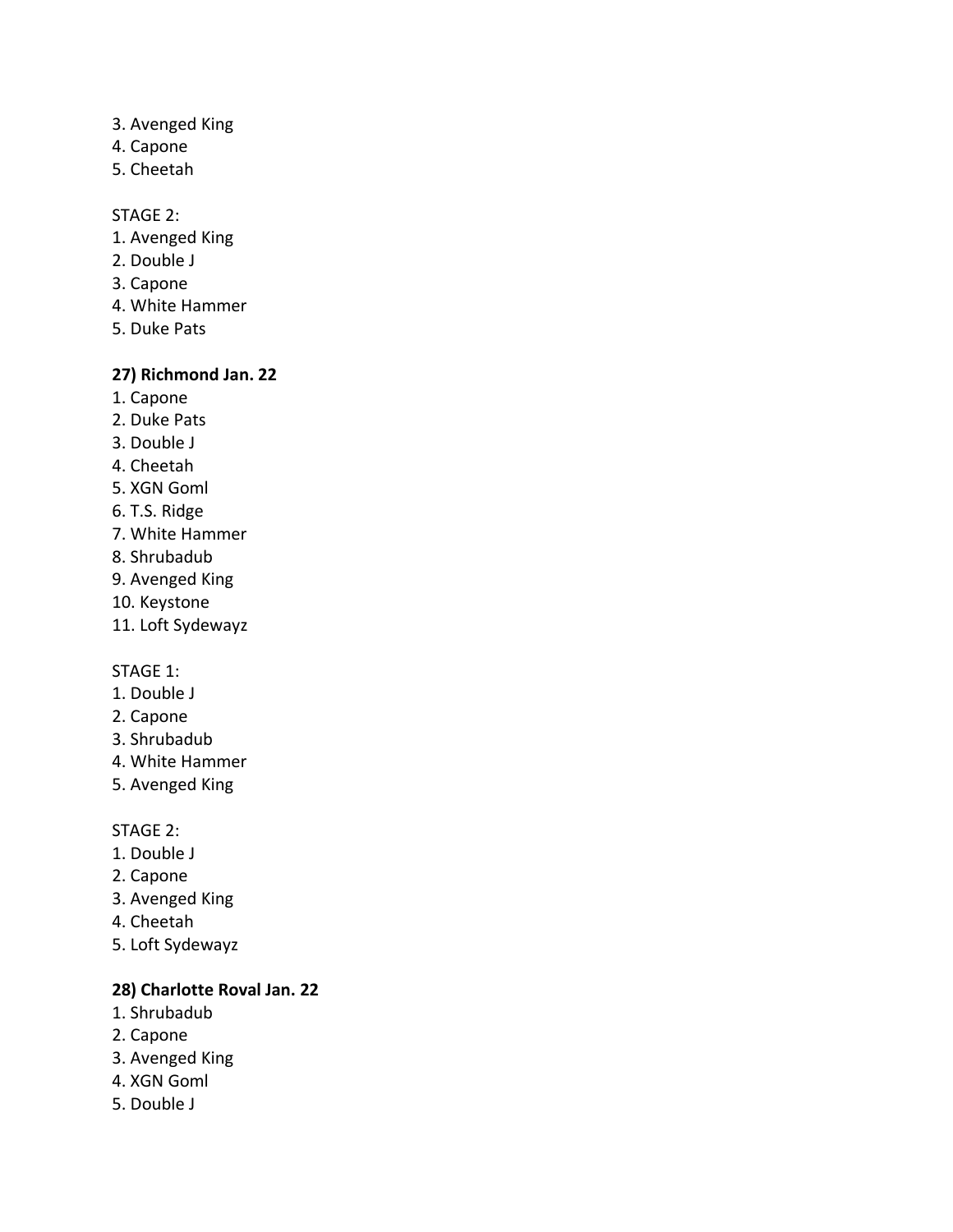3. Avenged King
4. Capone
5. Cheetah

STAGE 2:
1. Avenged King
2. Double J
3. Capone
4. White Hammer
5. Duke Pats

**27) Richmond Jan. 22**
1. Capone
2. Duke Pats
3. Double J
4. Cheetah
5. XGN Goml
6. T.S. Ridge
7. White Hammer
8. Shrubadub
9. Avenged King
10. Keystone
11. Loft Sydewayz

STAGE 1:
1. Double J
2. Capone
3. Shrubadub
4. White Hammer
5. Avenged King

STAGE 2:
1. Double J
2. Capone
3. Avenged King
4. Cheetah
5. Loft Sydewayz

**28) Charlotte Roval Jan. 22**
1. Shrubadub
2. Capone
3. Avenged King
4. XGN Goml
5. Double J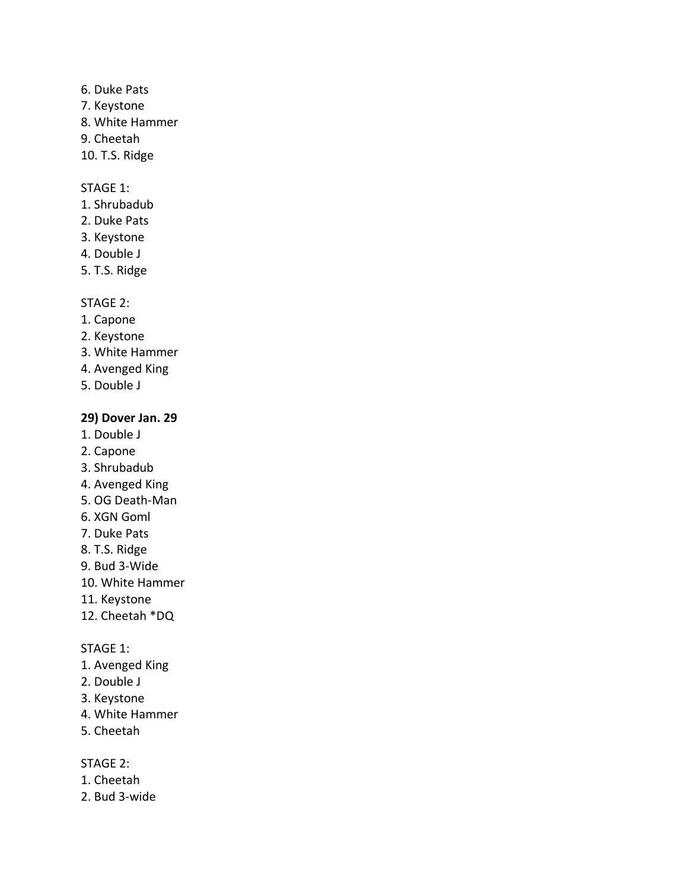6. Duke Pats
7. Keystone
8. White Hammer
9. Cheetah
10. T.S. Ridge

STAGE 1:
1. Shrubadub
2. Duke Pats
3. Keystone
4. Double J
5. T.S. Ridge

STAGE 2:
1. Capone
2. Keystone
3. White Hammer
4. Avenged King
5. Double J

**29) Dover Jan. 29**
1. Double J
2. Capone
3. Shrubadub
4. Avenged King
5. OG Death-Man
6. XGN Goml
7. Duke Pats
8. T.S. Ridge
9. Bud 3-Wide
10. White Hammer
11. Keystone
12. Cheetah *DQ

STAGE 1:
1. Avenged King
2. Double J
3. Keystone
4. White Hammer
5. Cheetah

STAGE 2:
1. Cheetah
2. Bud 3-wide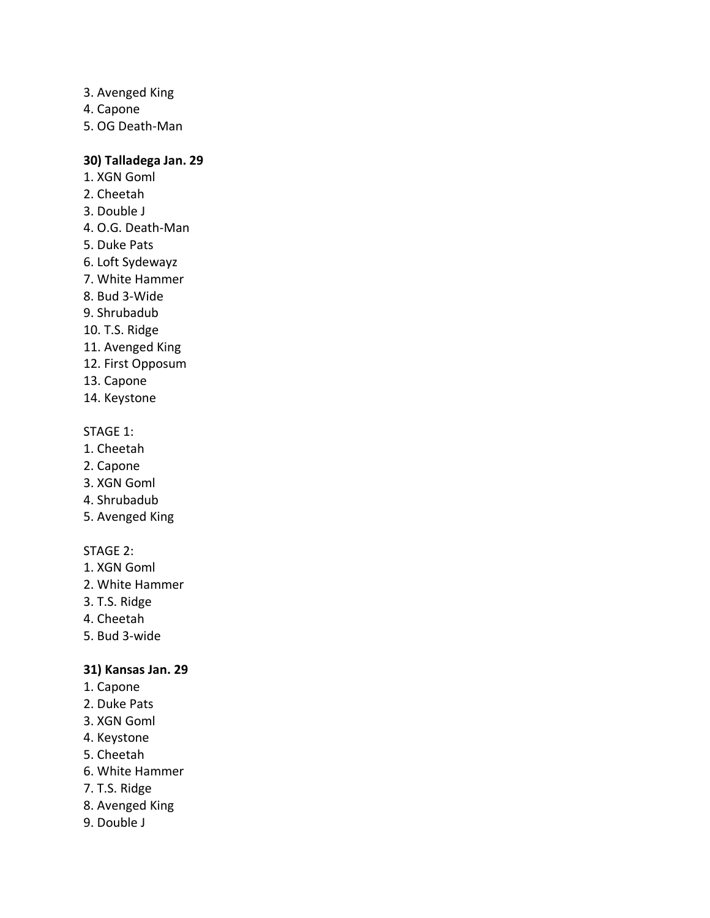3. Avenged King
4. Capone
5. OG Death-Man

**30) Talladega Jan. 29**

1. XGN Goml
2. Cheetah
3. Double J
4. O.G. Death-Man
5. Duke Pats
6. Loft Sydewayz
7. White Hammer
8. Bud 3-Wide
9. Shrubadub
10. T.S. Ridge
11. Avenged King
12. First Opposum
13. Capone
14. Keystone

STAGE 1:

1. Cheetah
2. Capone
3. XGN Goml
4. Shrubadub
5. Avenged King

STAGE 2:

1. XGN Goml
2. White Hammer
3. T.S. Ridge
4. Cheetah
5. Bud 3-wide

**31) Kansas Jan. 29**

1. Capone
2. Duke Pats
3. XGN Goml
4. Keystone
5. Cheetah
6. White Hammer
7. T.S. Ridge
8. Avenged King
9. Double J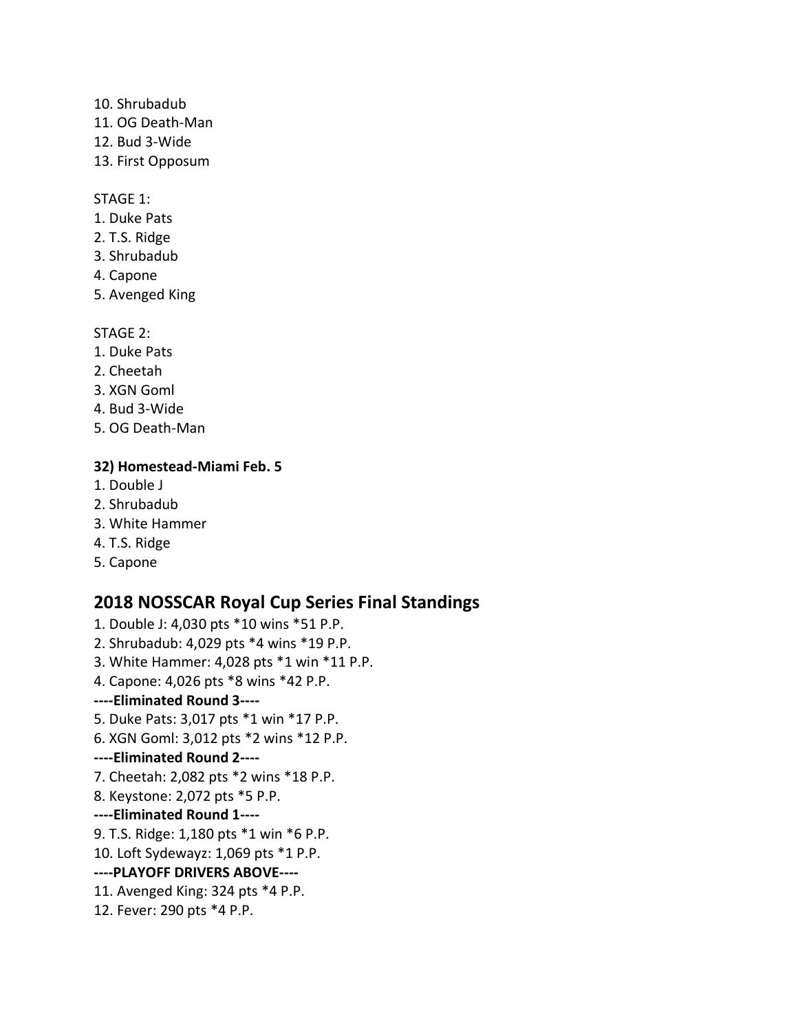10. Shrubadub
11. OG Death-Man
12. Bud 3-Wide
13. First Opposum

STAGE 1:
1. Duke Pats
2. T.S. Ridge
3. Shrubadub
4. Capone
5. Avenged King

STAGE 2:
1. Duke Pats
2. Cheetah
3. XGN Goml
4. Bud 3-Wide
5. OG Death-Man

**32) Homestead-Miami Feb. 5**
1. Double J
2. Shrubadub
3. White Hammer
4. T.S. Ridge
5. Capone

## 2018 NOSSCAR Royal Cup Series Final Standings

1. Double J: 4,030 pts *10 wins *51 P.P.
2. Shrubadub: 4,029 pts *4 wins *19 P.P.
3. White Hammer: 4,028 pts *1 win *11 P.P.
4. Capone: 4,026 pts *8 wins *42 P.P.

**----Eliminated Round 3----**

5. Duke Pats: 3,017 pts *1 win *17 P.P.
6. XGN Goml: 3,012 pts *2 wins *12 P.P.

**----Eliminated Round 2----**

7. Cheetah: 2,082 pts *2 wins *18 P.P.
8. Keystone: 2,072 pts *5 P.P.

**----Eliminated Round 1----**

9. T.S. Ridge: 1,180 pts *1 win *6 P.P.
10. Loft Sydewayz: 1,069 pts *1 P.P.

**----PLAYOFF DRIVERS ABOVE----**

11. Avenged King: 324 pts *4 P.P.
12. Fever: 290 pts *4 P.P.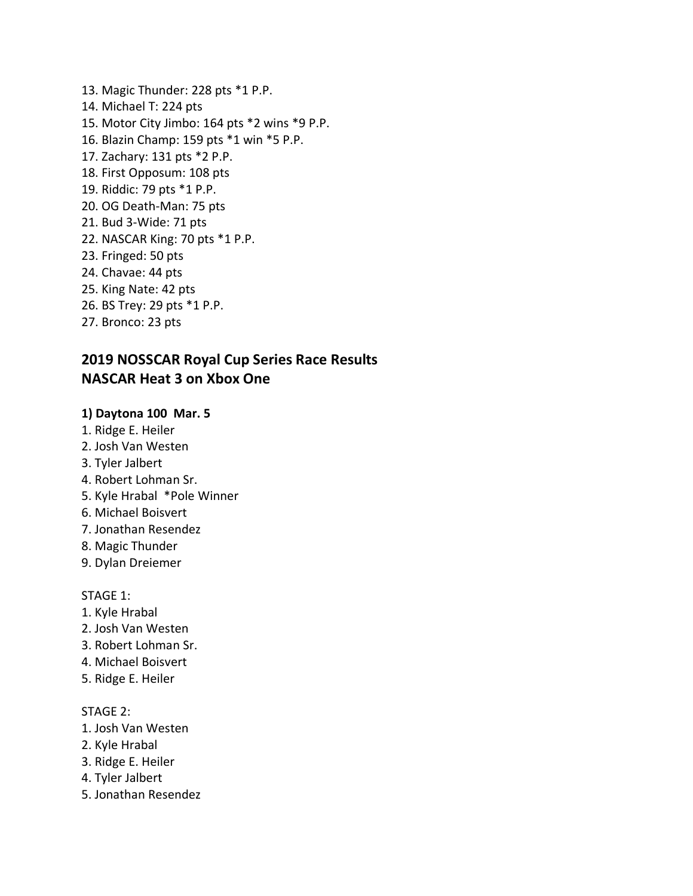13. Magic Thunder: 228 pts *1 P.P.
14. Michael T: 224 pts
15. Motor City Jimbo: 164 pts *2 wins *9 P.P.
16. Blazin Champ: 159 pts *1 win *5 P.P.
17. Zachary: 131 pts *2 P.P.
18. First Opposum: 108 pts
19. Riddic: 79 pts *1 P.P.
20. OG Death-Man: 75 pts
21. Bud 3-Wide: 71 pts
22. NASCAR King: 70 pts *1 P.P.
23. Fringed: 50 pts
24. Chavae: 44 pts
25. King Nate: 42 pts
26. BS Trey: 29 pts *1 P.P.
27. Bronco: 23 pts

## 2019 NOSSCAR Royal Cup Series Race Results
## NASCAR Heat 3 on Xbox One

**1) Daytona 100  Mar. 5**

1. Ridge E. Heiler
2. Josh Van Westen
3. Tyler Jalbert
4. Robert Lohman Sr.
5. Kyle Hrabal  *Pole Winner
6. Michael Boisvert
7. Jonathan Resendez
8. Magic Thunder
9. Dylan Dreiemer

STAGE 1:

1. Kyle Hrabal
2. Josh Van Westen
3. Robert Lohman Sr.
4. Michael Boisvert
5. Ridge E. Heiler

STAGE 2:

1. Josh Van Westen
2. Kyle Hrabal
3. Ridge E. Heiler
4. Tyler Jalbert
5. Jonathan Resendez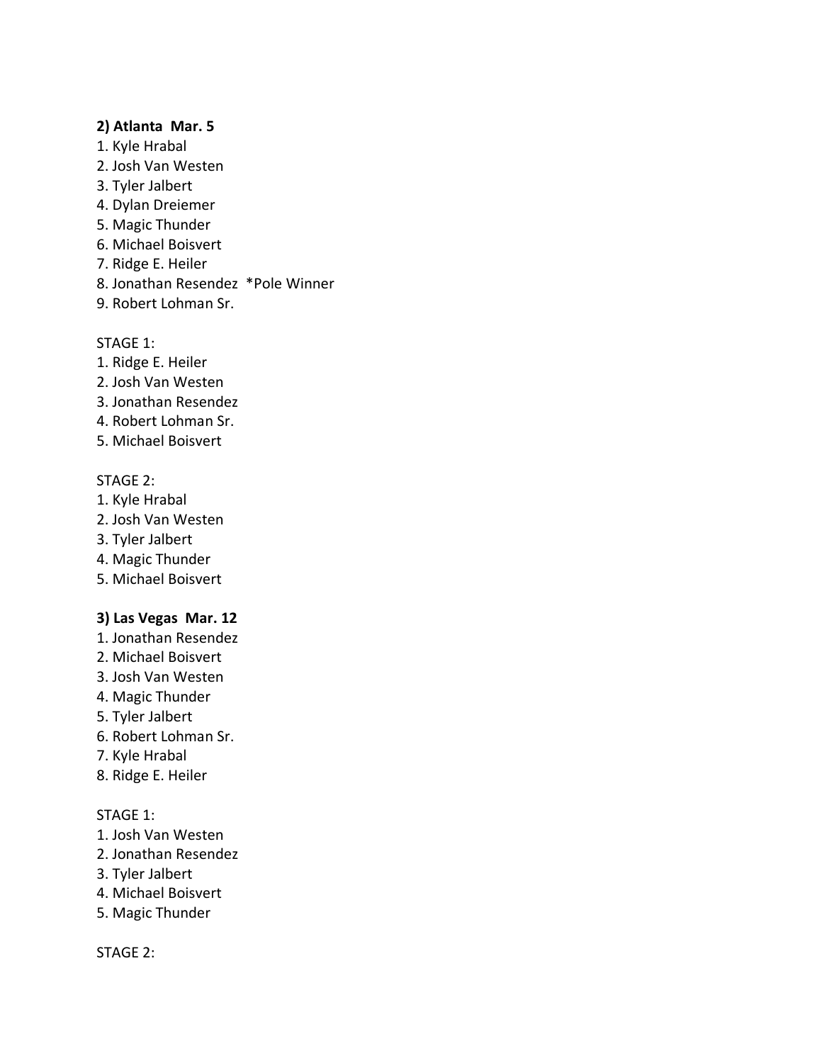**2) Atlanta Mar. 5**

1. Kyle Hrabal
2. Josh Van Westen
3. Tyler Jalbert
4. Dylan Dreiemer
5. Magic Thunder
6. Michael Boisvert
7. Ridge E. Heiler
8. Jonathan Resendez *Pole Winner
9. Robert Lohman Sr.

STAGE 1:

1. Ridge E. Heiler
2. Josh Van Westen
3. Jonathan Resendez
4. Robert Lohman Sr.
5. Michael Boisvert

STAGE 2:

1. Kyle Hrabal
2. Josh Van Westen
3. Tyler Jalbert
4. Magic Thunder
5. Michael Boisvert

**3) Las Vegas Mar. 12**

1. Jonathan Resendez
2. Michael Boisvert
3. Josh Van Westen
4. Magic Thunder
5. Tyler Jalbert
6. Robert Lohman Sr.
7. Kyle Hrabal
8. Ridge E. Heiler

STAGE 1:

1. Josh Van Westen
2. Jonathan Resendez
3. Tyler Jalbert
4. Michael Boisvert
5. Magic Thunder

STAGE 2: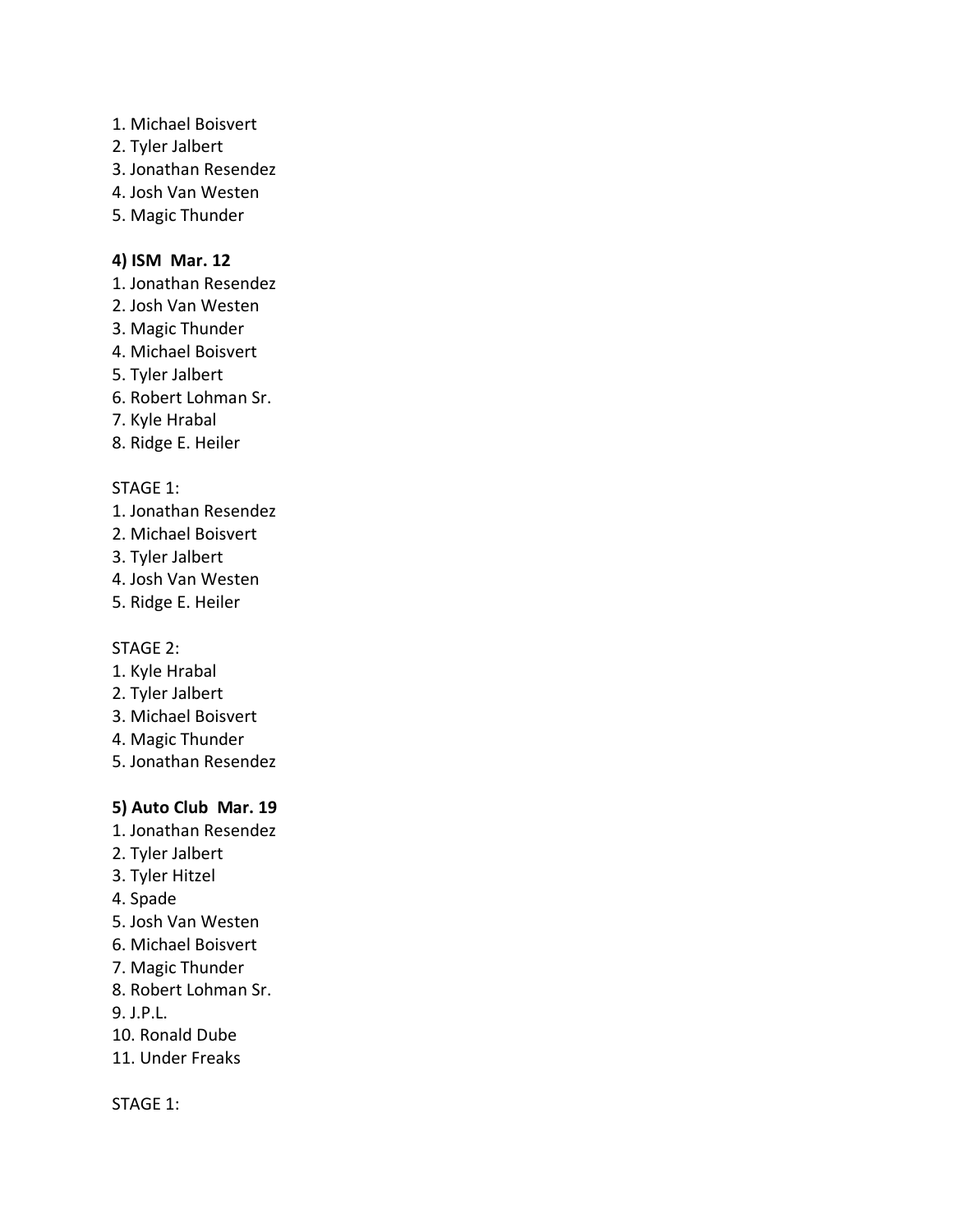1. Michael Boisvert
2. Tyler Jalbert
3. Jonathan Resendez
4. Josh Van Westen
5. Magic Thunder

**4) ISM Mar. 12**

1. Jonathan Resendez
2. Josh Van Westen
3. Magic Thunder
4. Michael Boisvert
5. Tyler Jalbert
6. Robert Lohman Sr.
7. Kyle Hrabal
8. Ridge E. Heiler

STAGE 1:

1. Jonathan Resendez
2. Michael Boisvert
3. Tyler Jalbert
4. Josh Van Westen
5. Ridge E. Heiler

STAGE 2:

1. Kyle Hrabal
2. Tyler Jalbert
3. Michael Boisvert
4. Magic Thunder
5. Jonathan Resendez

**5) Auto Club Mar. 19**

1. Jonathan Resendez
2. Tyler Jalbert
3. Tyler Hitzel
4. Spade
5. Josh Van Westen
6. Michael Boisvert
7. Magic Thunder
8. Robert Lohman Sr.
9. J.P.L.
10. Ronald Dube
11. Under Freaks

STAGE 1: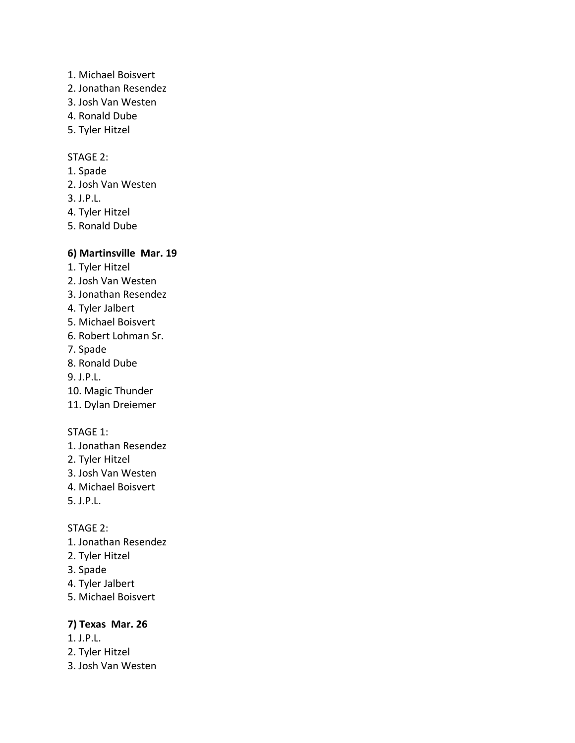1. Michael Boisvert
2. Jonathan Resendez
3. Josh Van Westen
4. Ronald Dube
5. Tyler Hitzel

STAGE 2:
1. Spade
2. Josh Van Westen
3. J.P.L.
4. Tyler Hitzel
5. Ronald Dube

**6) Martinsville Mar. 19**
1. Tyler Hitzel
2. Josh Van Westen
3. Jonathan Resendez
4. Tyler Jalbert
5. Michael Boisvert
6. Robert Lohman Sr.
7. Spade
8. Ronald Dube
9. J.P.L.
10. Magic Thunder
11. Dylan Dreiemer

STAGE 1:
1. Jonathan Resendez
2. Tyler Hitzel
3. Josh Van Westen
4. Michael Boisvert
5. J.P.L.

STAGE 2:
1. Jonathan Resendez
2. Tyler Hitzel
3. Spade
4. Tyler Jalbert
5. Michael Boisvert

**7) Texas Mar. 26**
1. J.P.L.
2. Tyler Hitzel
3. Josh Van Westen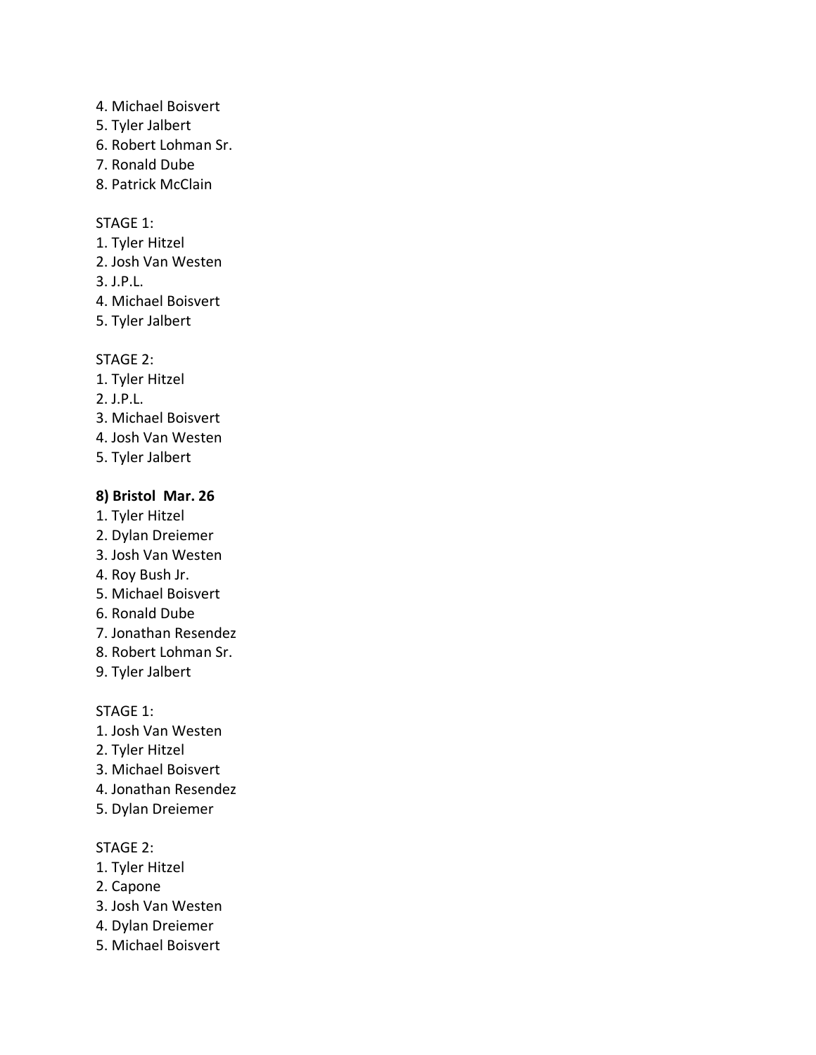4. Michael Boisvert
5. Tyler Jalbert
6. Robert Lohman Sr.
7. Ronald Dube
8. Patrick McClain

STAGE 1:
1. Tyler Hitzel
2. Josh Van Westen
3. J.P.L.
4. Michael Boisvert
5. Tyler Jalbert

STAGE 2:
1. Tyler Hitzel
2. J.P.L.
3. Michael Boisvert
4. Josh Van Westen
5. Tyler Jalbert

**8) Bristol Mar. 26**
1. Tyler Hitzel
2. Dylan Dreiemer
3. Josh Van Westen
4. Roy Bush Jr.
5. Michael Boisvert
6. Ronald Dube
7. Jonathan Resendez
8. Robert Lohman Sr.
9. Tyler Jalbert

STAGE 1:
1. Josh Van Westen
2. Tyler Hitzel
3. Michael Boisvert
4. Jonathan Resendez
5. Dylan Dreiemer

STAGE 2:
1. Tyler Hitzel
2. Capone
3. Josh Van Westen
4. Dylan Dreiemer
5. Michael Boisvert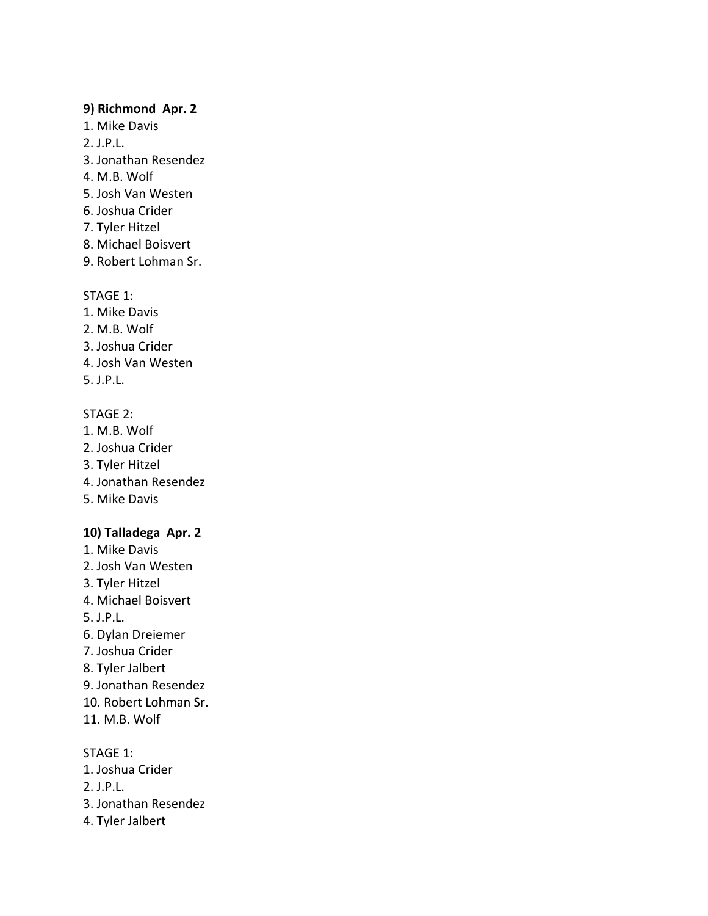**9) Richmond  Apr. 2**

1. Mike Davis
2. J.P.L.
3. Jonathan Resendez
4. M.B. Wolf
5. Josh Van Westen
6. Joshua Crider
7. Tyler Hitzel
8. Michael Boisvert
9. Robert Lohman Sr.

STAGE 1:

1. Mike Davis
2. M.B. Wolf
3. Joshua Crider
4. Josh Van Westen
5. J.P.L.

STAGE 2:

1. M.B. Wolf
2. Joshua Crider
3. Tyler Hitzel
4. Jonathan Resendez
5. Mike Davis

**10) Talladega  Apr. 2**

1. Mike Davis
2. Josh Van Westen
3. Tyler Hitzel
4. Michael Boisvert
5. J.P.L.
6. Dylan Dreiemer
7. Joshua Crider
8. Tyler Jalbert
9. Jonathan Resendez
10. Robert Lohman Sr.
11. M.B. Wolf

STAGE 1:

1. Joshua Crider
2. J.P.L.
3. Jonathan Resendez
4. Tyler Jalbert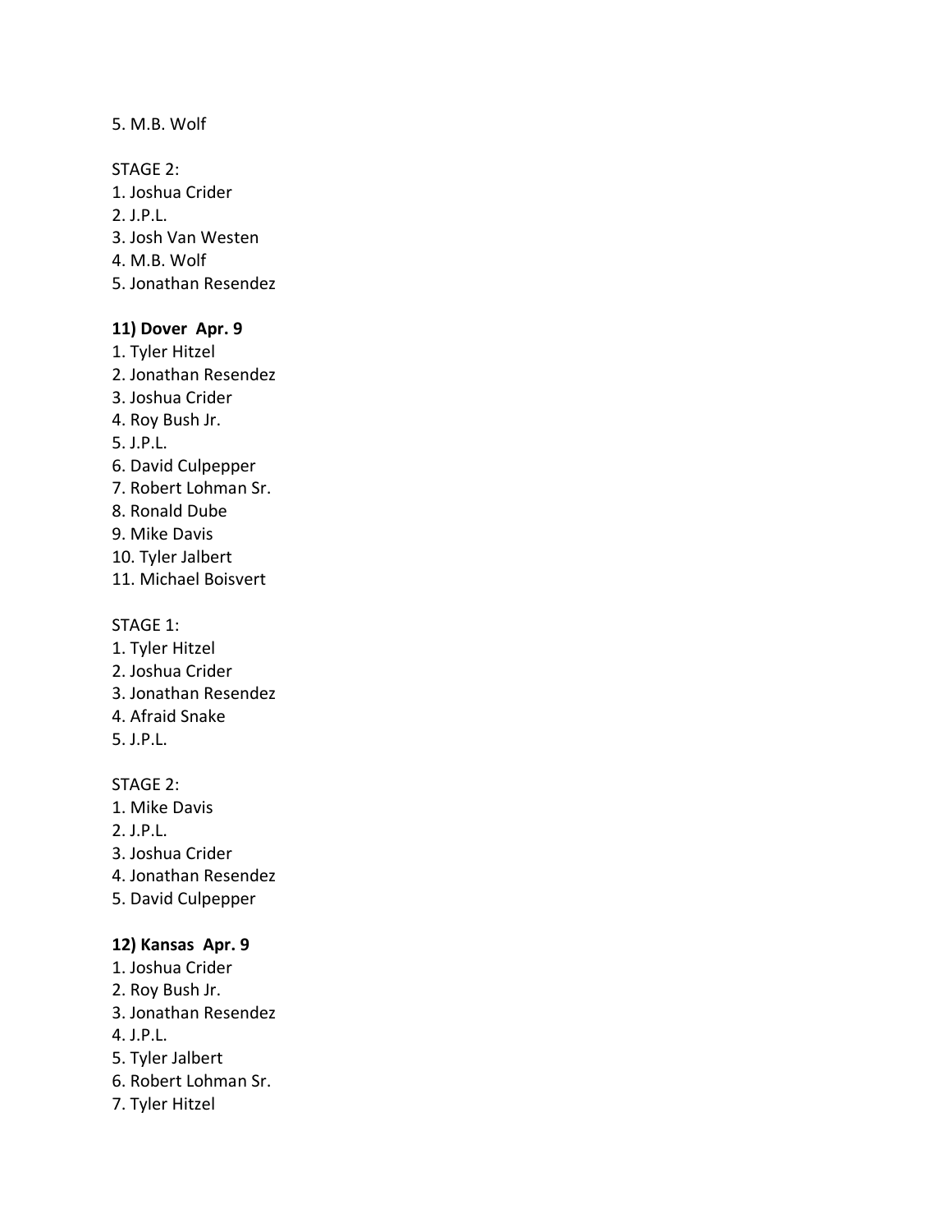5. M.B. Wolf

STAGE 2:
1. Joshua Crider
2. J.P.L.
3. Josh Van Westen
4. M.B. Wolf
5. Jonathan Resendez

**11) Dover Apr. 9**
1. Tyler Hitzel
2. Jonathan Resendez
3. Joshua Crider
4. Roy Bush Jr.
5. J.P.L.
6. David Culpepper
7. Robert Lohman Sr.
8. Ronald Dube
9. Mike Davis
10. Tyler Jalbert
11. Michael Boisvert

STAGE 1:
1. Tyler Hitzel
2. Joshua Crider
3. Jonathan Resendez
4. Afraid Snake
5. J.P.L.

STAGE 2:
1. Mike Davis
2. J.P.L.
3. Joshua Crider
4. Jonathan Resendez
5. David Culpepper

**12) Kansas Apr. 9**
1. Joshua Crider
2. Roy Bush Jr.
3. Jonathan Resendez
4. J.P.L.
5. Tyler Jalbert
6. Robert Lohman Sr.
7. Tyler Hitzel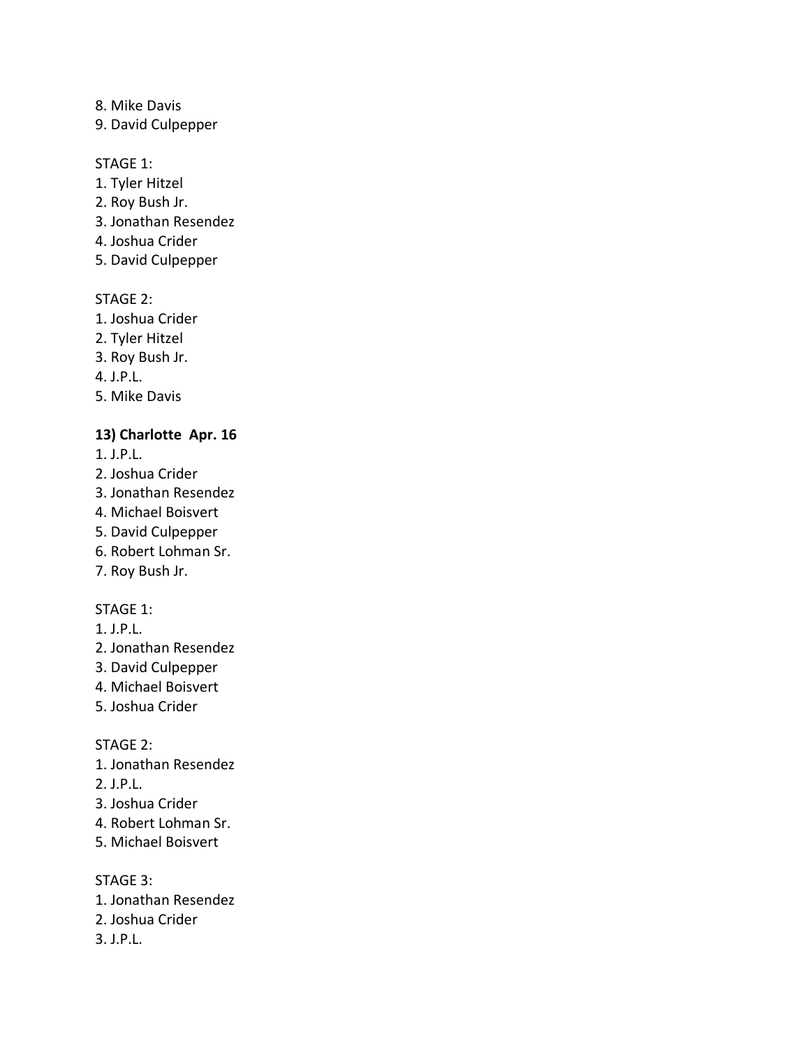8. Mike Davis
9. David Culpepper

STAGE 1:
1. Tyler Hitzel
2. Roy Bush Jr.
3. Jonathan Resendez
4. Joshua Crider
5. David Culpepper

STAGE 2:
1. Joshua Crider
2. Tyler Hitzel
3. Roy Bush Jr.
4. J.P.L.
5. Mike Davis

**13) Charlotte Apr. 16**

1. J.P.L.
2. Joshua Crider
3. Jonathan Resendez
4. Michael Boisvert
5. David Culpepper
6. Robert Lohman Sr.
7. Roy Bush Jr.

STAGE 1:
1. J.P.L.
2. Jonathan Resendez
3. David Culpepper
4. Michael Boisvert
5. Joshua Crider

STAGE 2:
1. Jonathan Resendez
2. J.P.L.
3. Joshua Crider
4. Robert Lohman Sr.
5. Michael Boisvert

STAGE 3:
1. Jonathan Resendez
2. Joshua Crider
3. J.P.L.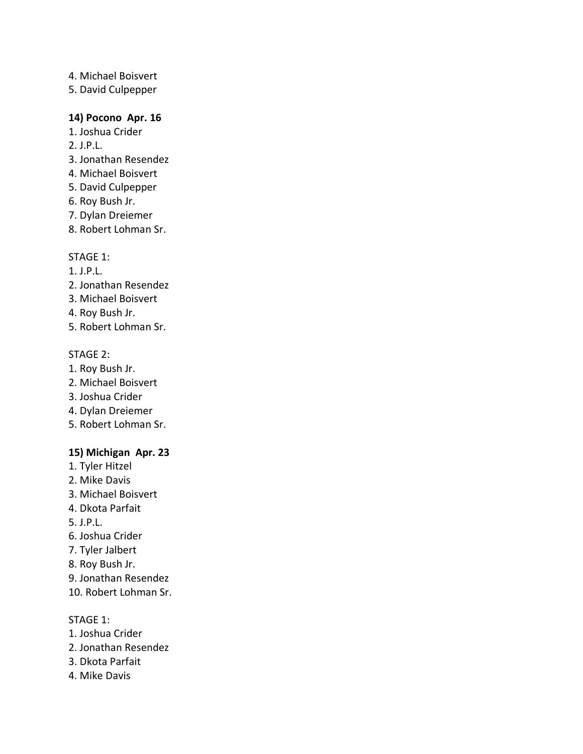4. Michael Boisvert
5. David Culpepper

**14) Pocono Apr. 16**

1. Joshua Crider
2. J.P.L.
3. Jonathan Resendez
4. Michael Boisvert
5. David Culpepper
6. Roy Bush Jr.
7. Dylan Dreiemer
8. Robert Lohman Sr.

STAGE 1:

1. J.P.L.
2. Jonathan Resendez
3. Michael Boisvert
4. Roy Bush Jr.
5. Robert Lohman Sr.

STAGE 2:

1. Roy Bush Jr.
2. Michael Boisvert
3. Joshua Crider
4. Dylan Dreiemer
5. Robert Lohman Sr.

**15) Michigan Apr. 23**

1. Tyler Hitzel
2. Mike Davis
3. Michael Boisvert
4. Dkota Parfait
5. J.P.L.
6. Joshua Crider
7. Tyler Jalbert
8. Roy Bush Jr.
9. Jonathan Resendez
10. Robert Lohman Sr.

STAGE 1:

1. Joshua Crider
2. Jonathan Resendez
3. Dkota Parfait
4. Mike Davis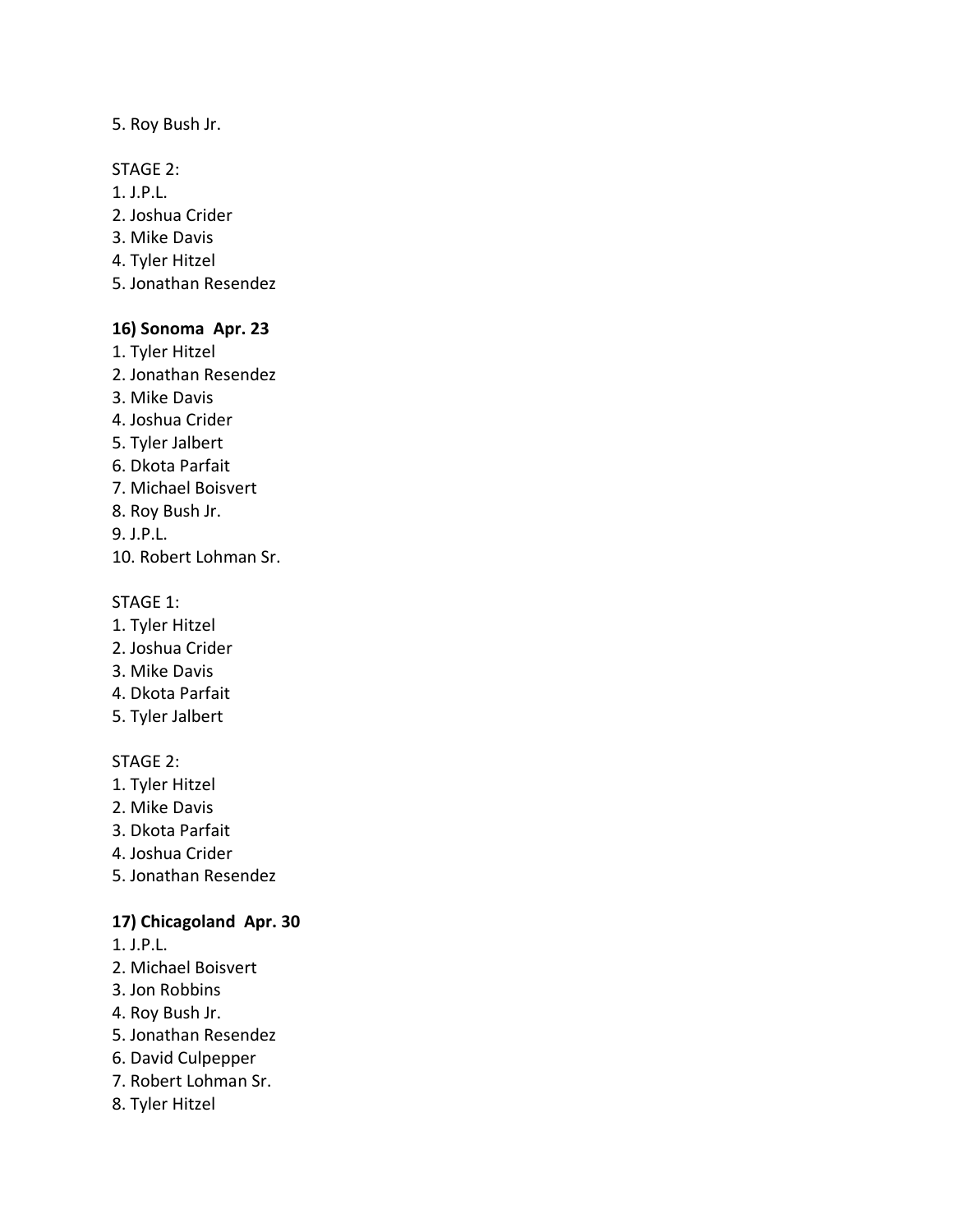5. Roy Bush Jr.

STAGE 2:
1. J.P.L.
2. Joshua Crider
3. Mike Davis
4. Tyler Hitzel
5. Jonathan Resendez

**16) Sonoma Apr. 23**
1. Tyler Hitzel
2. Jonathan Resendez
3. Mike Davis
4. Joshua Crider
5. Tyler Jalbert
6. Dkota Parfait
7. Michael Boisvert
8. Roy Bush Jr.
9. J.P.L.
10. Robert Lohman Sr.

STAGE 1:
1. Tyler Hitzel
2. Joshua Crider
3. Mike Davis
4. Dkota Parfait
5. Tyler Jalbert

STAGE 2:
1. Tyler Hitzel
2. Mike Davis
3. Dkota Parfait
4. Joshua Crider
5. Jonathan Resendez

**17) Chicagoland Apr. 30**
1. J.P.L.
2. Michael Boisvert
3. Jon Robbins
4. Roy Bush Jr.
5. Jonathan Resendez
6. David Culpepper
7. Robert Lohman Sr.
8. Tyler Hitzel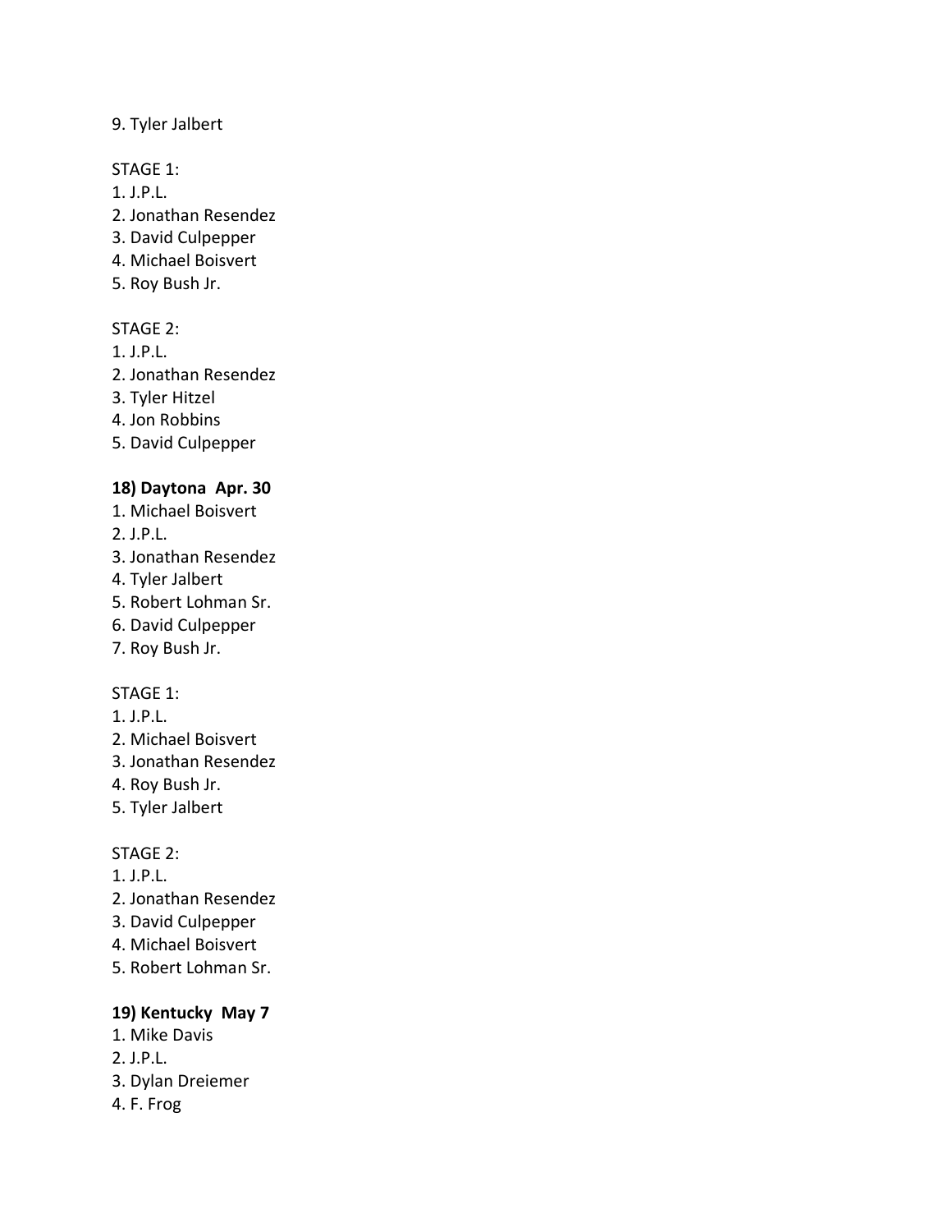9. Tyler Jalbert

STAGE 1:
1. J.P.L.
2. Jonathan Resendez
3. David Culpepper
4. Michael Boisvert
5. Roy Bush Jr.

STAGE 2:
1. J.P.L.
2. Jonathan Resendez
3. Tyler Hitzel
4. Jon Robbins
5. David Culpepper

**18) Daytona Apr. 30**

1. Michael Boisvert
2. J.P.L.
3. Jonathan Resendez
4. Tyler Jalbert
5. Robert Lohman Sr.
6. David Culpepper
7. Roy Bush Jr.

STAGE 1:
1. J.P.L.
2. Michael Boisvert
3. Jonathan Resendez
4. Roy Bush Jr.
5. Tyler Jalbert

STAGE 2:
1. J.P.L.
2. Jonathan Resendez
3. David Culpepper
4. Michael Boisvert
5. Robert Lohman Sr.

**19) Kentucky May 7**

1. Mike Davis
2. J.P.L.
3. Dylan Dreiemer
4. F. Frog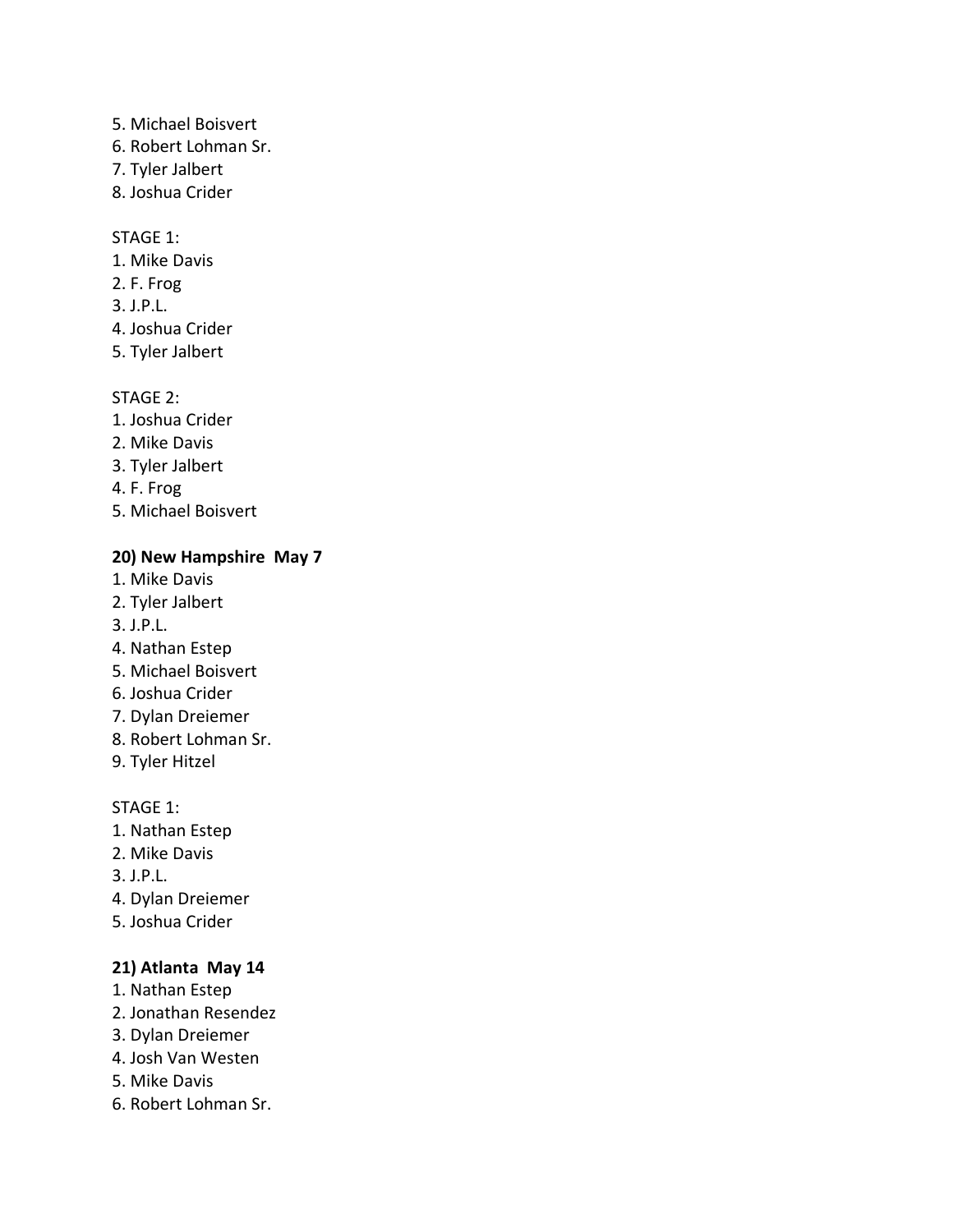5. Michael Boisvert
6. Robert Lohman Sr.
7. Tyler Jalbert
8. Joshua Crider

STAGE 1:
1. Mike Davis
2. F. Frog
3. J.P.L.
4. Joshua Crider
5. Tyler Jalbert

STAGE 2:
1. Joshua Crider
2. Mike Davis
3. Tyler Jalbert
4. F. Frog
5. Michael Boisvert

**20) New Hampshire  May 7**

1. Mike Davis
2. Tyler Jalbert
3. J.P.L.
4. Nathan Estep
5. Michael Boisvert
6. Joshua Crider
7. Dylan Dreiemer
8. Robert Lohman Sr.
9. Tyler Hitzel

STAGE 1:
1. Nathan Estep
2. Mike Davis
3. J.P.L.
4. Dylan Dreiemer
5. Joshua Crider

**21) Atlanta  May 14**

1. Nathan Estep
2. Jonathan Resendez
3. Dylan Dreiemer
4. Josh Van Westen
5. Mike Davis
6. Robert Lohman Sr.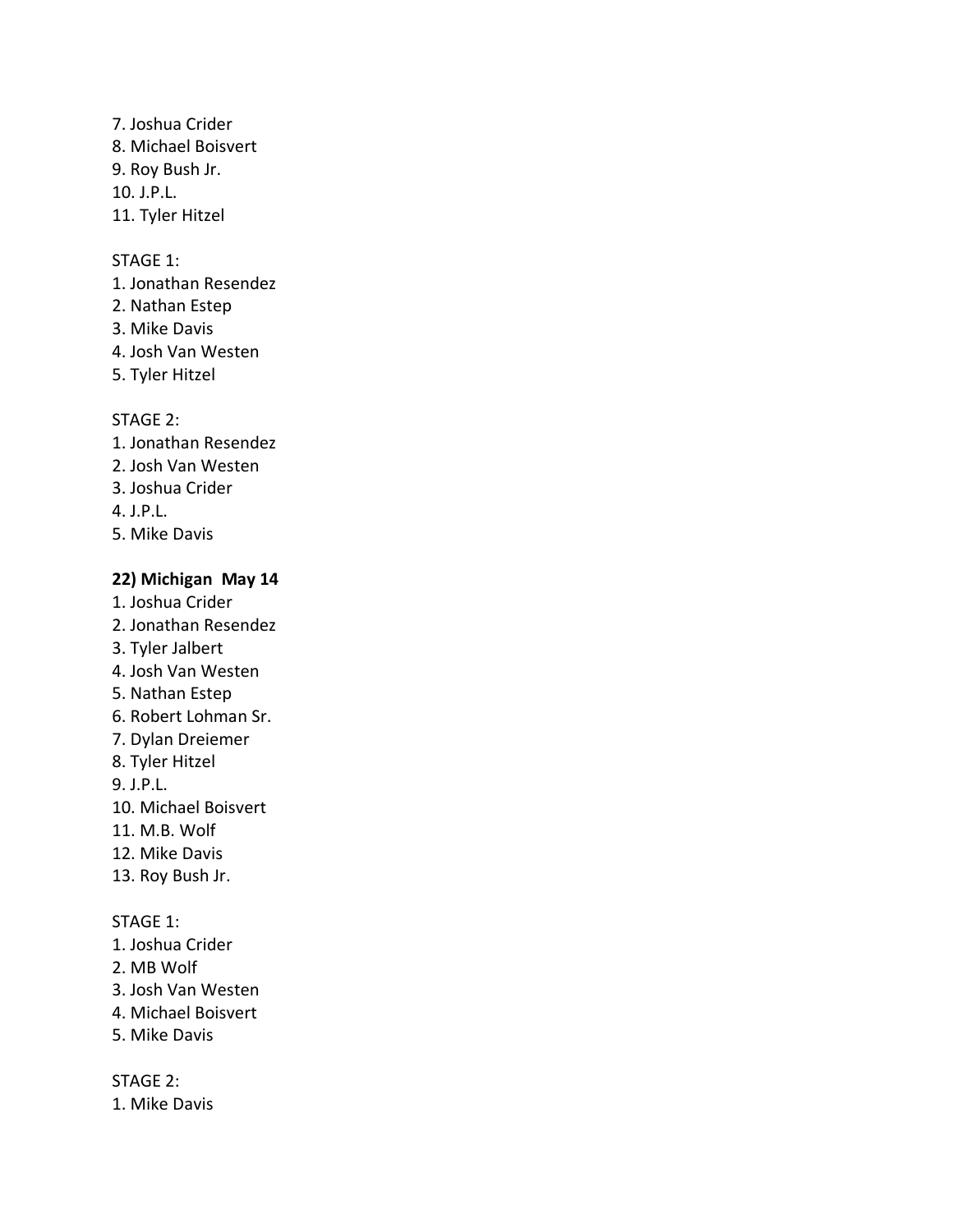7. Joshua Crider
8. Michael Boisvert
9. Roy Bush Jr.
10. J.P.L.
11. Tyler Hitzel

STAGE 1:
1. Jonathan Resendez
2. Nathan Estep
3. Mike Davis
4. Josh Van Westen
5. Tyler Hitzel

STAGE 2:
1. Jonathan Resendez
2. Josh Van Westen
3. Joshua Crider
4. J.P.L.
5. Mike Davis

**22) Michigan May 14**

1. Joshua Crider
2. Jonathan Resendez
3. Tyler Jalbert
4. Josh Van Westen
5. Nathan Estep
6. Robert Lohman Sr.
7. Dylan Dreiemer
8. Tyler Hitzel
9. J.P.L.
10. Michael Boisvert
11. M.B. Wolf
12. Mike Davis
13. Roy Bush Jr.

STAGE 1:
1. Joshua Crider
2. MB Wolf
3. Josh Van Westen
4. Michael Boisvert
5. Mike Davis

STAGE 2:
1. Mike Davis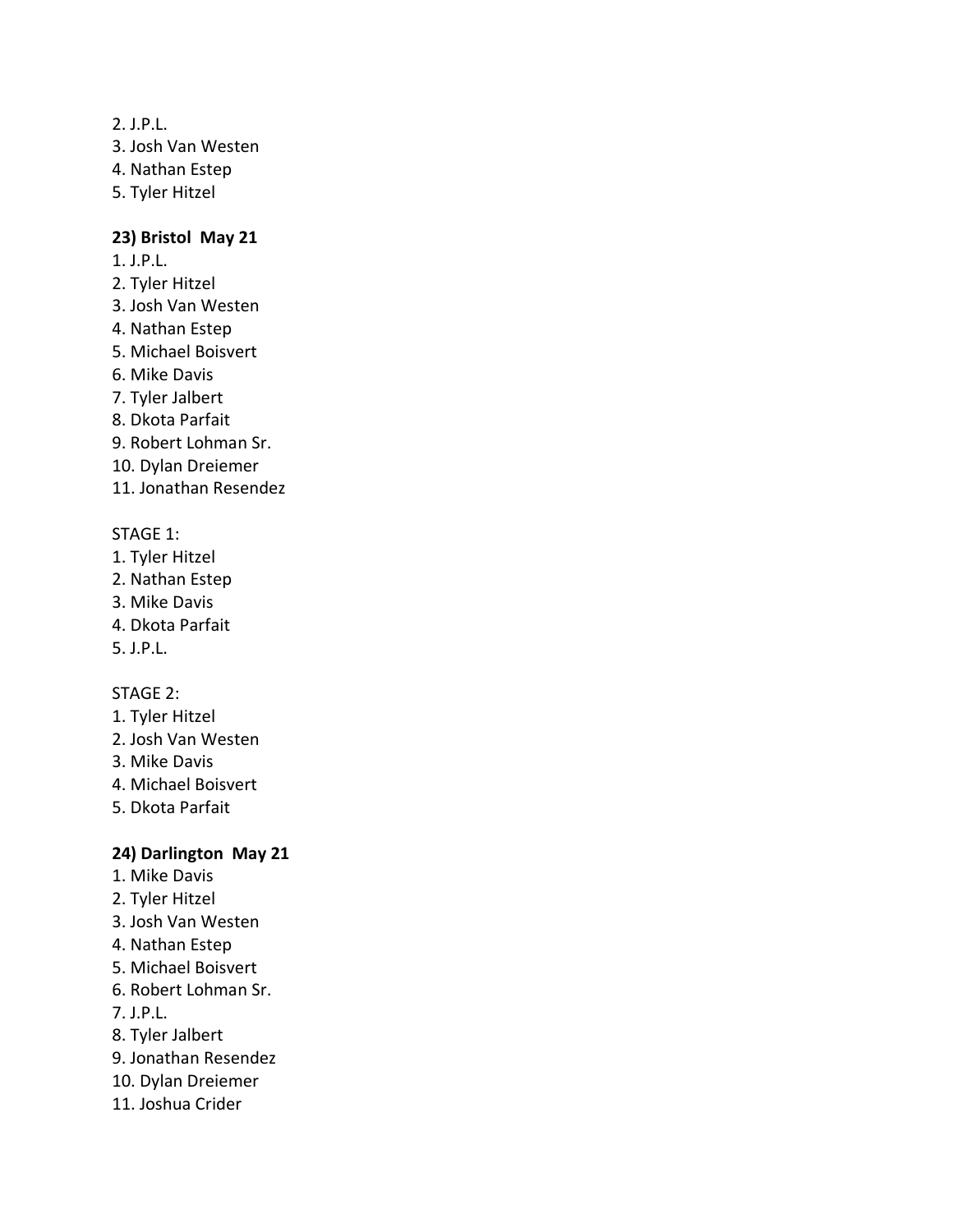2. J.P.L.
3. Josh Van Westen
4. Nathan Estep
5. Tyler Hitzel

**23) Bristol May 21**

1. J.P.L.
2. Tyler Hitzel
3. Josh Van Westen
4. Nathan Estep
5. Michael Boisvert
6. Mike Davis
7. Tyler Jalbert
8. Dkota Parfait
9. Robert Lohman Sr.
10. Dylan Dreiemer
11. Jonathan Resendez

STAGE 1:

1. Tyler Hitzel
2. Nathan Estep
3. Mike Davis
4. Dkota Parfait
5. J.P.L.

STAGE 2:

1. Tyler Hitzel
2. Josh Van Westen
3. Mike Davis
4. Michael Boisvert
5. Dkota Parfait

**24) Darlington May 21**

1. Mike Davis
2. Tyler Hitzel
3. Josh Van Westen
4. Nathan Estep
5. Michael Boisvert
6. Robert Lohman Sr.
7. J.P.L.
8. Tyler Jalbert
9. Jonathan Resendez
10. Dylan Dreiemer
11. Joshua Crider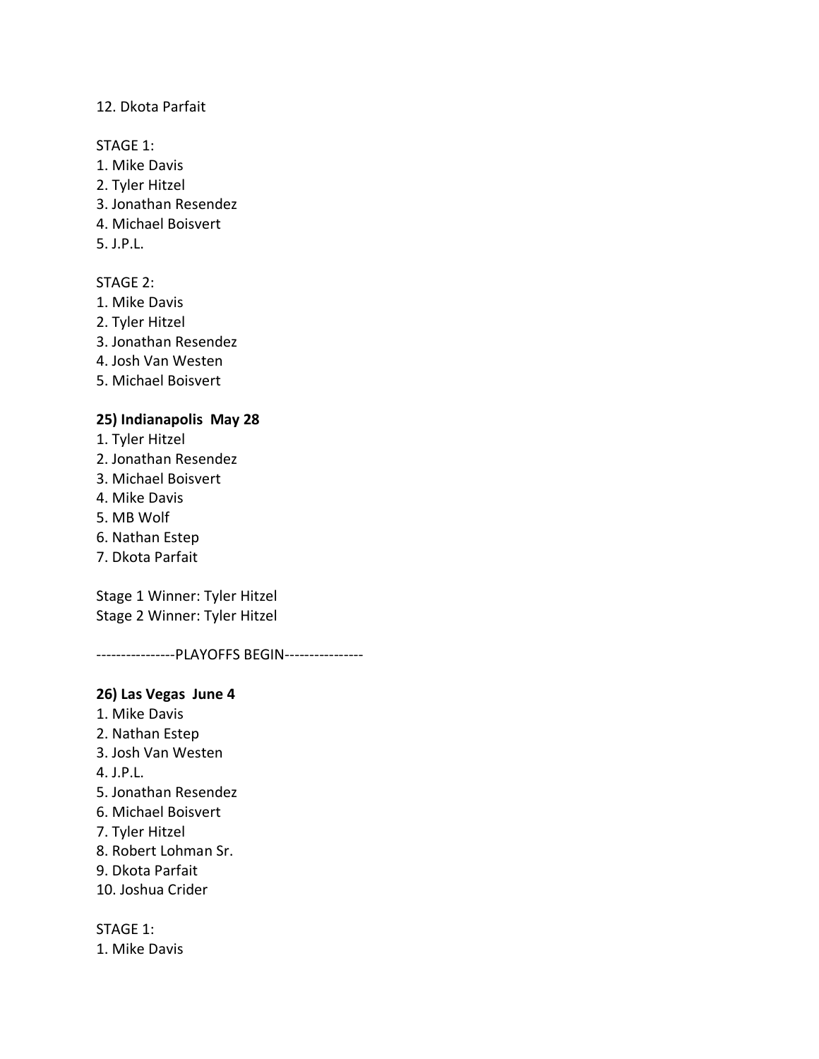12. Dkota Parfait

STAGE 1:
1. Mike Davis
2. Tyler Hitzel
3. Jonathan Resendez
4. Michael Boisvert
5. J.P.L.

STAGE 2:
1. Mike Davis
2. Tyler Hitzel
3. Jonathan Resendez
4. Josh Van Westen
5. Michael Boisvert

**25) Indianapolis May 28**
1. Tyler Hitzel
2. Jonathan Resendez
3. Michael Boisvert
4. Mike Davis
5. MB Wolf
6. Nathan Estep
7. Dkota Parfait

Stage 1 Winner: Tyler Hitzel
Stage 2 Winner: Tyler Hitzel

----------------PLAYOFFS BEGIN----------------

**26) Las Vegas June 4**
1. Mike Davis
2. Nathan Estep
3. Josh Van Westen
4. J.P.L.
5. Jonathan Resendez
6. Michael Boisvert
7. Tyler Hitzel
8. Robert Lohman Sr.
9. Dkota Parfait
10. Joshua Crider

STAGE 1:
1. Mike Davis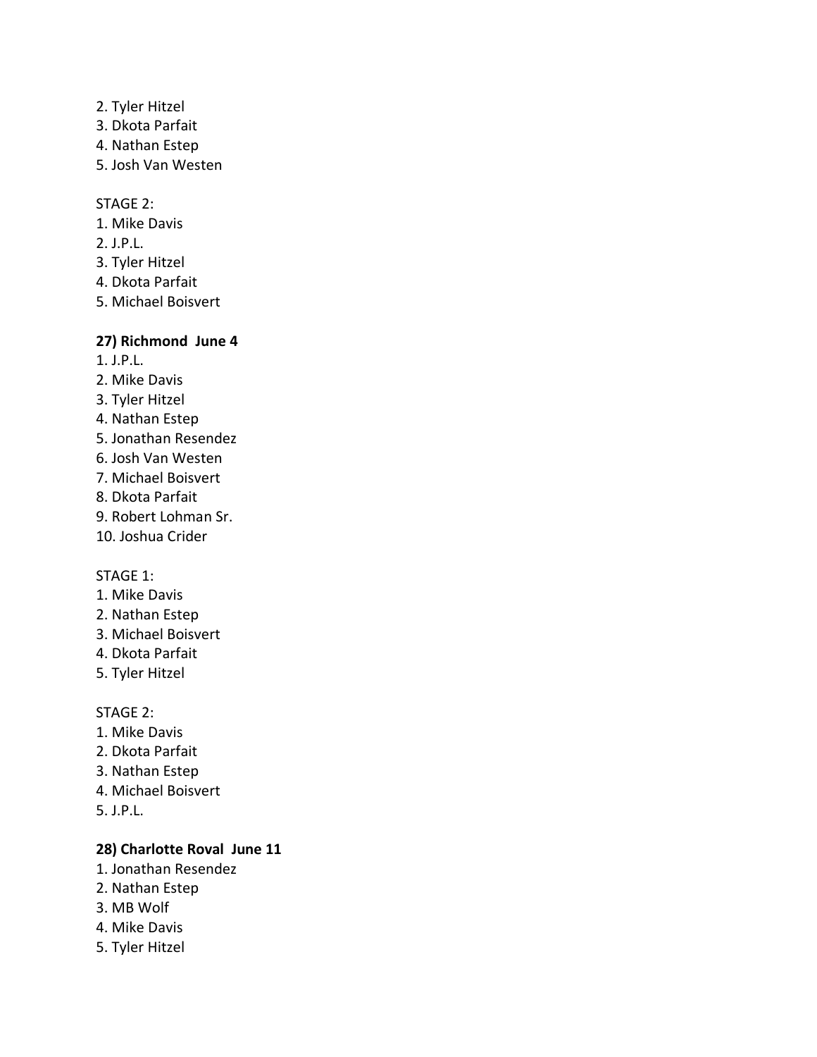2. Tyler Hitzel
3. Dkota Parfait
4. Nathan Estep
5. Josh Van Westen

STAGE 2:
1. Mike Davis
2. J.P.L.
3. Tyler Hitzel
4. Dkota Parfait
5. Michael Boisvert

**27) Richmond June 4**
1. J.P.L.
2. Mike Davis
3. Tyler Hitzel
4. Nathan Estep
5. Jonathan Resendez
6. Josh Van Westen
7. Michael Boisvert
8. Dkota Parfait
9. Robert Lohman Sr.
10. Joshua Crider

STAGE 1:
1. Mike Davis
2. Nathan Estep
3. Michael Boisvert
4. Dkota Parfait
5. Tyler Hitzel

STAGE 2:
1. Mike Davis
2. Dkota Parfait
3. Nathan Estep
4. Michael Boisvert
5. J.P.L.

**28) Charlotte Roval June 11**
1. Jonathan Resendez
2. Nathan Estep
3. MB Wolf
4. Mike Davis
5. Tyler Hitzel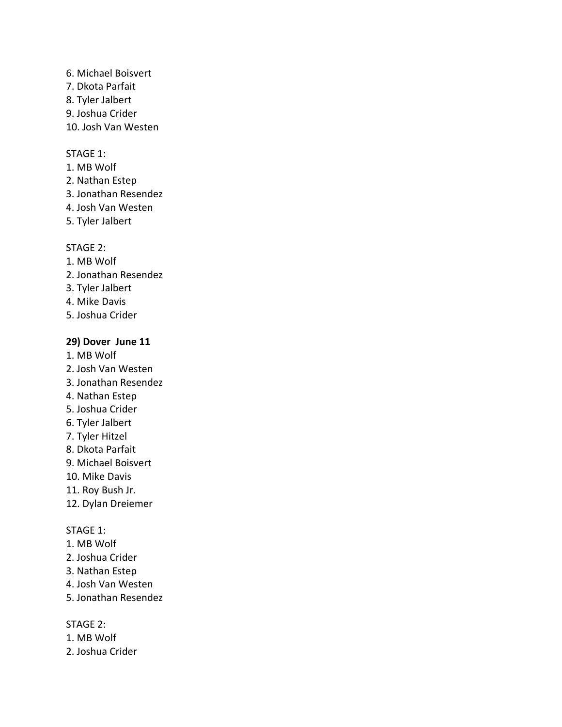6. Michael Boisvert
7. Dkota Parfait
8. Tyler Jalbert
9. Joshua Crider
10. Josh Van Westen

STAGE 1:
1. MB Wolf
2. Nathan Estep
3. Jonathan Resendez
4. Josh Van Westen
5. Tyler Jalbert

STAGE 2:
1. MB Wolf
2. Jonathan Resendez
3. Tyler Jalbert
4. Mike Davis
5. Joshua Crider

**29) Dover June 11**

1. MB Wolf
2. Josh Van Westen
3. Jonathan Resendez
4. Nathan Estep
5. Joshua Crider
6. Tyler Jalbert
7. Tyler Hitzel
8. Dkota Parfait
9. Michael Boisvert
10. Mike Davis
11. Roy Bush Jr.
12. Dylan Dreiemer

STAGE 1:
1. MB Wolf
2. Joshua Crider
3. Nathan Estep
4. Josh Van Westen
5. Jonathan Resendez

STAGE 2:
1. MB Wolf
2. Joshua Crider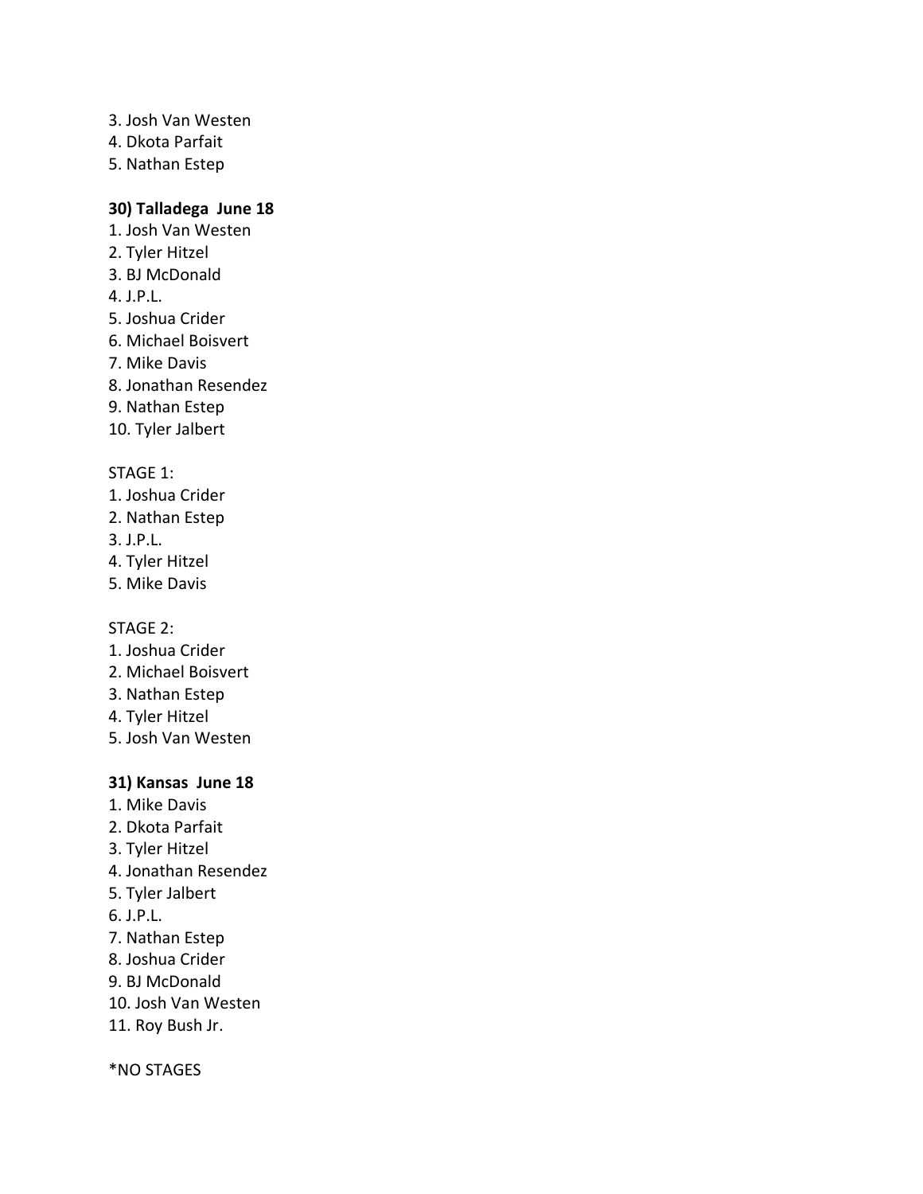3. Josh Van Westen
4. Dkota Parfait
5. Nathan Estep

**30) Talladega June 18**

1. Josh Van Westen
2. Tyler Hitzel
3. BJ McDonald
4. J.P.L.
5. Joshua Crider
6. Michael Boisvert
7. Mike Davis
8. Jonathan Resendez
9. Nathan Estep
10. Tyler Jalbert

STAGE 1:

1. Joshua Crider
2. Nathan Estep
3. J.P.L.
4. Tyler Hitzel
5. Mike Davis

STAGE 2:

1. Joshua Crider
2. Michael Boisvert
3. Nathan Estep
4. Tyler Hitzel
5. Josh Van Westen

**31) Kansas June 18**

1. Mike Davis
2. Dkota Parfait
3. Tyler Hitzel
4. Jonathan Resendez
5. Tyler Jalbert
6. J.P.L.
7. Nathan Estep
8. Joshua Crider
9. BJ McDonald
10. Josh Van Westen
11. Roy Bush Jr.

*NO STAGES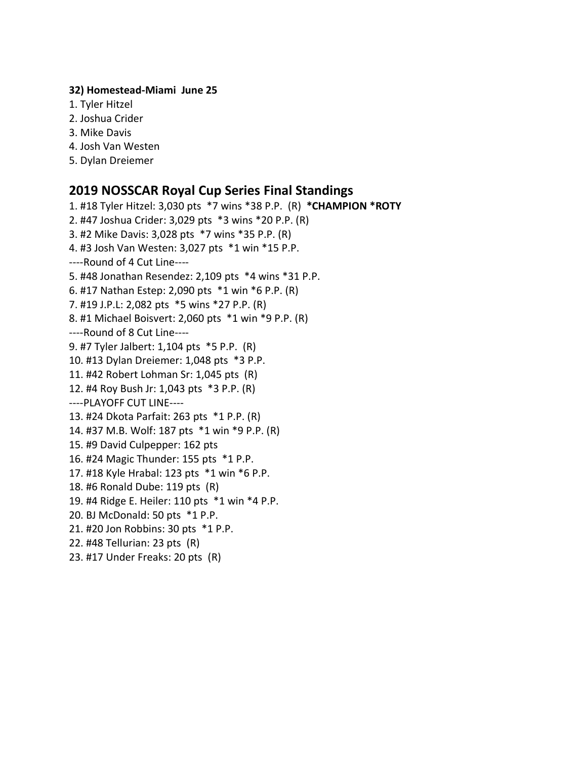**32) Homestead-Miami  June 25**

1. Tyler Hitzel
2. Joshua Crider
3. Mike Davis
4. Josh Van Westen
5. Dylan Dreiemer

## 2019 NOSSCAR Royal Cup Series Final Standings

1. #18 Tyler Hitzel: 3,030 pts  *7 wins *38 P.P.  (R)  ***CHAMPION *ROTY**
2. #47 Joshua Crider: 3,029 pts  *3 wins *20 P.P. (R)
3. #2 Mike Davis: 3,028 pts  *7 wins *35 P.P. (R)
4. #3 Josh Van Westen: 3,027 pts  *1 win *15 P.P.

----Round of 4 Cut Line----

5. #48 Jonathan Resendez: 2,109 pts  *4 wins *31 P.P.
6. #17 Nathan Estep: 2,090 pts  *1 win *6 P.P. (R)
7. #19 J.P.L: 2,082 pts  *5 wins *27 P.P. (R)
8. #1 Michael Boisvert: 2,060 pts  *1 win *9 P.P. (R)

----Round of 8 Cut Line----

9. #7 Tyler Jalbert: 1,104 pts  *5 P.P.  (R)
10. #13 Dylan Dreiemer: 1,048 pts  *3 P.P.
11. #42 Robert Lohman Sr: 1,045 pts  (R)
12. #4 Roy Bush Jr: 1,043 pts  *3 P.P. (R)

----PLAYOFF CUT LINE----

13. #24 Dkota Parfait: 263 pts  *1 P.P. (R)
14. #37 M.B. Wolf: 187 pts  *1 win *9 P.P. (R)
15. #9 David Culpepper: 162 pts
16. #24 Magic Thunder: 155 pts  *1 P.P.
17. #18 Kyle Hrabal: 123 pts  *1 win *6 P.P.
18. #6 Ronald Dube: 119 pts  (R)
19. #4 Ridge E. Heiler: 110 pts  *1 win *4 P.P.
20. BJ McDonald: 50 pts  *1 P.P.
21. #20 Jon Robbins: 30 pts  *1 P.P.
22. #48 Tellurian: 23 pts  (R)
23. #17 Under Freaks: 20 pts  (R)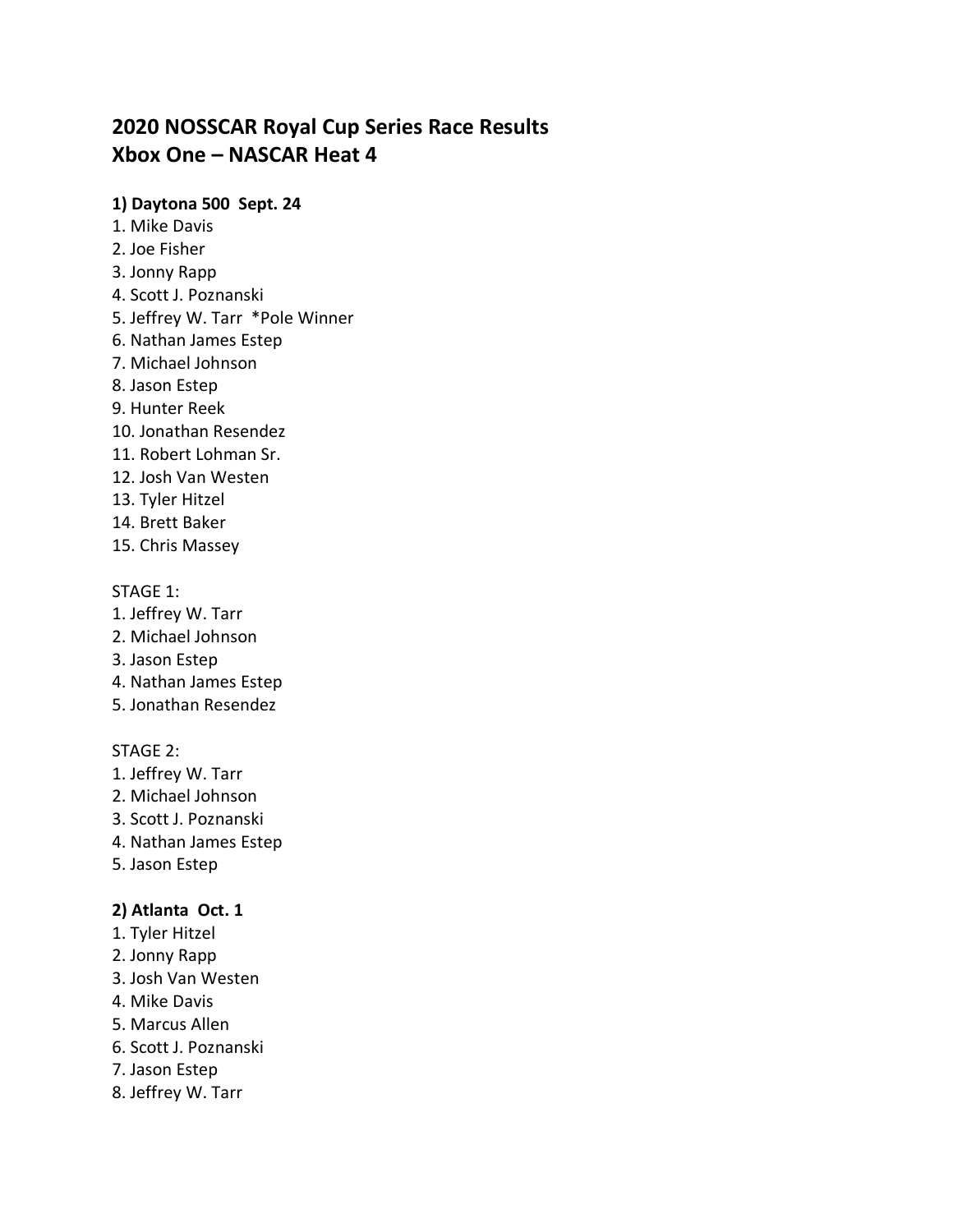## 2020 NOSSCAR Royal Cup Series Race Results
## Xbox One – NASCAR Heat 4

**1) Daytona 500 Sept. 24**

1. Mike Davis
2. Joe Fisher
3. Jonny Rapp
4. Scott J. Poznanski
5. Jeffrey W. Tarr *Pole Winner
6. Nathan James Estep
7. Michael Johnson
8. Jason Estep
9. Hunter Reek
10. Jonathan Resendez
11. Robert Lohman Sr.
12. Josh Van Westen
13. Tyler Hitzel
14. Brett Baker
15. Chris Massey

STAGE 1:

1. Jeffrey W. Tarr
2. Michael Johnson
3. Jason Estep
4. Nathan James Estep
5. Jonathan Resendez

STAGE 2:

1. Jeffrey W. Tarr
2. Michael Johnson
3. Scott J. Poznanski
4. Nathan James Estep
5. Jason Estep

**2) Atlanta Oct. 1**

1. Tyler Hitzel
2. Jonny Rapp
3. Josh Van Westen
4. Mike Davis
5. Marcus Allen
6. Scott J. Poznanski
7. Jason Estep
8. Jeffrey W. Tarr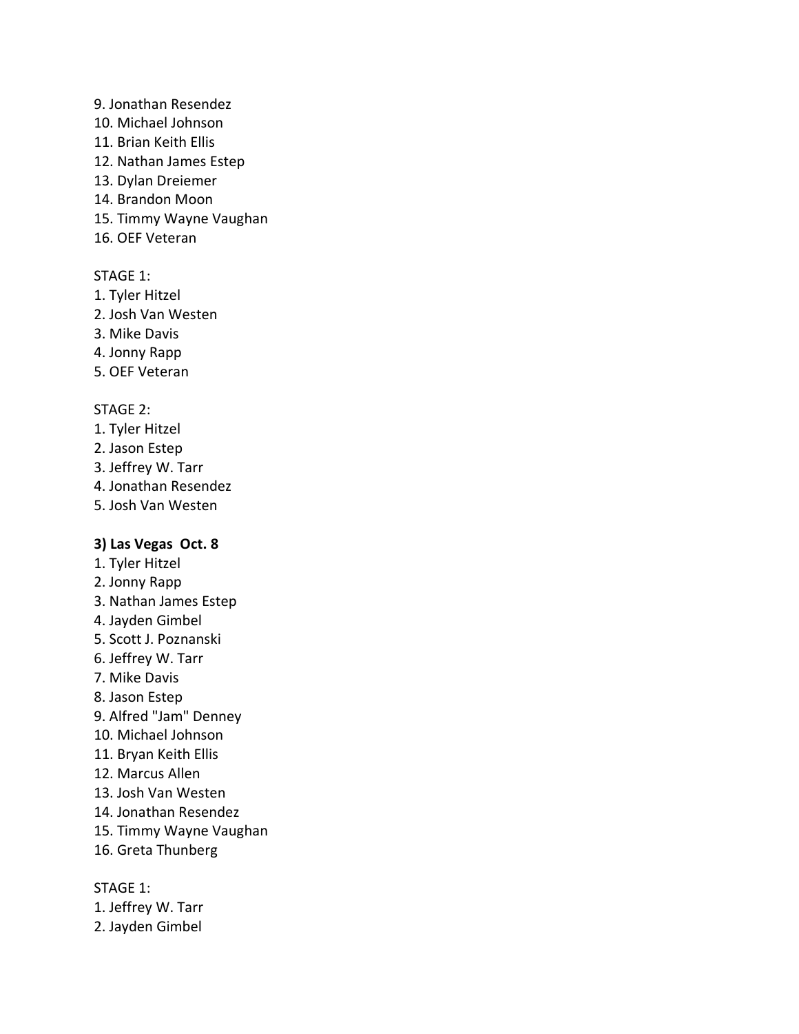9. Jonathan Resendez
10. Michael Johnson
11. Brian Keith Ellis
12. Nathan James Estep
13. Dylan Dreiemer
14. Brandon Moon
15. Timmy Wayne Vaughan
16. OEF Veteran

STAGE 1:
1. Tyler Hitzel
2. Josh Van Westen
3. Mike Davis
4. Jonny Rapp
5. OEF Veteran

STAGE 2:
1. Tyler Hitzel
2. Jason Estep
3. Jeffrey W. Tarr
4. Jonathan Resendez
5. Josh Van Westen

**3) Las Vegas  Oct. 8**
1. Tyler Hitzel
2. Jonny Rapp
3. Nathan James Estep
4. Jayden Gimbel
5. Scott J. Poznanski
6. Jeffrey W. Tarr
7. Mike Davis
8. Jason Estep
9. Alfred "Jam" Denney
10. Michael Johnson
11. Bryan Keith Ellis
12. Marcus Allen
13. Josh Van Westen
14. Jonathan Resendez
15. Timmy Wayne Vaughan
16. Greta Thunberg

STAGE 1:
1. Jeffrey W. Tarr
2. Jayden Gimbel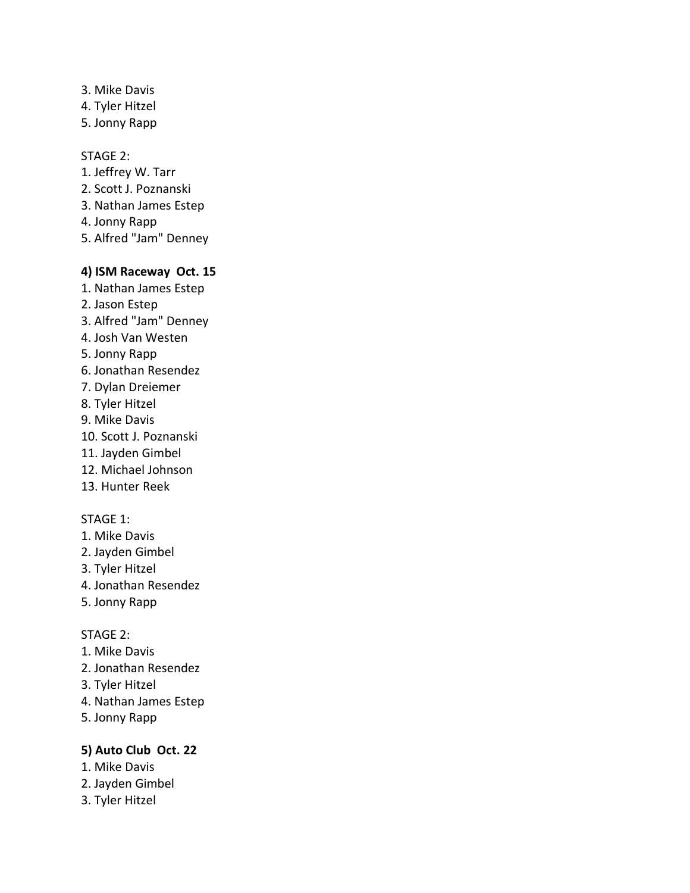3. Mike Davis
4. Tyler Hitzel
5. Jonny Rapp

STAGE 2:
1. Jeffrey W. Tarr
2. Scott J. Poznanski
3. Nathan James Estep
4. Jonny Rapp
5. Alfred "Jam" Denney

**4) ISM Raceway Oct. 15**
1. Nathan James Estep
2. Jason Estep
3. Alfred "Jam" Denney
4. Josh Van Westen
5. Jonny Rapp
6. Jonathan Resendez
7. Dylan Dreiemer
8. Tyler Hitzel
9. Mike Davis
10. Scott J. Poznanski
11. Jayden Gimbel
12. Michael Johnson
13. Hunter Reek

STAGE 1:
1. Mike Davis
2. Jayden Gimbel
3. Tyler Hitzel
4. Jonathan Resendez
5. Jonny Rapp

STAGE 2:
1. Mike Davis
2. Jonathan Resendez
3. Tyler Hitzel
4. Nathan James Estep
5. Jonny Rapp

**5) Auto Club Oct. 22**
1. Mike Davis
2. Jayden Gimbel
3. Tyler Hitzel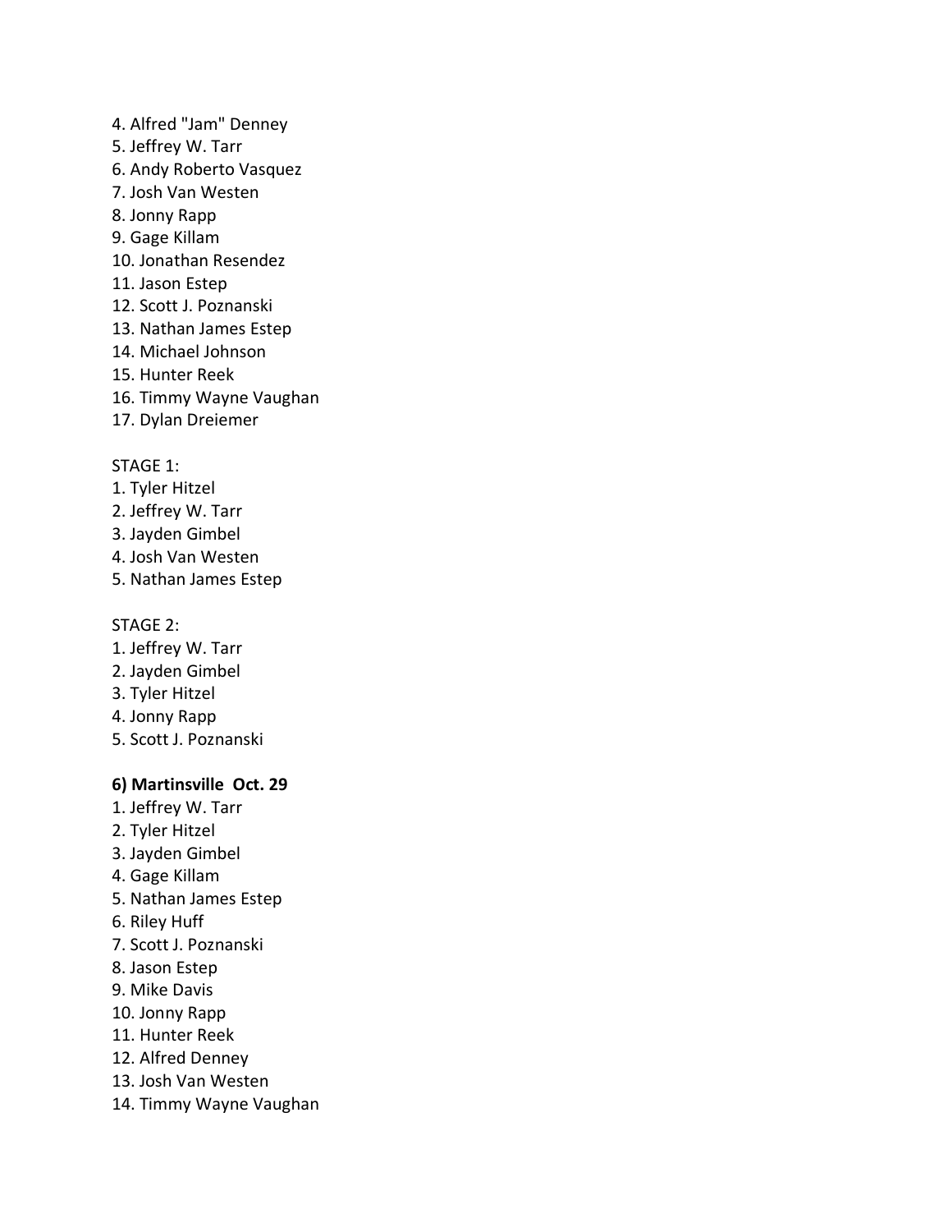4. Alfred "Jam" Denney
5. Jeffrey W. Tarr
6. Andy Roberto Vasquez
7. Josh Van Westen
8. Jonny Rapp
9. Gage Killam
10. Jonathan Resendez
11. Jason Estep
12. Scott J. Poznanski
13. Nathan James Estep
14. Michael Johnson
15. Hunter Reek
16. Timmy Wayne Vaughan
17. Dylan Dreiemer

STAGE 1:
1. Tyler Hitzel
2. Jeffrey W. Tarr
3. Jayden Gimbel
4. Josh Van Westen
5. Nathan James Estep

STAGE 2:
1. Jeffrey W. Tarr
2. Jayden Gimbel
3. Tyler Hitzel
4. Jonny Rapp
5. Scott J. Poznanski

**6) Martinsville Oct. 29**
1. Jeffrey W. Tarr
2. Tyler Hitzel
3. Jayden Gimbel
4. Gage Killam
5. Nathan James Estep
6. Riley Huff
7. Scott J. Poznanski
8. Jason Estep
9. Mike Davis
10. Jonny Rapp
11. Hunter Reek
12. Alfred Denney
13. Josh Van Westen
14. Timmy Wayne Vaughan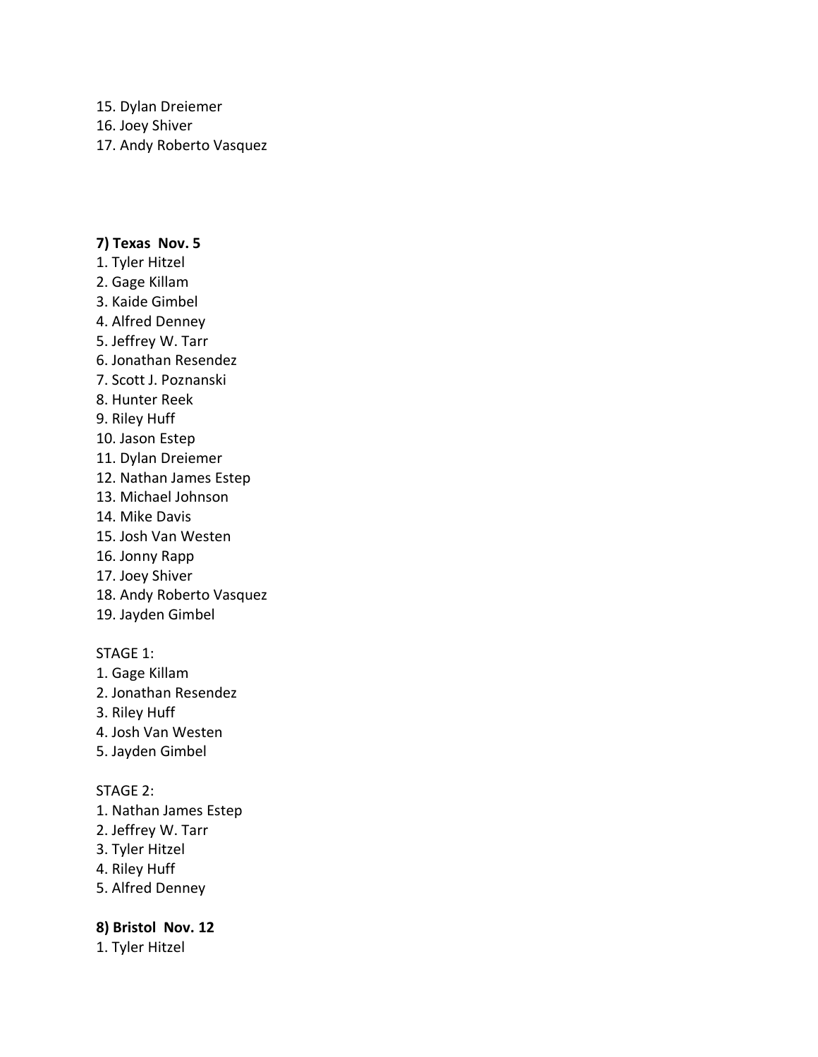15. Dylan Dreiemer
16. Joey Shiver
17. Andy Roberto Vasquez

**7) Texas Nov. 5**

1. Tyler Hitzel
2. Gage Killam
3. Kaide Gimbel
4. Alfred Denney
5. Jeffrey W. Tarr
6. Jonathan Resendez
7. Scott J. Poznanski
8. Hunter Reek
9. Riley Huff
10. Jason Estep
11. Dylan Dreiemer
12. Nathan James Estep
13. Michael Johnson
14. Mike Davis
15. Josh Van Westen
16. Jonny Rapp
17. Joey Shiver
18. Andy Roberto Vasquez
19. Jayden Gimbel

STAGE 1:

1. Gage Killam
2. Jonathan Resendez
3. Riley Huff
4. Josh Van Westen
5. Jayden Gimbel

STAGE 2:

1. Nathan James Estep
2. Jeffrey W. Tarr
3. Tyler Hitzel
4. Riley Huff
5. Alfred Denney

**8) Bristol Nov. 12**

1. Tyler Hitzel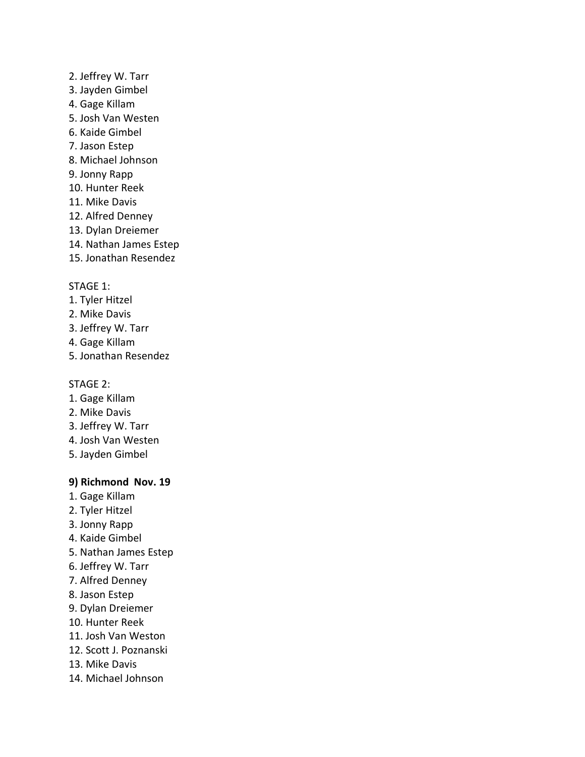2. Jeffrey W. Tarr
3. Jayden Gimbel
4. Gage Killam
5. Josh Van Westen
6. Kaide Gimbel
7. Jason Estep
8. Michael Johnson
9. Jonny Rapp
10. Hunter Reek
11. Mike Davis
12. Alfred Denney
13. Dylan Dreiemer
14. Nathan James Estep
15. Jonathan Resendez

STAGE 1:
1. Tyler Hitzel
2. Mike Davis
3. Jeffrey W. Tarr
4. Gage Killam
5. Jonathan Resendez

STAGE 2:
1. Gage Killam
2. Mike Davis
3. Jeffrey W. Tarr
4. Josh Van Westen
5. Jayden Gimbel

**9) Richmond Nov. 19**
1. Gage Killam
2. Tyler Hitzel
3. Jonny Rapp
4. Kaide Gimbel
5. Nathan James Estep
6. Jeffrey W. Tarr
7. Alfred Denney
8. Jason Estep
9. Dylan Dreiemer
10. Hunter Reek
11. Josh Van Weston
12. Scott J. Poznanski
13. Mike Davis
14. Michael Johnson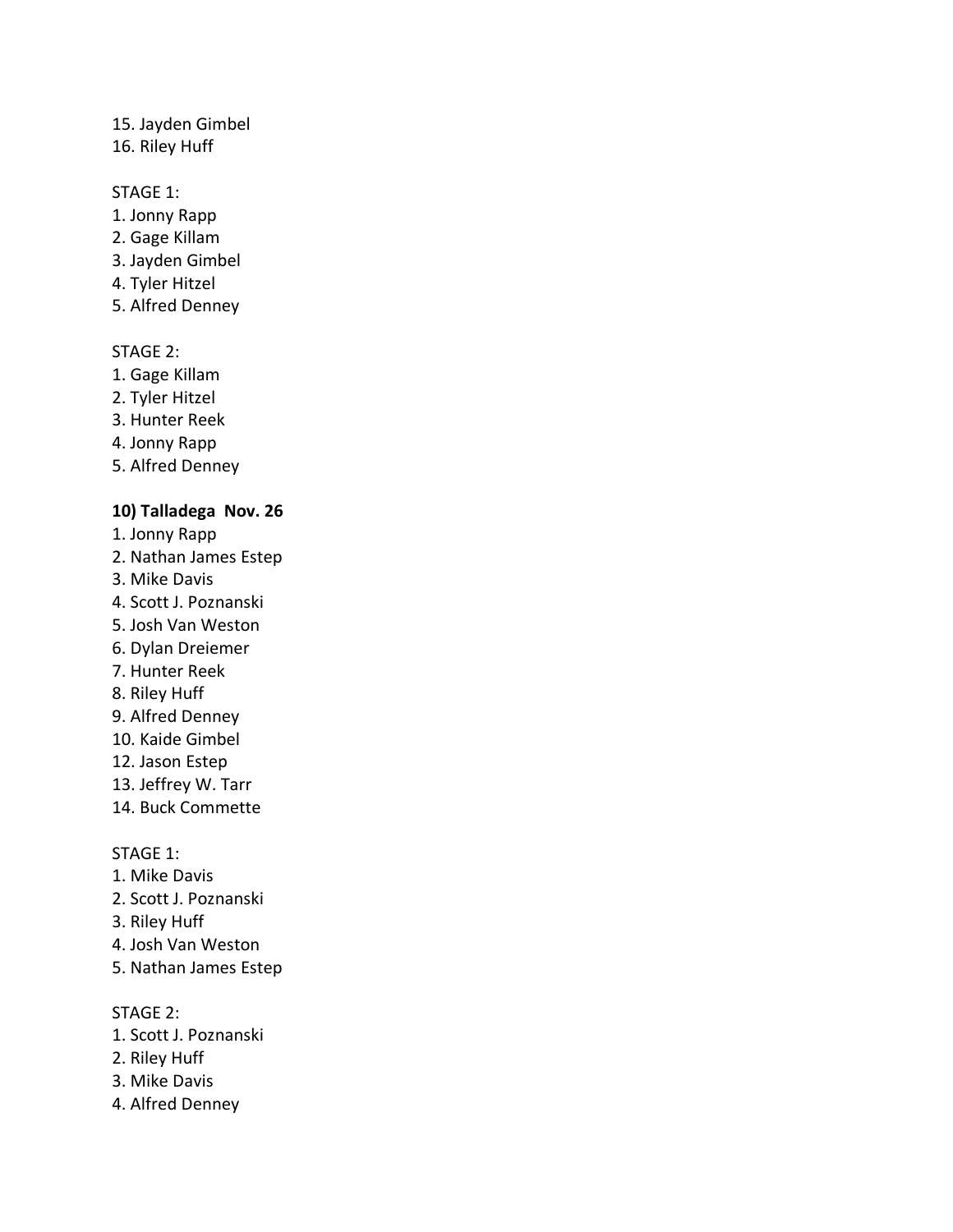15. Jayden Gimbel
16. Riley Huff

STAGE 1:
1. Jonny Rapp
2. Gage Killam
3. Jayden Gimbel
4. Tyler Hitzel
5. Alfred Denney

STAGE 2:
1. Gage Killam
2. Tyler Hitzel
3. Hunter Reek
4. Jonny Rapp
5. Alfred Denney

**10) Talladega  Nov. 26**

1. Jonny Rapp
2. Nathan James Estep
3. Mike Davis
4. Scott J. Poznanski
5. Josh Van Weston
6. Dylan Dreiemer
7. Hunter Reek
8. Riley Huff
9. Alfred Denney
10. Kaide Gimbel
12. Jason Estep
13. Jeffrey W. Tarr
14. Buck Commette

STAGE 1:
1. Mike Davis
2. Scott J. Poznanski
3. Riley Huff
4. Josh Van Weston
5. Nathan James Estep

STAGE 2:
1. Scott J. Poznanski
2. Riley Huff
3. Mike Davis
4. Alfred Denney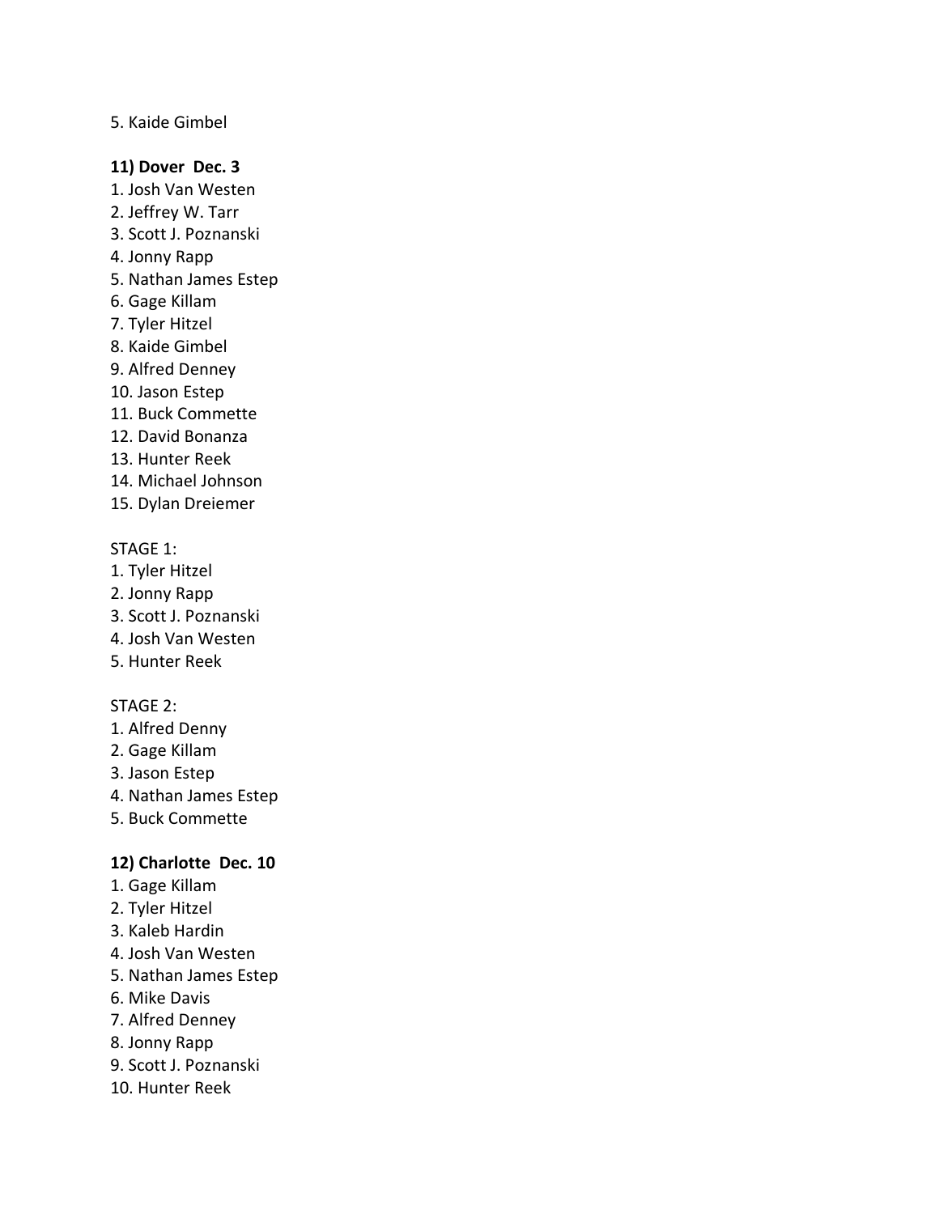5. Kaide Gimbel

**11) Dover Dec. 3**

1. Josh Van Westen
2. Jeffrey W. Tarr
3. Scott J. Poznanski
4. Jonny Rapp
5. Nathan James Estep
6. Gage Killam
7. Tyler Hitzel
8. Kaide Gimbel
9. Alfred Denney
10. Jason Estep
11. Buck Commette
12. David Bonanza
13. Hunter Reek
14. Michael Johnson
15. Dylan Dreiemer

STAGE 1:

1. Tyler Hitzel
2. Jonny Rapp
3. Scott J. Poznanski
4. Josh Van Westen
5. Hunter Reek

STAGE 2:

1. Alfred Denny
2. Gage Killam
3. Jason Estep
4. Nathan James Estep
5. Buck Commette

**12) Charlotte Dec. 10**

1. Gage Killam
2. Tyler Hitzel
3. Kaleb Hardin
4. Josh Van Westen
5. Nathan James Estep
6. Mike Davis
7. Alfred Denney
8. Jonny Rapp
9. Scott J. Poznanski
10. Hunter Reek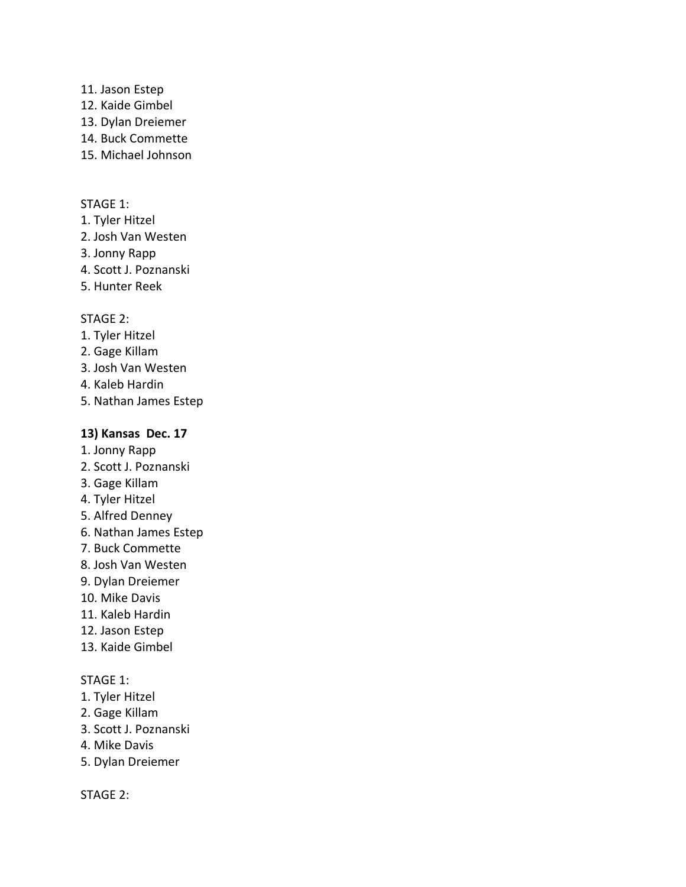11. Jason Estep
12. Kaide Gimbel
13. Dylan Dreiemer
14. Buck Commette
15. Michael Johnson

STAGE 1:
1. Tyler Hitzel
2. Josh Van Westen
3. Jonny Rapp
4. Scott J. Poznanski
5. Hunter Reek

STAGE 2:
1. Tyler Hitzel
2. Gage Killam
3. Josh Van Westen
4. Kaleb Hardin
5. Nathan James Estep

**13) Kansas Dec. 17**
1. Jonny Rapp
2. Scott J. Poznanski
3. Gage Killam
4. Tyler Hitzel
5. Alfred Denney
6. Nathan James Estep
7. Buck Commette
8. Josh Van Westen
9. Dylan Dreiemer
10. Mike Davis
11. Kaleb Hardin
12. Jason Estep
13. Kaide Gimbel

STAGE 1:
1. Tyler Hitzel
2. Gage Killam
3. Scott J. Poznanski
4. Mike Davis
5. Dylan Dreiemer

STAGE 2: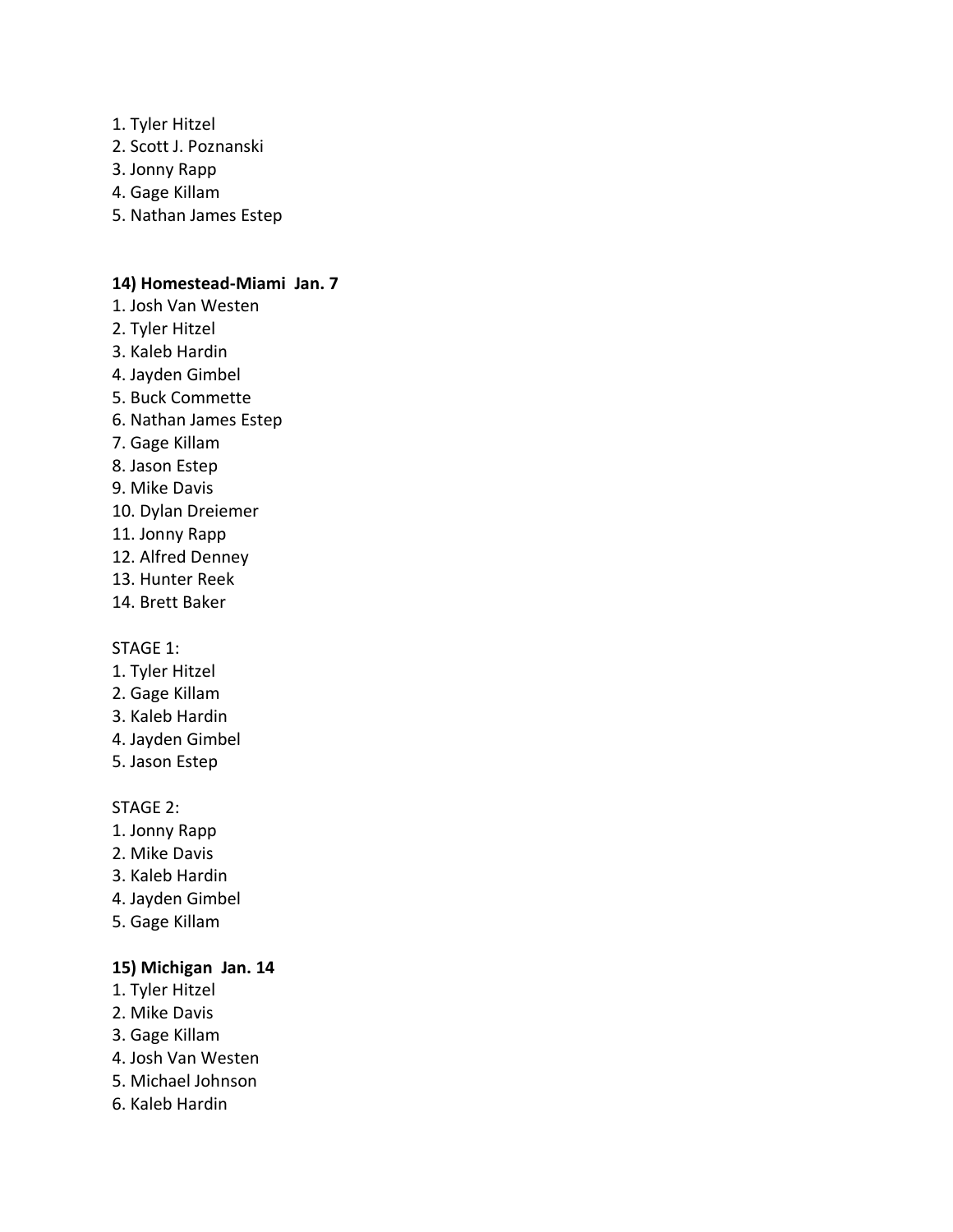1. Tyler Hitzel
2. Scott J. Poznanski
3. Jonny Rapp
4. Gage Killam
5. Nathan James Estep

**14) Homestead-Miami Jan. 7**

1. Josh Van Westen
2. Tyler Hitzel
3. Kaleb Hardin
4. Jayden Gimbel
5. Buck Commette
6. Nathan James Estep
7. Gage Killam
8. Jason Estep
9. Mike Davis
10. Dylan Dreiemer
11. Jonny Rapp
12. Alfred Denney
13. Hunter Reek
14. Brett Baker

STAGE 1:

1. Tyler Hitzel
2. Gage Killam
3. Kaleb Hardin
4. Jayden Gimbel
5. Jason Estep

STAGE 2:

1. Jonny Rapp
2. Mike Davis
3. Kaleb Hardin
4. Jayden Gimbel
5. Gage Killam

**15) Michigan Jan. 14**

1. Tyler Hitzel
2. Mike Davis
3. Gage Killam
4. Josh Van Westen
5. Michael Johnson
6. Kaleb Hardin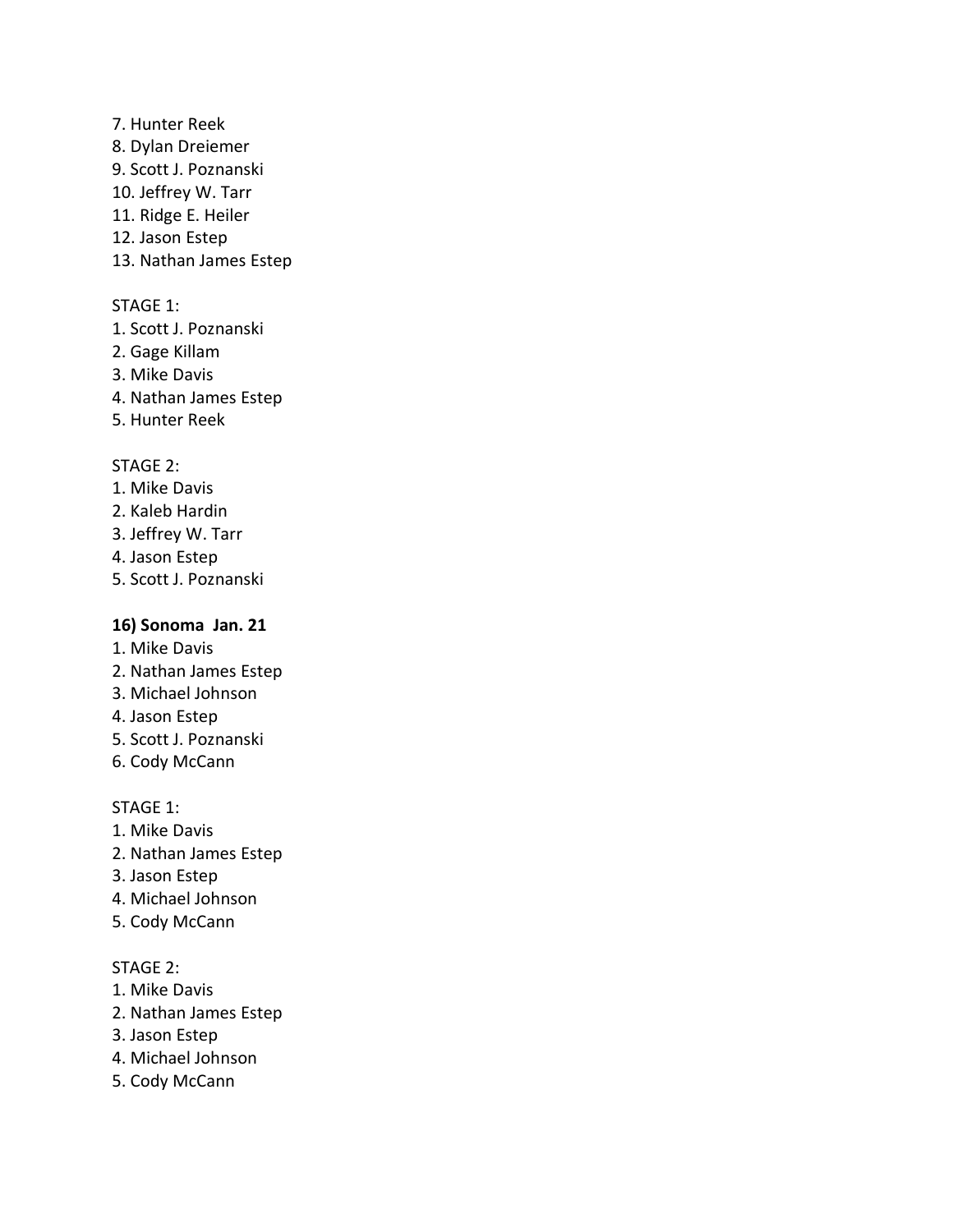7. Hunter Reek
8. Dylan Dreiemer
9. Scott J. Poznanski
10. Jeffrey W. Tarr
11. Ridge E. Heiler
12. Jason Estep
13. Nathan James Estep

STAGE 1:
1. Scott J. Poznanski
2. Gage Killam
3. Mike Davis
4. Nathan James Estep
5. Hunter Reek

STAGE 2:
1. Mike Davis
2. Kaleb Hardin
3. Jeffrey W. Tarr
4. Jason Estep
5. Scott J. Poznanski

**16) Sonoma Jan. 21**
1. Mike Davis
2. Nathan James Estep
3. Michael Johnson
4. Jason Estep
5. Scott J. Poznanski
6. Cody McCann

STAGE 1:
1. Mike Davis
2. Nathan James Estep
3. Jason Estep
4. Michael Johnson
5. Cody McCann

STAGE 2:
1. Mike Davis
2. Nathan James Estep
3. Jason Estep
4. Michael Johnson
5. Cody McCann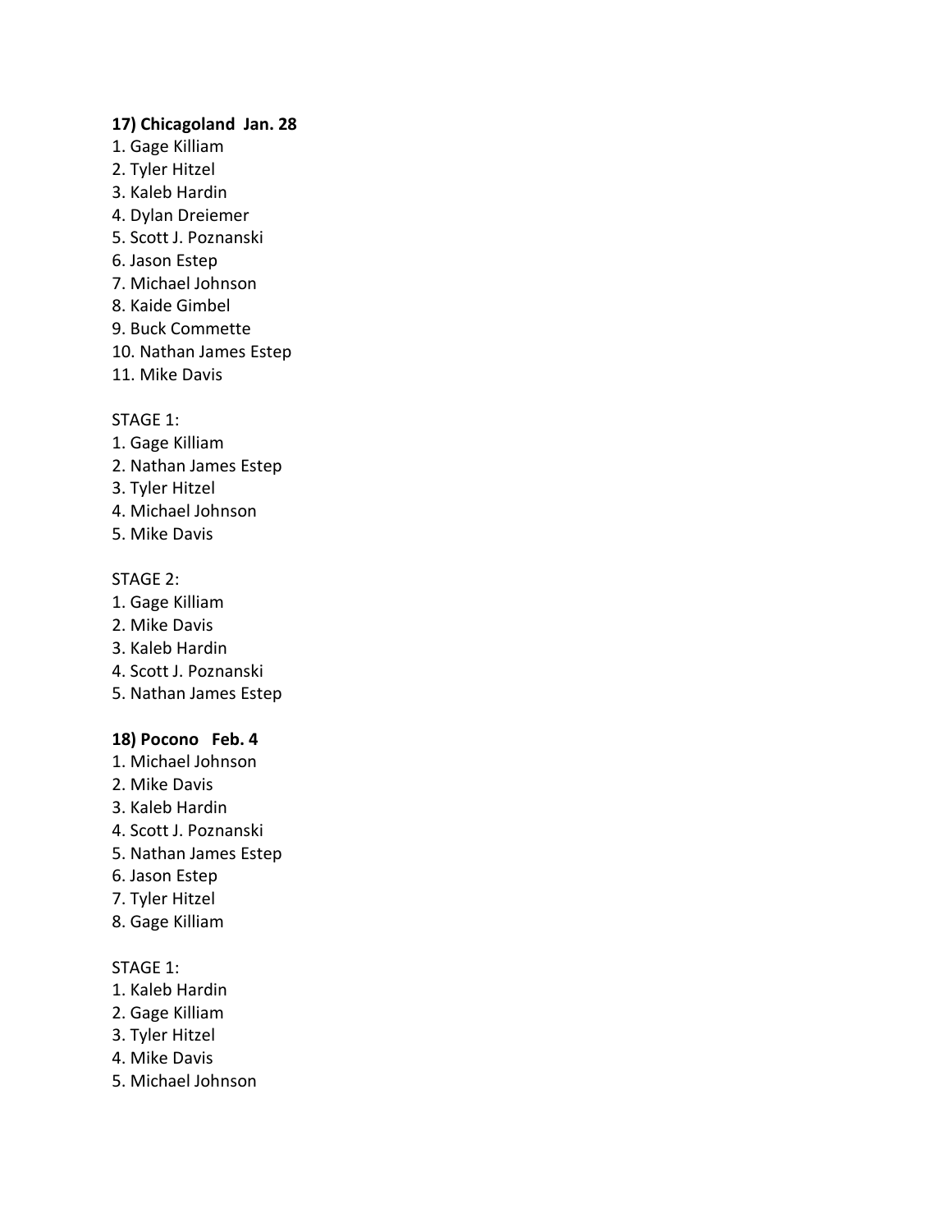**17) Chicagoland  Jan. 28**

1. Gage Killiam
2. Tyler Hitzel
3. Kaleb Hardin
4. Dylan Dreiemer
5. Scott J. Poznanski
6. Jason Estep
7. Michael Johnson
8. Kaide Gimbel
9. Buck Commette
10. Nathan James Estep
11. Mike Davis

STAGE 1:

1. Gage Killiam
2. Nathan James Estep
3. Tyler Hitzel
4. Michael Johnson
5. Mike Davis

STAGE 2:

1. Gage Killiam
2. Mike Davis
3. Kaleb Hardin
4. Scott J. Poznanski
5. Nathan James Estep

**18) Pocono   Feb. 4**

1. Michael Johnson
2. Mike Davis
3. Kaleb Hardin
4. Scott J. Poznanski
5. Nathan James Estep
6. Jason Estep
7. Tyler Hitzel
8. Gage Killiam

STAGE 1:

1. Kaleb Hardin
2. Gage Killiam
3. Tyler Hitzel
4. Mike Davis
5. Michael Johnson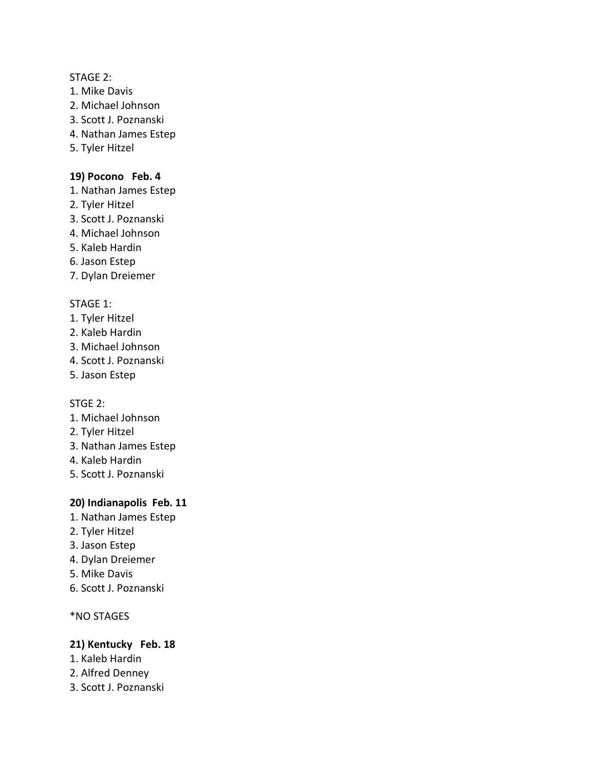STAGE 2:

1. Mike Davis
2. Michael Johnson
3. Scott J. Poznanski
4. Nathan James Estep
5. Tyler Hitzel

**19) Pocono   Feb. 4**

1. Nathan James Estep
2. Tyler Hitzel
3. Scott J. Poznanski
4. Michael Johnson
5. Kaleb Hardin
6. Jason Estep
7. Dylan Dreiemer

STAGE 1:

1. Tyler Hitzel
2. Kaleb Hardin
3. Michael Johnson
4. Scott J. Poznanski
5. Jason Estep

STGE 2:

1. Michael Johnson
2. Tyler Hitzel
3. Nathan James Estep
4. Kaleb Hardin
5. Scott J. Poznanski

**20) Indianapolis  Feb. 11**

1. Nathan James Estep
2. Tyler Hitzel
3. Jason Estep
4. Dylan Dreiemer
5. Mike Davis
6. Scott J. Poznanski

*NO STAGES

**21) Kentucky   Feb. 18**

1. Kaleb Hardin
2. Alfred Denney
3. Scott J. Poznanski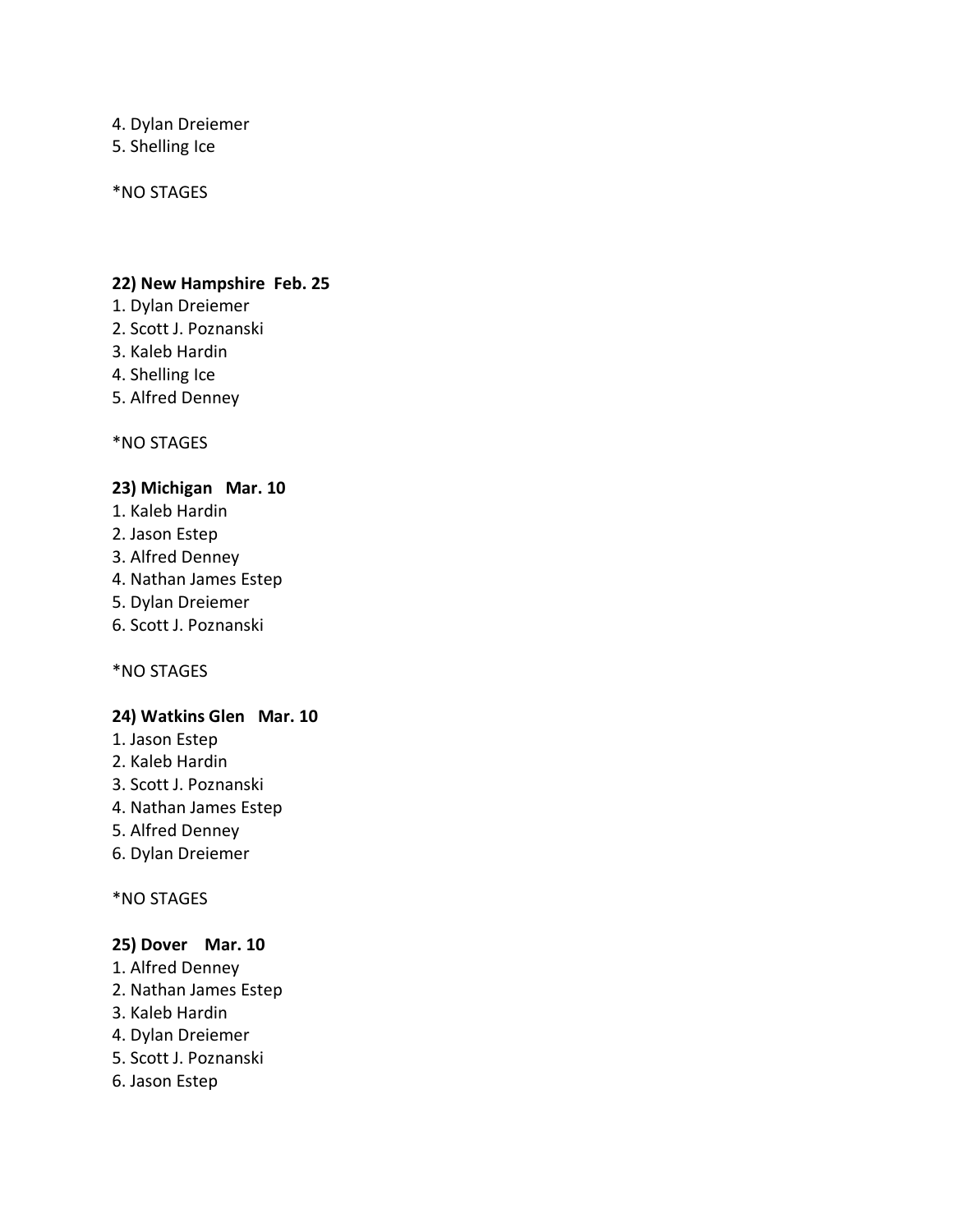4. Dylan Dreiemer
5. Shelling Ice

*NO STAGES

**22) New Hampshire  Feb. 25**

1. Dylan Dreiemer
2. Scott J. Poznanski
3. Kaleb Hardin
4. Shelling Ice
5. Alfred Denney

*NO STAGES

**23) Michigan   Mar. 10**

1. Kaleb Hardin
2. Jason Estep
3. Alfred Denney
4. Nathan James Estep
5. Dylan Dreiemer
6. Scott J. Poznanski

*NO STAGES

**24) Watkins Glen   Mar. 10**

1. Jason Estep
2. Kaleb Hardin
3. Scott J. Poznanski
4. Nathan James Estep
5. Alfred Denney
6. Dylan Dreiemer

*NO STAGES

**25) Dover    Mar. 10**

1. Alfred Denney
2. Nathan James Estep
3. Kaleb Hardin
4. Dylan Dreiemer
5. Scott J. Poznanski
6. Jason Estep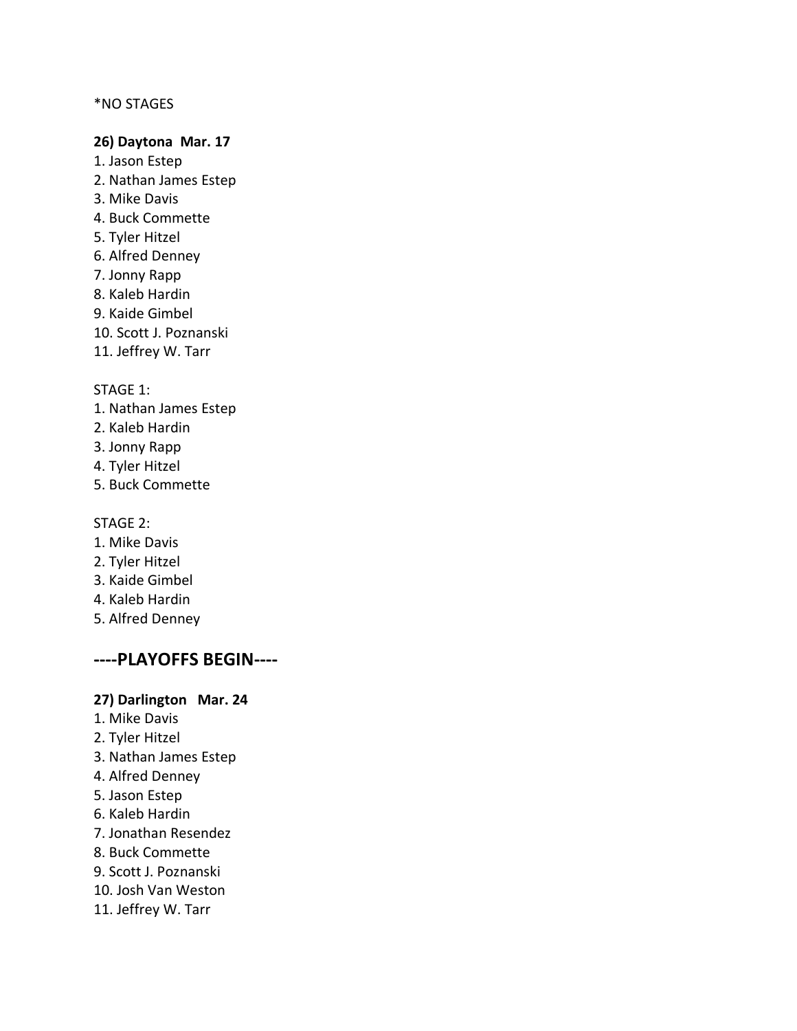*NO STAGES

**26) Daytona  Mar. 17**

1. Jason Estep
2. Nathan James Estep
3. Mike Davis
4. Buck Commette
5. Tyler Hitzel
6. Alfred Denney
7. Jonny Rapp
8. Kaleb Hardin
9. Kaide Gimbel
10. Scott J. Poznanski
11. Jeffrey W. Tarr

STAGE 1:

1. Nathan James Estep
2. Kaleb Hardin
3. Jonny Rapp
4. Tyler Hitzel
5. Buck Commette

STAGE 2:

1. Mike Davis
2. Tyler Hitzel
3. Kaide Gimbel
4. Kaleb Hardin
5. Alfred Denney

## ----PLAYOFFS BEGIN----

**27) Darlington   Mar. 24**

1. Mike Davis
2. Tyler Hitzel
3. Nathan James Estep
4. Alfred Denney
5. Jason Estep
6. Kaleb Hardin
7. Jonathan Resendez
8. Buck Commette
9. Scott J. Poznanski
10. Josh Van Weston
11. Jeffrey W. Tarr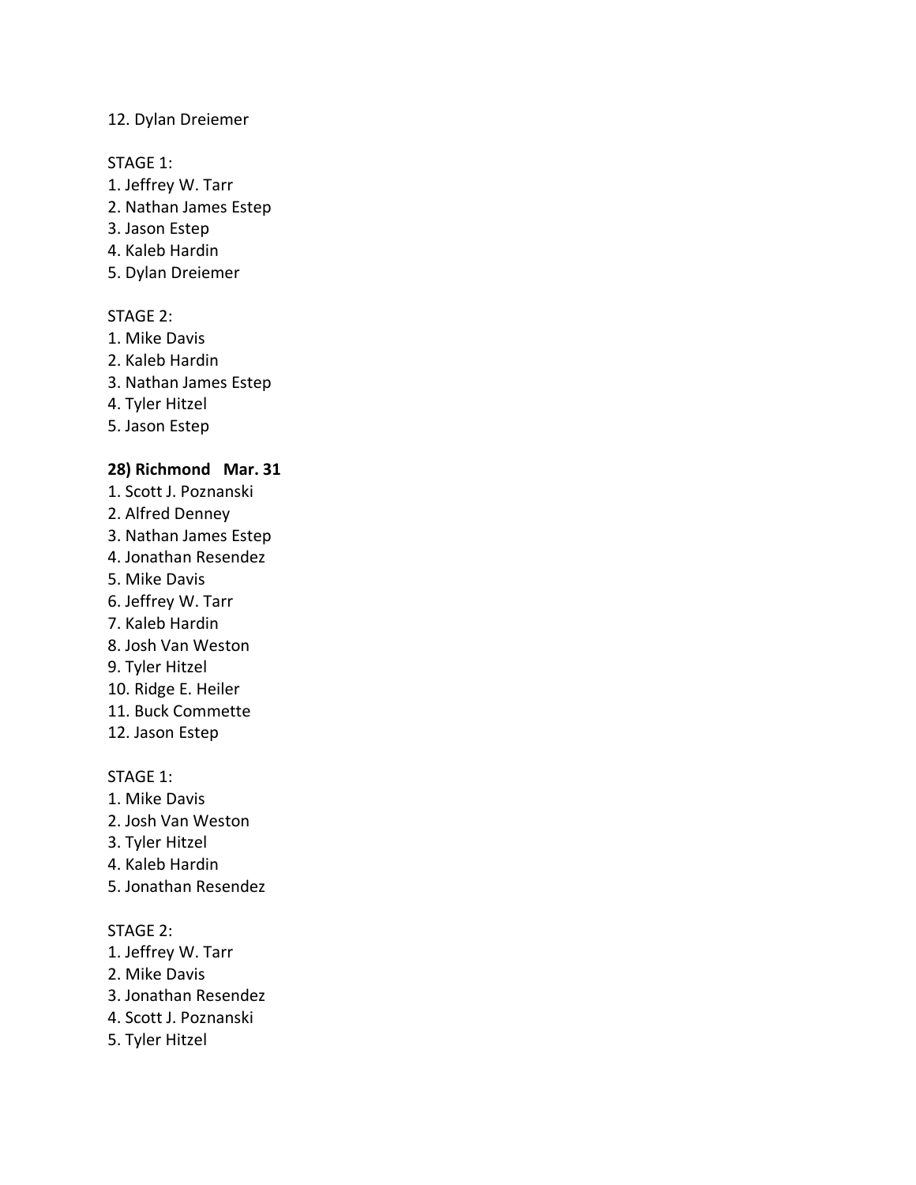12. Dylan Dreiemer

STAGE 1:
1. Jeffrey W. Tarr
2. Nathan James Estep
3. Jason Estep
4. Kaleb Hardin
5. Dylan Dreiemer

STAGE 2:
1. Mike Davis
2. Kaleb Hardin
3. Nathan James Estep
4. Tyler Hitzel
5. Jason Estep

**28) Richmond Mar. 31**
1. Scott J. Poznanski
2. Alfred Denney
3. Nathan James Estep
4. Jonathan Resendez
5. Mike Davis
6. Jeffrey W. Tarr
7. Kaleb Hardin
8. Josh Van Weston
9. Tyler Hitzel
10. Ridge E. Heiler
11. Buck Commette
12. Jason Estep

STAGE 1:
1. Mike Davis
2. Josh Van Weston
3. Tyler Hitzel
4. Kaleb Hardin
5. Jonathan Resendez

STAGE 2:
1. Jeffrey W. Tarr
2. Mike Davis
3. Jonathan Resendez
4. Scott J. Poznanski
5. Tyler Hitzel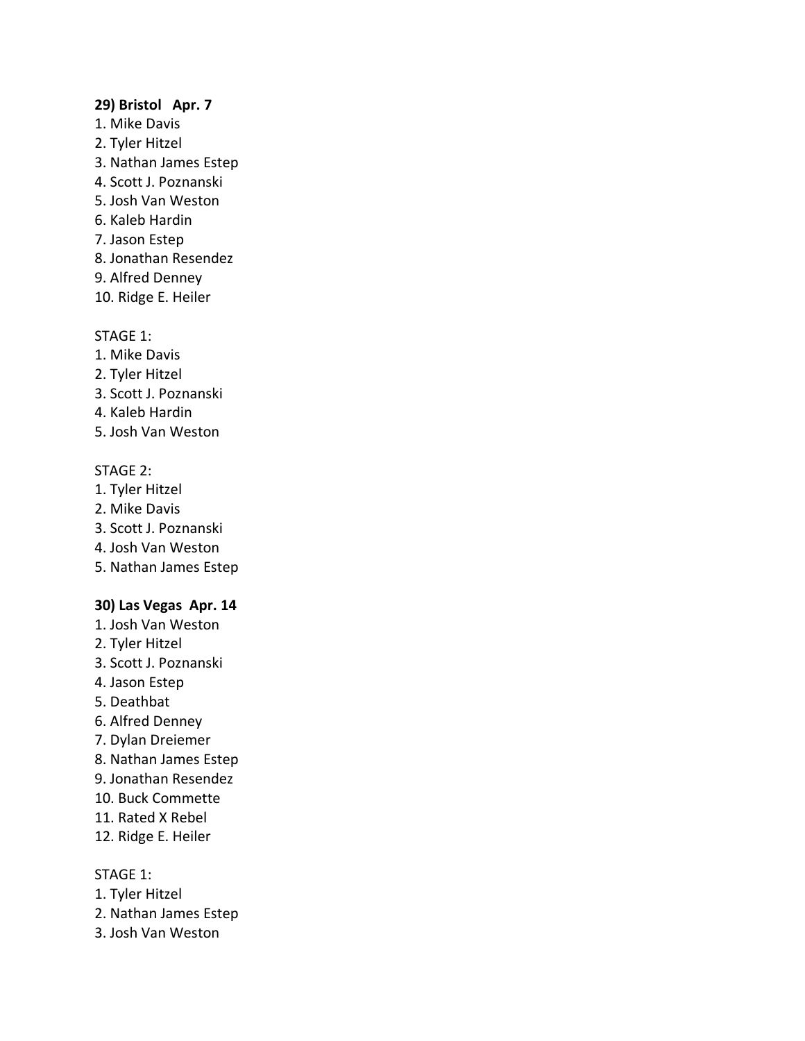**29) Bristol Apr. 7**

1. Mike Davis
2. Tyler Hitzel
3. Nathan James Estep
4. Scott J. Poznanski
5. Josh Van Weston
6. Kaleb Hardin
7. Jason Estep
8. Jonathan Resendez
9. Alfred Denney
10. Ridge E. Heiler

STAGE 1:

1. Mike Davis
2. Tyler Hitzel
3. Scott J. Poznanski
4. Kaleb Hardin
5. Josh Van Weston

STAGE 2:

1. Tyler Hitzel
2. Mike Davis
3. Scott J. Poznanski
4. Josh Van Weston
5. Nathan James Estep

**30) Las Vegas Apr. 14**

1. Josh Van Weston
2. Tyler Hitzel
3. Scott J. Poznanski
4. Jason Estep
5. Deathbat
6. Alfred Denney
7. Dylan Dreiemer
8. Nathan James Estep
9. Jonathan Resendez
10. Buck Commette
11. Rated X Rebel
12. Ridge E. Heiler

STAGE 1:

1. Tyler Hitzel
2. Nathan James Estep
3. Josh Van Weston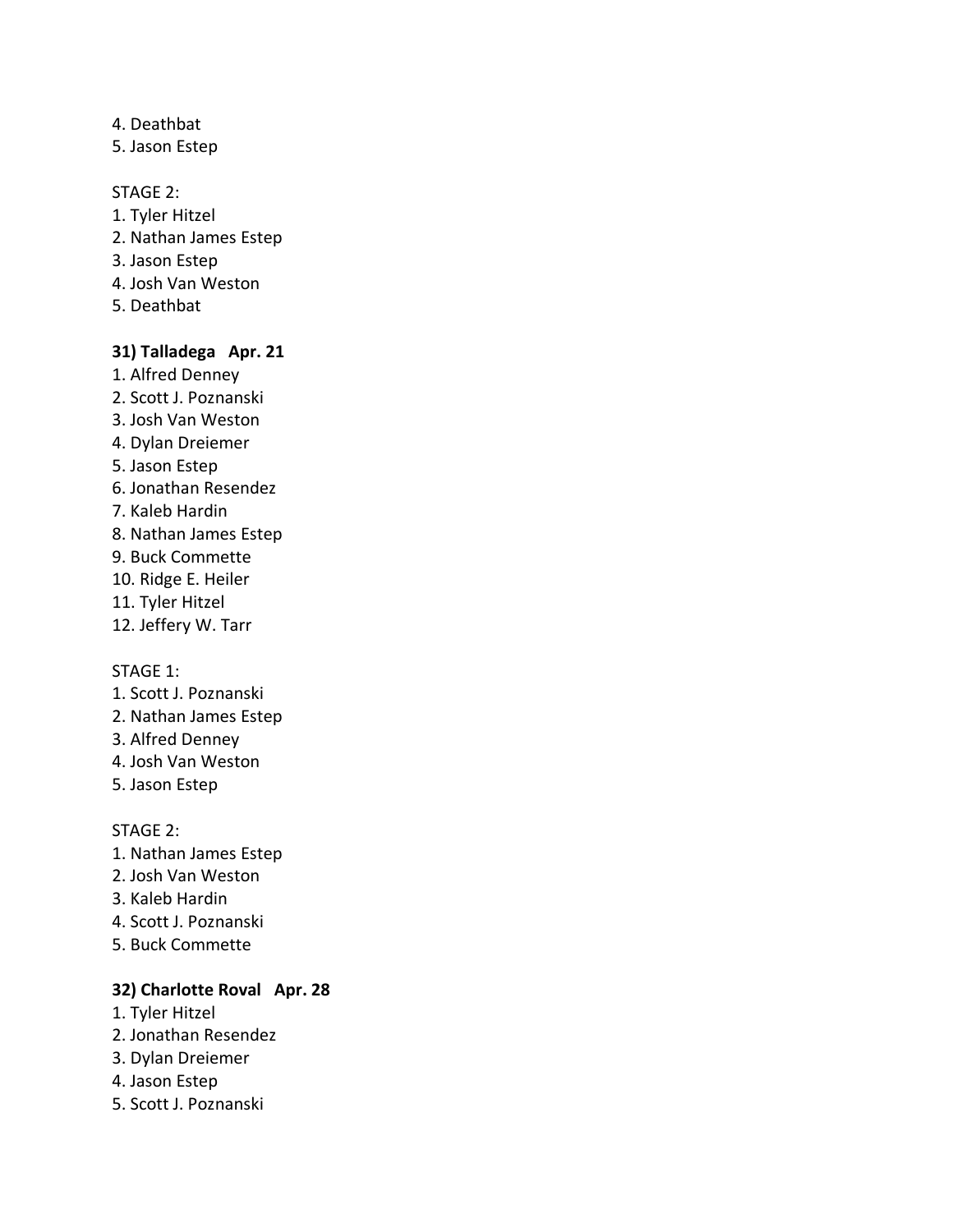4. Deathbat
5. Jason Estep

STAGE 2:
1. Tyler Hitzel
2. Nathan James Estep
3. Jason Estep
4. Josh Van Weston
5. Deathbat

**31) Talladega   Apr. 21**

1. Alfred Denney
2. Scott J. Poznanski
3. Josh Van Weston
4. Dylan Dreiemer
5. Jason Estep
6. Jonathan Resendez
7. Kaleb Hardin
8. Nathan James Estep
9. Buck Commette
10. Ridge E. Heiler
11. Tyler Hitzel
12. Jeffery W. Tarr

STAGE 1:
1. Scott J. Poznanski
2. Nathan James Estep
3. Alfred Denney
4. Josh Van Weston
5. Jason Estep

STAGE 2:
1. Nathan James Estep
2. Josh Van Weston
3. Kaleb Hardin
4. Scott J. Poznanski
5. Buck Commette

**32) Charlotte Roval   Apr. 28**

1. Tyler Hitzel
2. Jonathan Resendez
3. Dylan Dreiemer
4. Jason Estep
5. Scott J. Poznanski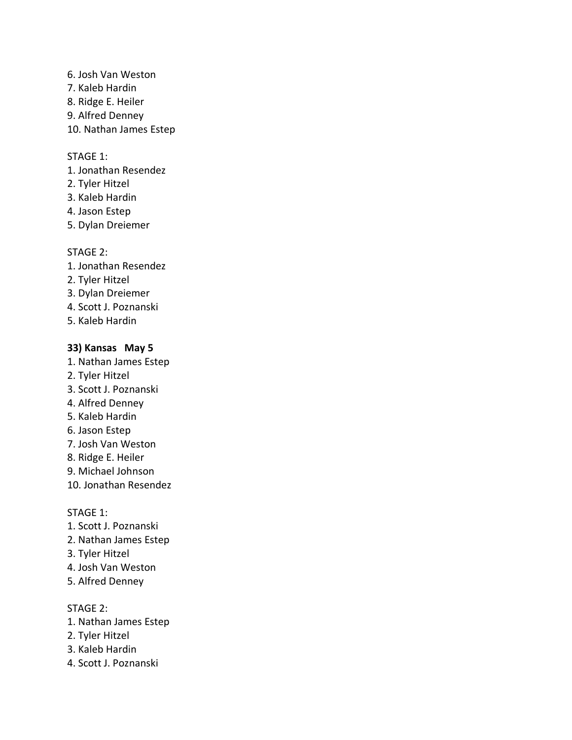6. Josh Van Weston
7. Kaleb Hardin
8. Ridge E. Heiler
9. Alfred Denney
10. Nathan James Estep

STAGE 1:
1. Jonathan Resendez
2. Tyler Hitzel
3. Kaleb Hardin
4. Jason Estep
5. Dylan Dreiemer

STAGE 2:
1. Jonathan Resendez
2. Tyler Hitzel
3. Dylan Dreiemer
4. Scott J. Poznanski
5. Kaleb Hardin

**33) Kansas   May 5**
1. Nathan James Estep
2. Tyler Hitzel
3. Scott J. Poznanski
4. Alfred Denney
5. Kaleb Hardin
6. Jason Estep
7. Josh Van Weston
8. Ridge E. Heiler
9. Michael Johnson
10. Jonathan Resendez

STAGE 1:
1. Scott J. Poznanski
2. Nathan James Estep
3. Tyler Hitzel
4. Josh Van Weston
5. Alfred Denney

STAGE 2:
1. Nathan James Estep
2. Tyler Hitzel
3. Kaleb Hardin
4. Scott J. Poznanski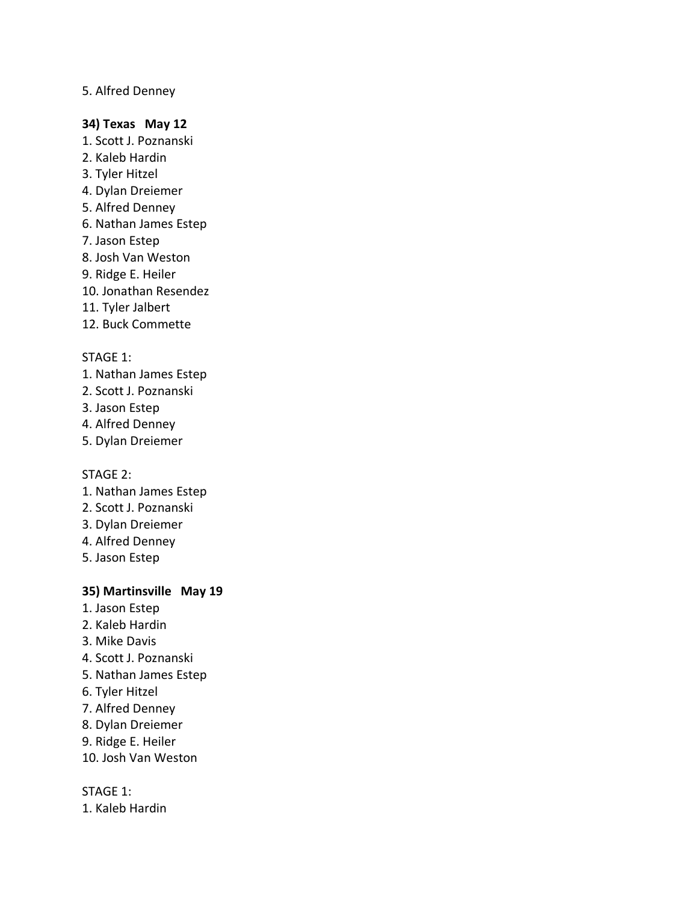5. Alfred Denney

**34) Texas May 12**

1. Scott J. Poznanski
2. Kaleb Hardin
3. Tyler Hitzel
4. Dylan Dreiemer
5. Alfred Denney
6. Nathan James Estep
7. Jason Estep
8. Josh Van Weston
9. Ridge E. Heiler
10. Jonathan Resendez
11. Tyler Jalbert
12. Buck Commette

STAGE 1:

1. Nathan James Estep
2. Scott J. Poznanski
3. Jason Estep
4. Alfred Denney
5. Dylan Dreiemer

STAGE 2:

1. Nathan James Estep
2. Scott J. Poznanski
3. Dylan Dreiemer
4. Alfred Denney
5. Jason Estep

**35) Martinsville May 19**

1. Jason Estep
2. Kaleb Hardin
3. Mike Davis
4. Scott J. Poznanski
5. Nathan James Estep
6. Tyler Hitzel
7. Alfred Denney
8. Dylan Dreiemer
9. Ridge E. Heiler
10. Josh Van Weston

STAGE 1:

1. Kaleb Hardin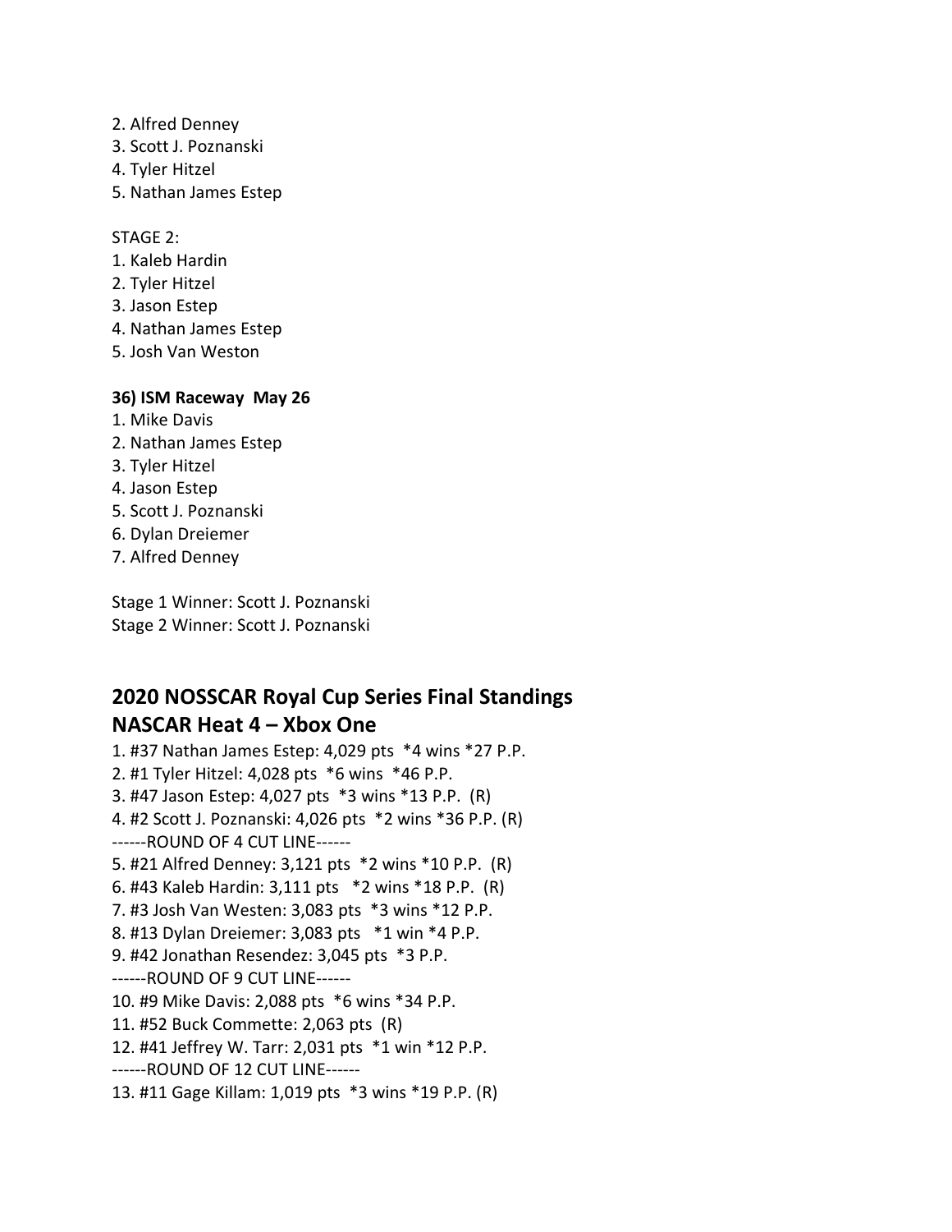2. Alfred Denney
3. Scott J. Poznanski
4. Tyler Hitzel
5. Nathan James Estep

STAGE 2:
1. Kaleb Hardin
2. Tyler Hitzel
3. Jason Estep
4. Nathan James Estep
5. Josh Van Weston

**36) ISM Raceway  May 26**
1. Mike Davis
2. Nathan James Estep
3. Tyler Hitzel
4. Jason Estep
5. Scott J. Poznanski
6. Dylan Dreiemer
7. Alfred Denney

Stage 1 Winner: Scott J. Poznanski
Stage 2 Winner: Scott J. Poznanski

## 2020 NOSSCAR Royal Cup Series Final Standings
## NASCAR Heat 4 – Xbox One

1. #37 Nathan James Estep: 4,029 pts  *4 wins *27 P.P.
2. #1 Tyler Hitzel: 4,028 pts  *6 wins  *46 P.P.
3. #47 Jason Estep: 4,027 pts  *3 wins *13 P.P.  (R)
4. #2 Scott J. Poznanski: 4,026 pts  *2 wins *36 P.P. (R)

------ROUND OF 4 CUT LINE------

5. #21 Alfred Denney: 3,121 pts  *2 wins *10 P.P.  (R)
6. #43 Kaleb Hardin: 3,111 pts   *2 wins *18 P.P.  (R)
7. #3 Josh Van Westen: 3,083 pts  *3 wins *12 P.P.
8. #13 Dylan Dreiemer: 3,083 pts   *1 win *4 P.P.
9. #42 Jonathan Resendez: 3,045 pts  *3 P.P.

------ROUND OF 9 CUT LINE------

10. #9 Mike Davis: 2,088 pts  *6 wins *34 P.P.
11. #52 Buck Commette: 2,063 pts  (R)
12. #41 Jeffrey W. Tarr: 2,031 pts  *1 win *12 P.P.

------ROUND OF 12 CUT LINE------

13. #11 Gage Killam: 1,019 pts  *3 wins *19 P.P. (R)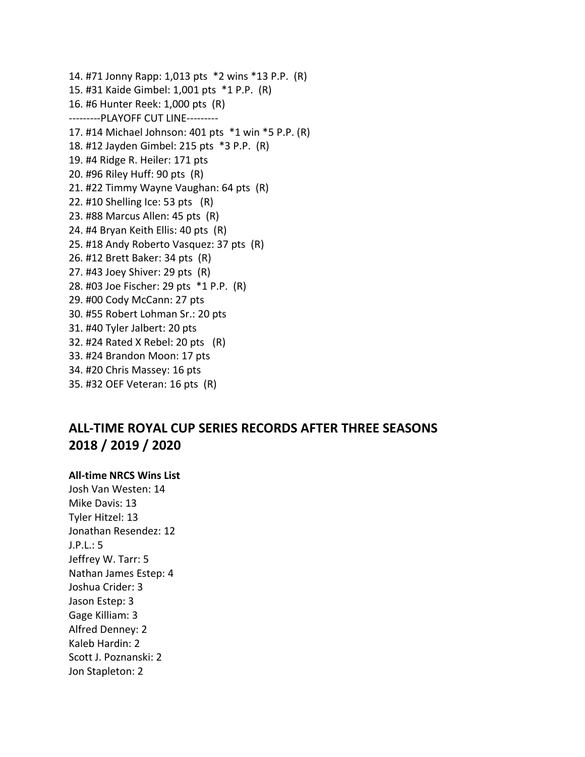14. #71 Jonny Rapp: 1,013 pts  *2 wins *13 P.P.  (R)
15. #31 Kaide Gimbel: 1,001 pts  *1 P.P.  (R)
16. #6 Hunter Reek: 1,000 pts  (R)

---------PLAYOFF CUT LINE---------

17. #14 Michael Johnson: 401 pts  *1 win *5 P.P. (R)
18. #12 Jayden Gimbel: 215 pts  *3 P.P.  (R)
19. #4 Ridge R. Heiler: 171 pts
20. #96 Riley Huff: 90 pts  (R)
21. #22 Timmy Wayne Vaughan: 64 pts  (R)
22. #10 Shelling Ice: 53 pts   (R)
23. #88 Marcus Allen: 45 pts  (R)
24. #4 Bryan Keith Ellis: 40 pts  (R)
25. #18 Andy Roberto Vasquez: 37 pts  (R)
26. #12 Brett Baker: 34 pts  (R)
27. #43 Joey Shiver: 29 pts  (R)
28. #03 Joe Fischer: 29 pts  *1 P.P.  (R)
29. #00 Cody McCann: 27 pts
30. #55 Robert Lohman Sr.: 20 pts
31. #40 Tyler Jalbert: 20 pts
32. #24 Rated X Rebel: 20 pts   (R)
33. #24 Brandon Moon: 17 pts
34. #20 Chris Massey: 16 pts
35. #32 OEF Veteran: 16 pts  (R)

## ALL-TIME ROYAL CUP SERIES RECORDS AFTER THREE SEASONS 2018 / 2019 / 2020

**All-time NRCS Wins List**

Josh Van Westen: 14
Mike Davis: 13
Tyler Hitzel: 13
Jonathan Resendez: 12
J.P.L.: 5
Jeffrey W. Tarr: 5
Nathan James Estep: 4
Joshua Crider: 3
Jason Estep: 3
Gage Killiam: 3
Alfred Denney: 2
Kaleb Hardin: 2
Scott J. Poznanski: 2
Jon Stapleton: 2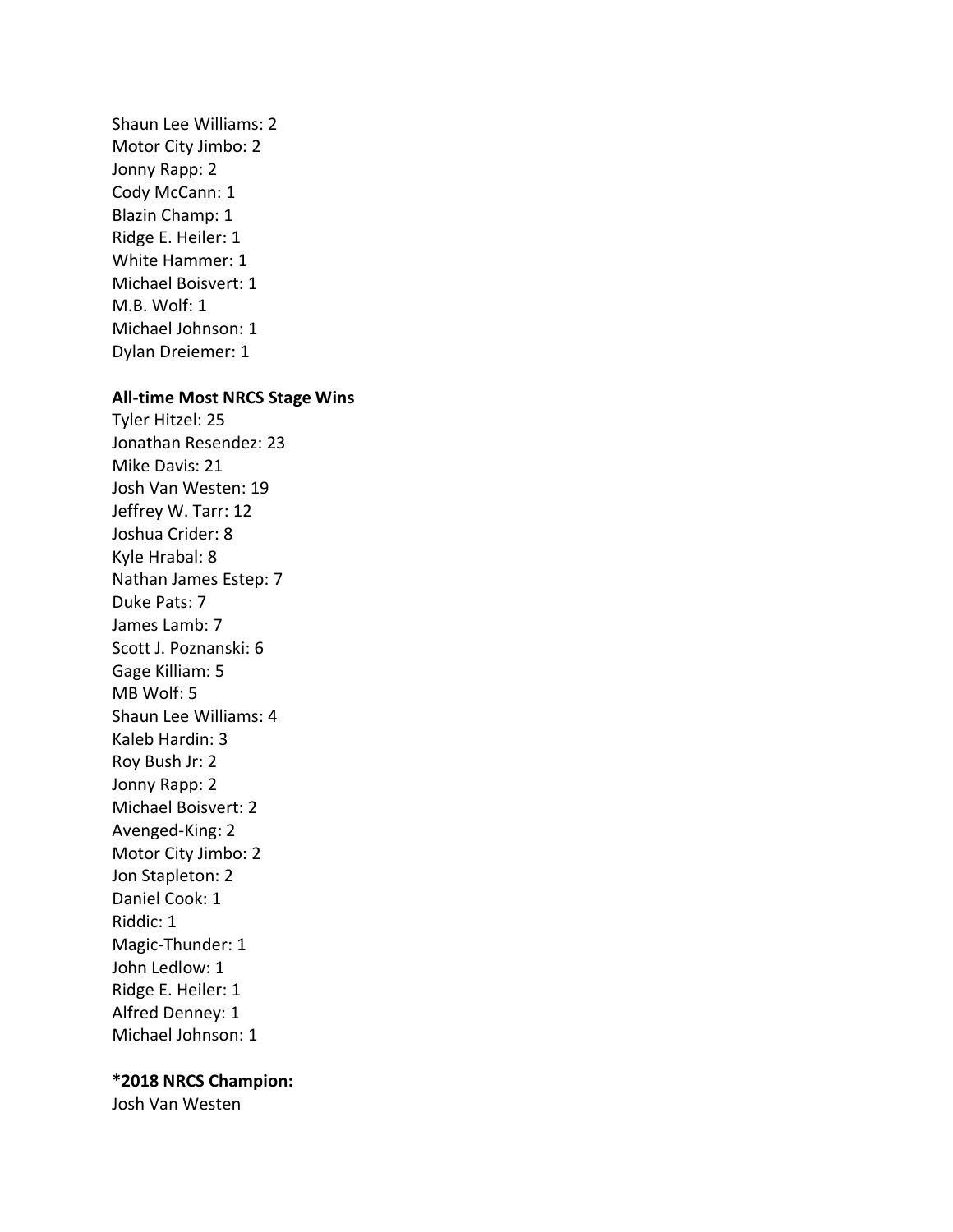Shaun Lee Williams: 2
Motor City Jimbo: 2
Jonny Rapp: 2
Cody McCann: 1
Blazin Champ: 1
Ridge E. Heiler: 1
White Hammer: 1
Michael Boisvert: 1
M.B. Wolf: 1
Michael Johnson: 1
Dylan Dreiemer: 1

**All-time Most NRCS Stage Wins**
Tyler Hitzel: 25
Jonathan Resendez: 23
Mike Davis: 21
Josh Van Westen: 19
Jeffrey W. Tarr: 12
Joshua Crider: 8
Kyle Hrabal: 8
Nathan James Estep: 7
Duke Pats: 7
James Lamb: 7
Scott J. Poznanski: 6
Gage Killiam: 5
MB Wolf: 5
Shaun Lee Williams: 4
Kaleb Hardin: 3
Roy Bush Jr: 2
Jonny Rapp: 2
Michael Boisvert: 2
Avenged-King: 2
Motor City Jimbo: 2
Jon Stapleton: 2
Daniel Cook: 1
Riddic: 1
Magic-Thunder: 1
John Ledlow: 1
Ridge E. Heiler: 1
Alfred Denney: 1
Michael Johnson: 1

**\*2018 NRCS Champion:**
Josh Van Westen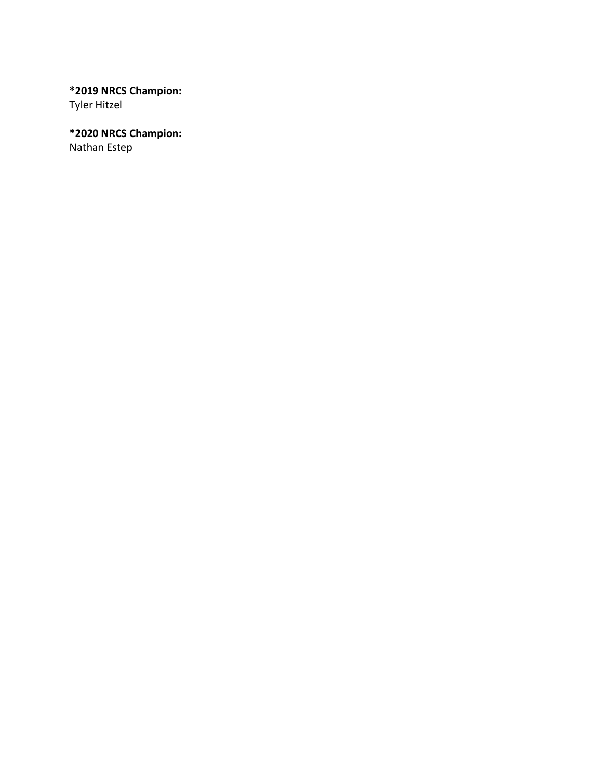**\*2019 NRCS Champion:**
Tyler Hitzel

**\*2020 NRCS Champion:**
Nathan Estep